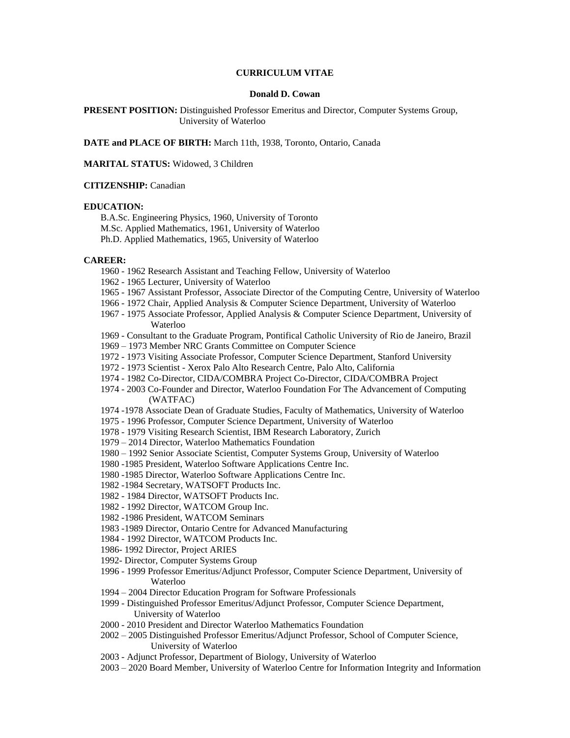# CURRICULUM VITAE

## Donald D. Cowan

**PRESENT POSITION:** Distinguished Professor Emeritus and Director, Computer Systems Group, University of Waterloo

**DATE and PLACE OF BIRTH:** March 11th, 1938, Toronto, Ontario, Canada

**MARITAL STATUS:** Widowed, 3 Children

**CITIZENSHIP:** Canadian

**EDUCATION:**

B.A.Sc. Engineering Physics, 1960, University of Toronto
M.Sc. Applied Mathematics, 1961, University of Waterloo
Ph.D. Applied Mathematics, 1965, University of Waterloo

**CAREER:**

1960 - 1962 Research Assistant and Teaching Fellow, University of Waterloo
1962 - 1965 Lecturer, University of Waterloo
1965 - 1967 Assistant Professor, Associate Director of the Computing Centre, University of Waterloo
1966 - 1972 Chair, Applied Analysis & Computer Science Department, University of Waterloo
1967 - 1975 Associate Professor, Applied Analysis & Computer Science Department, University of Waterloo
1969 - Consultant to the Graduate Program, Pontifical Catholic University of Rio de Janeiro, Brazil
1969 – 1973 Member NRC Grants Committee on Computer Science
1972 - 1973 Visiting Associate Professor, Computer Science Department, Stanford University
1972 - 1973 Scientist - Xerox Palo Alto Research Centre, Palo Alto, California
1974 - 1982 Co-Director, CIDA/COMBRA Project Co-Director, CIDA/COMBRA Project
1974 - 2003 Co-Founder and Director, Waterloo Foundation For The Advancement of Computing (WATFAC)
1974 -1978 Associate Dean of Graduate Studies, Faculty of Mathematics, University of Waterloo
1975 - 1996 Professor, Computer Science Department, University of Waterloo
1978 - 1979 Visiting Research Scientist, IBM Research Laboratory, Zurich
1979 – 2014 Director, Waterloo Mathematics Foundation
1980 – 1992 Senior Associate Scientist, Computer Systems Group, University of Waterloo
1980 -1985 President, Waterloo Software Applications Centre Inc.
1980 -1985 Director, Waterloo Software Applications Centre Inc.
1982 -1984 Secretary, WATSOFT Products Inc.
1982 - 1984 Director, WATSOFT Products Inc.
1982 - 1992 Director, WATCOM Group Inc.
1982 -1986 President, WATCOM Seminars
1983 -1989 Director, Ontario Centre for Advanced Manufacturing
1984 - 1992 Director, WATCOM Products Inc.
1986- 1992 Director, Project ARIES
1992- Director, Computer Systems Group
1996 - 1999 Professor Emeritus/Adjunct Professor, Computer Science Department, University of Waterloo
1994 – 2004 Director Education Program for Software Professionals
1999 - Distinguished Professor Emeritus/Adjunct Professor, Computer Science Department, University of Waterloo
2000 - 2010 President and Director Waterloo Mathematics Foundation
2002 – 2005 Distinguished Professor Emeritus/Adjunct Professor, School of Computer Science, University of Waterloo
2003 - Adjunct Professor, Department of Biology, University of Waterloo
2003 – 2020 Board Member, University of Waterloo Centre for Information Integrity and Information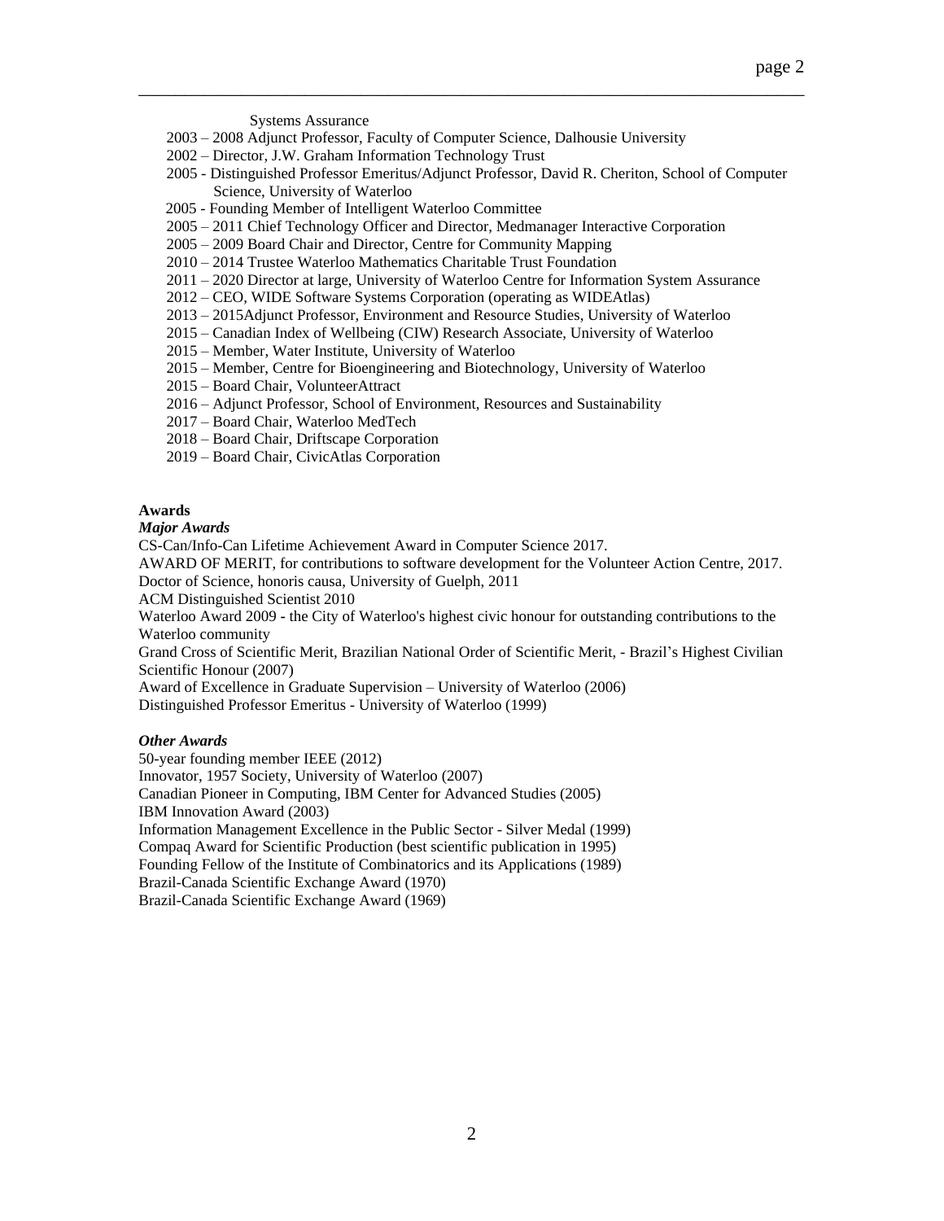Systems Assurance

2003 – 2008 Adjunct Professor, Faculty of Computer Science, Dalhousie University
2002 – Director, J.W. Graham Information Technology Trust
2005 - Distinguished Professor Emeritus/Adjunct Professor, David R. Cheriton, School of Computer Science, University of Waterloo
2005 - Founding Member of Intelligent Waterloo Committee
2005 – 2011 Chief Technology Officer and Director, Medmanager Interactive Corporation
2005 – 2009 Board Chair and Director, Centre for Community Mapping
2010 – 2014 Trustee Waterloo Mathematics Charitable Trust Foundation
2011 – 2020 Director at large, University of Waterloo Centre for Information System Assurance
2012 – CEO, WIDE Software Systems Corporation (operating as WIDEAtlas)
2013 – 2015Adjunct Professor, Environment and Resource Studies, University of Waterloo
2015 – Canadian Index of Wellbeing (CIW) Research Associate, University of Waterloo
2015 – Member, Water Institute, University of Waterloo
2015 – Member, Centre for Bioengineering and Biotechnology, University of Waterloo
2015 – Board Chair, VolunteerAttract
2016 – Adjunct Professor, School of Environment, Resources and Sustainability
2017 – Board Chair, Waterloo MedTech
2018 – Board Chair, Driftscape Corporation
2019 – Board Chair, CivicAtlas Corporation

**Awards**

***Major Awards***

CS-Can/Info-Can Lifetime Achievement Award in Computer Science 2017.
AWARD OF MERIT, for contributions to software development for the Volunteer Action Centre, 2017.
Doctor of Science, honoris causa, University of Guelph, 2011
ACM Distinguished Scientist 2010
Waterloo Award 2009 - the City of Waterloo's highest civic honour for outstanding contributions to the Waterloo community
Grand Cross of Scientific Merit, Brazilian National Order of Scientific Merit, - Brazil's Highest Civilian Scientific Honour (2007)
Award of Excellence in Graduate Supervision – University of Waterloo (2006)
Distinguished Professor Emeritus - University of Waterloo (1999)

***Other Awards***

50-year founding member IEEE (2012)
Innovator, 1957 Society, University of Waterloo (2007)
Canadian Pioneer in Computing, IBM Center for Advanced Studies (2005)
IBM Innovation Award (2003)
Information Management Excellence in the Public Sector - Silver Medal (1999)
Compaq Award for Scientific Production (best scientific publication in 1995)
Founding Fellow of the Institute of Combinatorics and its Applications (1989)
Brazil-Canada Scientific Exchange Award (1970)
Brazil-Canada Scientific Exchange Award (1969)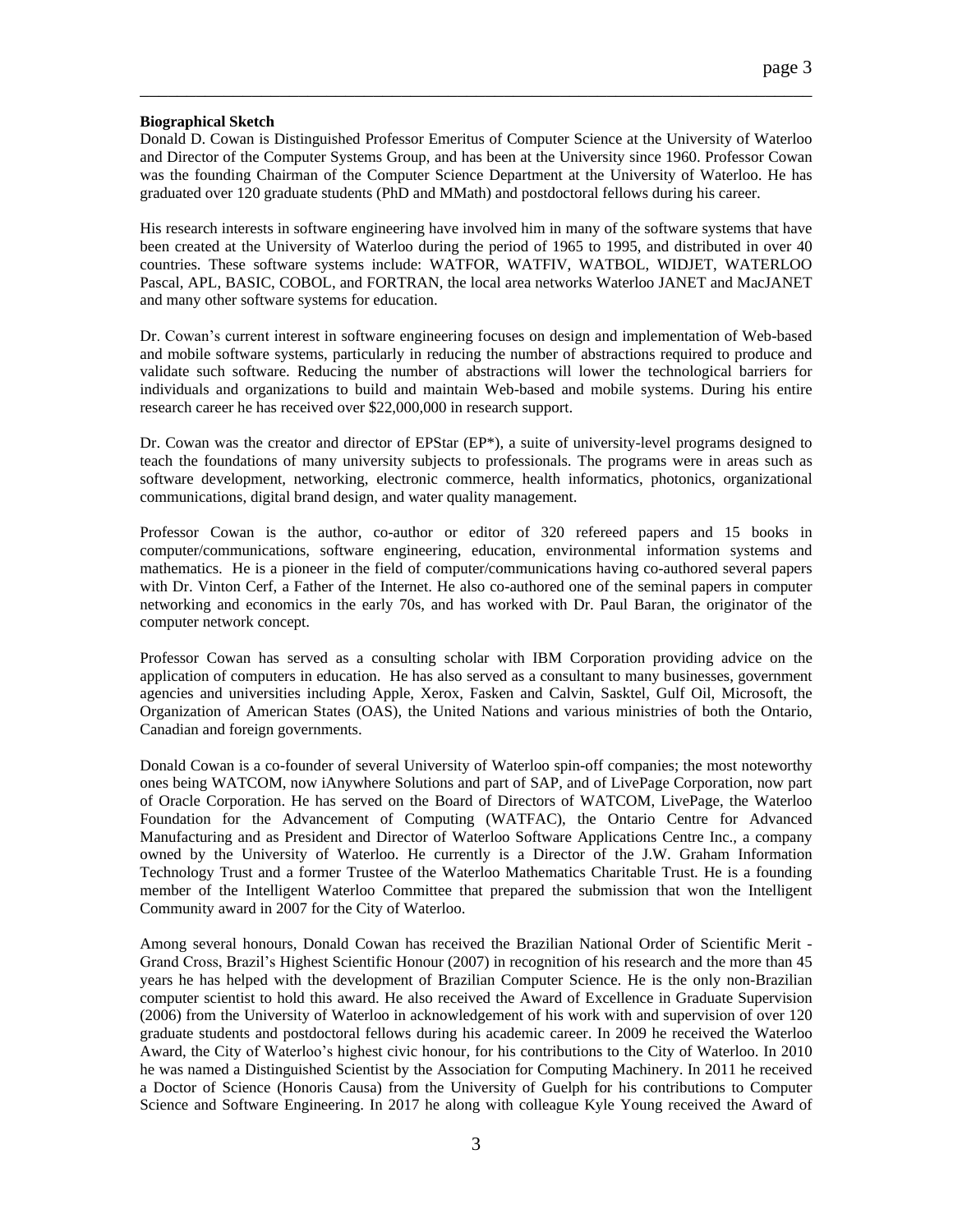**Biographical Sketch**

Donald D. Cowan is Distinguished Professor Emeritus of Computer Science at the University of Waterloo and Director of the Computer Systems Group, and has been at the University since 1960. Professor Cowan was the founding Chairman of the Computer Science Department at the University of Waterloo. He has graduated over 120 graduate students (PhD and MMath) and postdoctoral fellows during his career.

His research interests in software engineering have involved him in many of the software systems that have been created at the University of Waterloo during the period of 1965 to 1995, and distributed in over 40 countries. These software systems include: WATFOR, WATFIV, WATBOL, WIDJET, WATERLOO Pascal, APL, BASIC, COBOL, and FORTRAN, the local area networks Waterloo JANET and MacJANET and many other software systems for education.

Dr. Cowan's current interest in software engineering focuses on design and implementation of Web-based and mobile software systems, particularly in reducing the number of abstractions required to produce and validate such software. Reducing the number of abstractions will lower the technological barriers for individuals and organizations to build and maintain Web-based and mobile systems. During his entire research career he has received over $22,000,000 in research support.

Dr. Cowan was the creator and director of EPStar (EP*), a suite of university-level programs designed to teach the foundations of many university subjects to professionals. The programs were in areas such as software development, networking, electronic commerce, health informatics, photonics, organizational communications, digital brand design, and water quality management.

Professor Cowan is the author, co-author or editor of 320 refereed papers and 15 books in computer/communications, software engineering, education, environmental information systems and mathematics. He is a pioneer in the field of computer/communications having co-authored several papers with Dr. Vinton Cerf, a Father of the Internet. He also co-authored one of the seminal papers in computer networking and economics in the early 70s, and has worked with Dr. Paul Baran, the originator of the computer network concept.

Professor Cowan has served as a consulting scholar with IBM Corporation providing advice on the application of computers in education. He has also served as a consultant to many businesses, government agencies and universities including Apple, Xerox, Fasken and Calvin, Sasktel, Gulf Oil, Microsoft, the Organization of American States (OAS), the United Nations and various ministries of both the Ontario, Canadian and foreign governments.

Donald Cowan is a co-founder of several University of Waterloo spin-off companies; the most noteworthy ones being WATCOM, now iAnywhere Solutions and part of SAP, and of LivePage Corporation, now part of Oracle Corporation. He has served on the Board of Directors of WATCOM, LivePage, the Waterloo Foundation for the Advancement of Computing (WATFAC), the Ontario Centre for Advanced Manufacturing and as President and Director of Waterloo Software Applications Centre Inc., a company owned by the University of Waterloo. He currently is a Director of the J.W. Graham Information Technology Trust and a former Trustee of the Waterloo Mathematics Charitable Trust. He is a founding member of the Intelligent Waterloo Committee that prepared the submission that won the Intelligent Community award in 2007 for the City of Waterloo.

Among several honours, Donald Cowan has received the Brazilian National Order of Scientific Merit - Grand Cross, Brazil's Highest Scientific Honour (2007) in recognition of his research and the more than 45 years he has helped with the development of Brazilian Computer Science. He is the only non-Brazilian computer scientist to hold this award. He also received the Award of Excellence in Graduate Supervision (2006) from the University of Waterloo in acknowledgement of his work with and supervision of over 120 graduate students and postdoctoral fellows during his academic career. In 2009 he received the Waterloo Award, the City of Waterloo's highest civic honour, for his contributions to the City of Waterloo. In 2010 he was named a Distinguished Scientist by the Association for Computing Machinery. In 2011 he received a Doctor of Science (Honoris Causa) from the University of Guelph for his contributions to Computer Science and Software Engineering. In 2017 he along with colleague Kyle Young received the Award of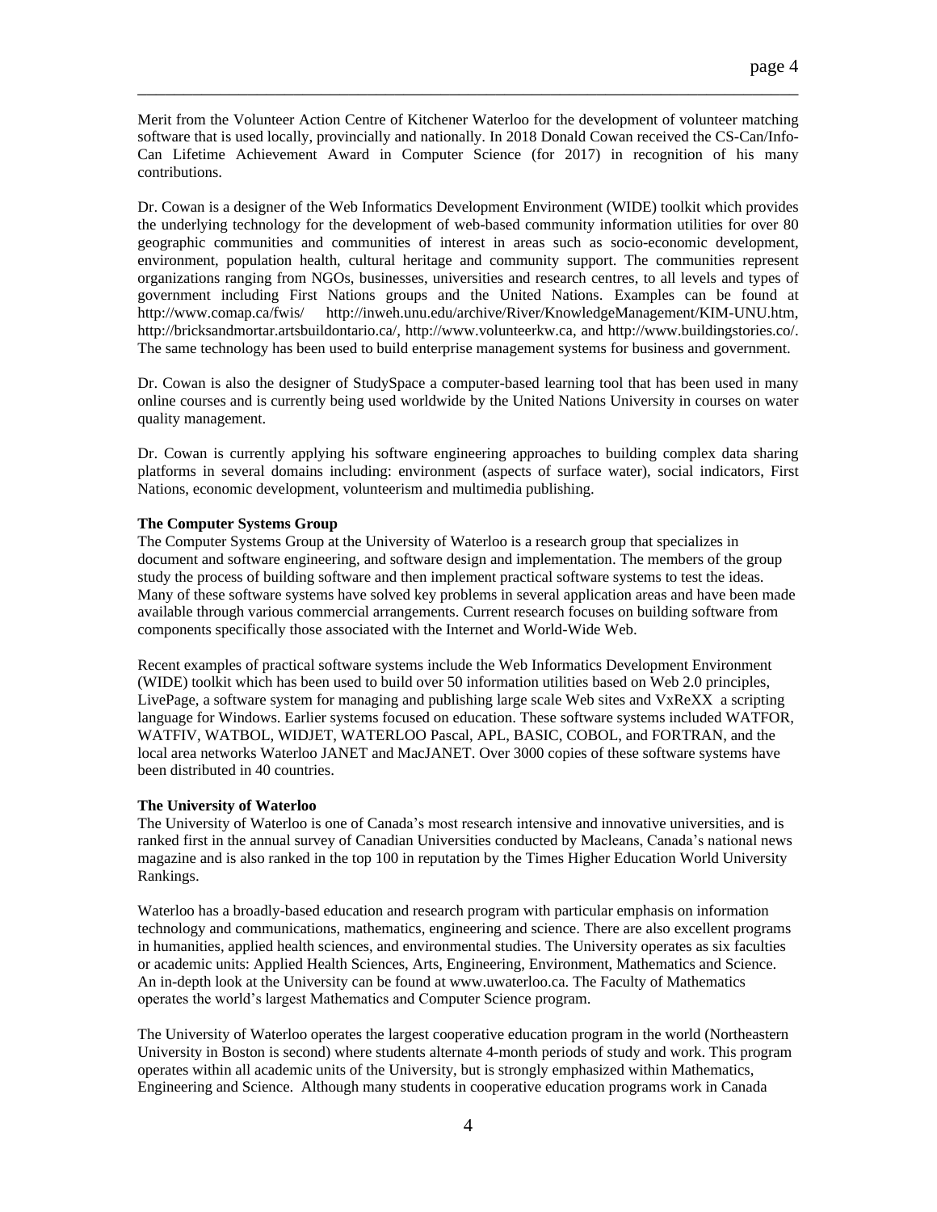Merit from the Volunteer Action Centre of Kitchener Waterloo for the development of volunteer matching software that is used locally, provincially and nationally. In 2018 Donald Cowan received the CS-Can/Info-Can Lifetime Achievement Award in Computer Science (for 2017) in recognition of his many contributions.

Dr. Cowan is a designer of the Web Informatics Development Environment (WIDE) toolkit which provides the underlying technology for the development of web-based community information utilities for over 80 geographic communities and communities of interest in areas such as socio-economic development, environment, population health, cultural heritage and community support. The communities represent organizations ranging from NGOs, businesses, universities and research centres, to all levels and types of government including First Nations groups and the United Nations. Examples can be found at http://www.comap.ca/fwis/ http://inweh.unu.edu/archive/River/KnowledgeManagement/KIM-UNU.htm, http://bricksandmortar.artsbuildontario.ca/, http://www.volunteerkw.ca, and http://www.buildingstories.co/. The same technology has been used to build enterprise management systems for business and government.

Dr. Cowan is also the designer of StudySpace a computer-based learning tool that has been used in many online courses and is currently being used worldwide by the United Nations University in courses on water quality management.

Dr. Cowan is currently applying his software engineering approaches to building complex data sharing platforms in several domains including: environment (aspects of surface water), social indicators, First Nations, economic development, volunteerism and multimedia publishing.

**The Computer Systems Group**

The Computer Systems Group at the University of Waterloo is a research group that specializes in document and software engineering, and software design and implementation. The members of the group study the process of building software and then implement practical software systems to test the ideas. Many of these software systems have solved key problems in several application areas and have been made available through various commercial arrangements. Current research focuses on building software from components specifically those associated with the Internet and World-Wide Web.

Recent examples of practical software systems include the Web Informatics Development Environment (WIDE) toolkit which has been used to build over 50 information utilities based on Web 2.0 principles, LivePage, a software system for managing and publishing large scale Web sites and VxReXX a scripting language for Windows. Earlier systems focused on education. These software systems included WATFOR, WATFIV, WATBOL, WIDJET, WATERLOO Pascal, APL, BASIC, COBOL, and FORTRAN, and the local area networks Waterloo JANET and MacJANET. Over 3000 copies of these software systems have been distributed in 40 countries.

**The University of Waterloo**

The University of Waterloo is one of Canada's most research intensive and innovative universities, and is ranked first in the annual survey of Canadian Universities conducted by Macleans, Canada's national news magazine and is also ranked in the top 100 in reputation by the Times Higher Education World University Rankings.

Waterloo has a broadly-based education and research program with particular emphasis on information technology and communications, mathematics, engineering and science. There are also excellent programs in humanities, applied health sciences, and environmental studies. The University operates as six faculties or academic units: Applied Health Sciences, Arts, Engineering, Environment, Mathematics and Science. An in-depth look at the University can be found at www.uwaterloo.ca. The Faculty of Mathematics operates the world's largest Mathematics and Computer Science program.

The University of Waterloo operates the largest cooperative education program in the world (Northeastern University in Boston is second) where students alternate 4-month periods of study and work. This program operates within all academic units of the University, but is strongly emphasized within Mathematics, Engineering and Science. Although many students in cooperative education programs work in Canada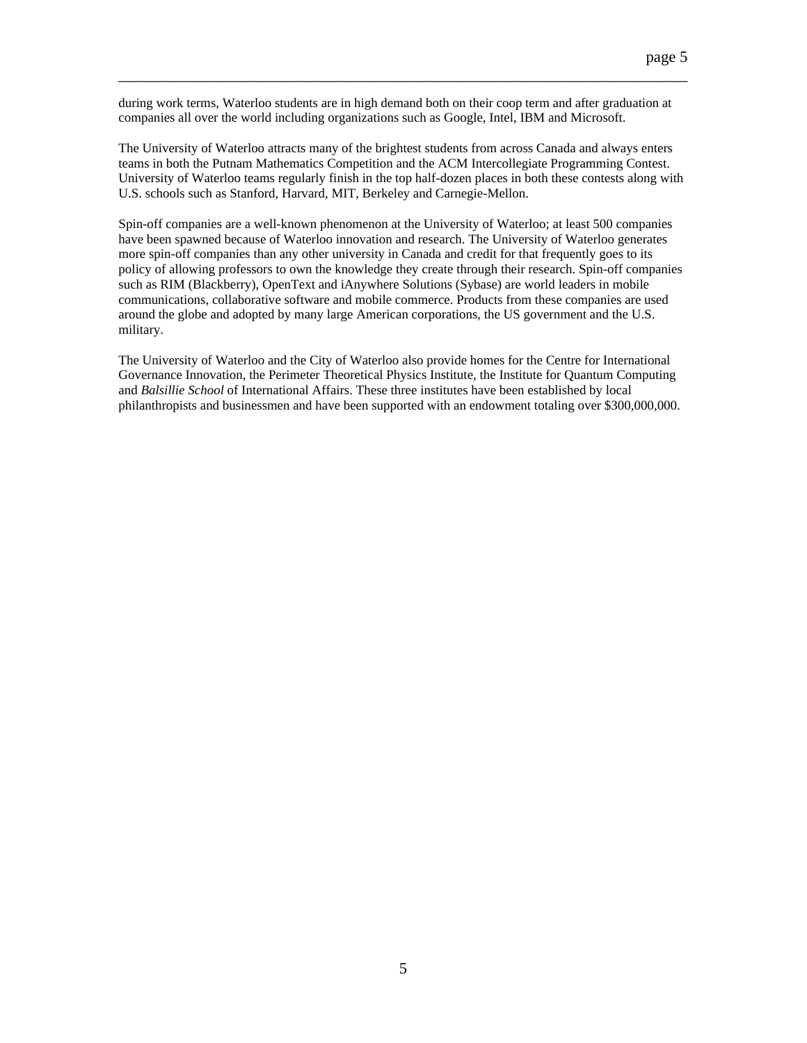during work terms, Waterloo students are in high demand both on their coop term and after graduation at companies all over the world including organizations such as Google, Intel, IBM and Microsoft.

The University of Waterloo attracts many of the brightest students from across Canada and always enters teams in both the Putnam Mathematics Competition and the ACM Intercollegiate Programming Contest. University of Waterloo teams regularly finish in the top half-dozen places in both these contests along with U.S. schools such as Stanford, Harvard, MIT, Berkeley and Carnegie-Mellon.

Spin-off companies are a well-known phenomenon at the University of Waterloo; at least 500 companies have been spawned because of Waterloo innovation and research. The University of Waterloo generates more spin-off companies than any other university in Canada and credit for that frequently goes to its policy of allowing professors to own the knowledge they create through their research. Spin-off companies such as RIM (Blackberry), OpenText and iAnywhere Solutions (Sybase) are world leaders in mobile communications, collaborative software and mobile commerce. Products from these companies are used around the globe and adopted by many large American corporations, the US government and the U.S. military.

The University of Waterloo and the City of Waterloo also provide homes for the Centre for International Governance Innovation, the Perimeter Theoretical Physics Institute, the Institute for Quantum Computing and *Balsillie School* of International Affairs. These three institutes have been established by local philanthropists and businessmen and have been supported with an endowment totaling over $300,000,000.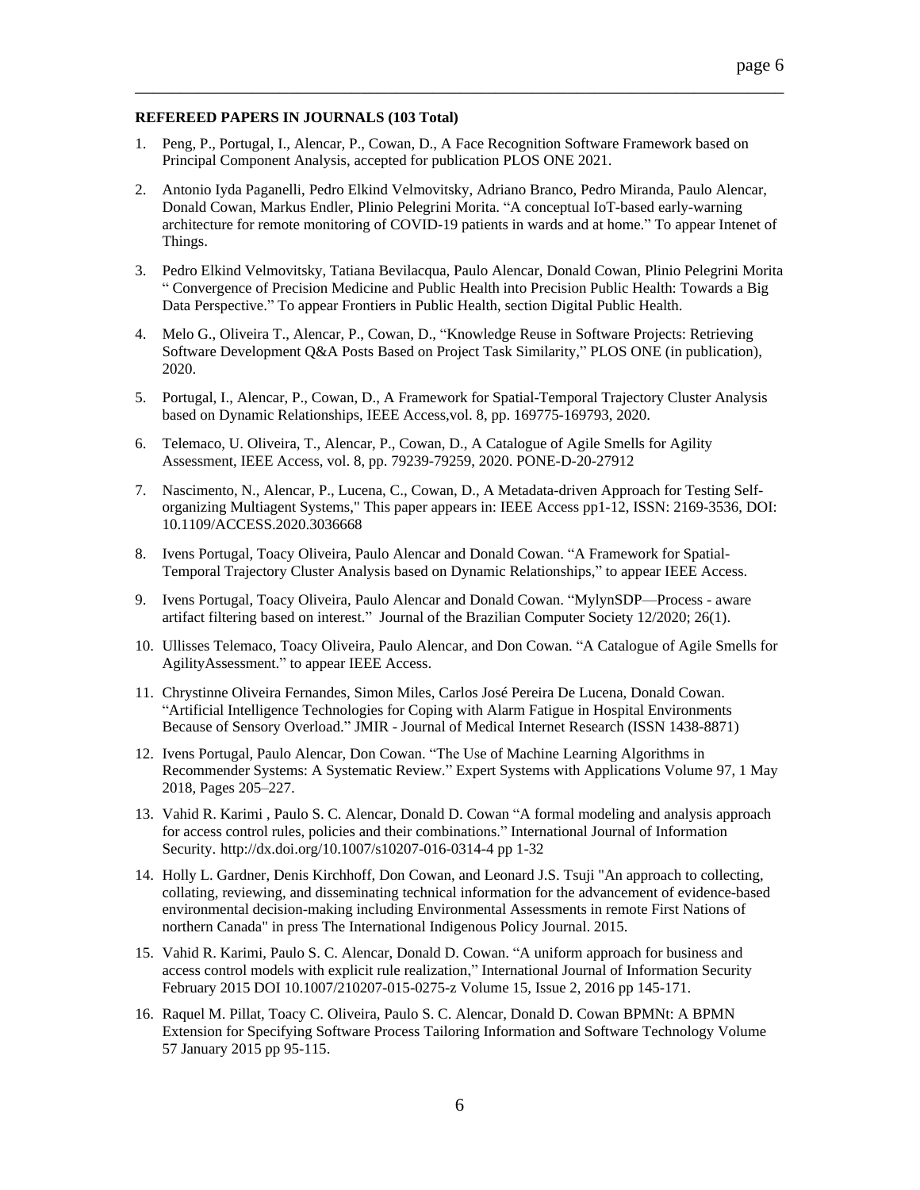**REFEREED PAPERS IN JOURNALS (103 Total)**

1. Peng, P., Portugal, I., Alencar, P., Cowan, D., A Face Recognition Software Framework based on Principal Component Analysis, accepted for publication PLOS ONE 2021.

2. Antonio Iyda Paganelli, Pedro Elkind Velmovitsky, Adriano Branco, Pedro Miranda, Paulo Alencar, Donald Cowan, Markus Endler, Plinio Pelegrini Morita. "A conceptual IoT-based early-warning architecture for remote monitoring of COVID-19 patients in wards and at home." To appear Intenet of Things.

3. Pedro Elkind Velmovitsky, Tatiana Bevilacqua, Paulo Alencar, Donald Cowan, Plinio Pelegrini Morita " Convergence of Precision Medicine and Public Health into Precision Public Health: Towards a Big Data Perspective." To appear Frontiers in Public Health, section Digital Public Health.

4. Melo G., Oliveira T., Alencar, P., Cowan, D., "Knowledge Reuse in Software Projects: Retrieving Software Development Q&A Posts Based on Project Task Similarity," PLOS ONE (in publication), 2020.

5. Portugal, I., Alencar, P., Cowan, D., A Framework for Spatial-Temporal Trajectory Cluster Analysis based on Dynamic Relationships, IEEE Access,vol. 8, pp. 169775-169793, 2020.

6. Telemaco, U. Oliveira, T., Alencar, P., Cowan, D., A Catalogue of Agile Smells for Agility Assessment, IEEE Access, vol. 8, pp. 79239-79259, 2020. PONE-D-20-27912

7. Nascimento, N., Alencar, P., Lucena, C., Cowan, D., A Metadata-driven Approach for Testing Self-organizing Multiagent Systems," This paper appears in: IEEE Access pp1-12, ISSN: 2169-3536, DOI: 10.1109/ACCESS.2020.3036668

8. Ivens Portugal, Toacy Oliveira, Paulo Alencar and Donald Cowan. "A Framework for Spatial-Temporal Trajectory Cluster Analysis based on Dynamic Relationships," to appear IEEE Access.

9. Ivens Portugal, Toacy Oliveira, Paulo Alencar and Donald Cowan. "MylynSDP—Process - aware artifact filtering based on interest." Journal of the Brazilian Computer Society 12/2020; 26(1).

10. Ullisses Telemaco, Toacy Oliveira, Paulo Alencar, and Don Cowan. "A Catalogue of Agile Smells for AgilityAssessment." to appear IEEE Access.

11. Chrystinne Oliveira Fernandes, Simon Miles, Carlos José Pereira De Lucena, Donald Cowan. "Artificial Intelligence Technologies for Coping with Alarm Fatigue in Hospital Environments Because of Sensory Overload." JMIR - Journal of Medical Internet Research (ISSN 1438-8871)

12. Ivens Portugal, Paulo Alencar, Don Cowan. "The Use of Machine Learning Algorithms in Recommender Systems: A Systematic Review." Expert Systems with Applications Volume 97, 1 May 2018, Pages 205–227.

13. Vahid R. Karimi , Paulo S. C. Alencar, Donald D. Cowan "A formal modeling and analysis approach for access control rules, policies and their combinations." International Journal of Information Security. http://dx.doi.org/10.1007/s10207-016-0314-4 pp 1-32

14. Holly L. Gardner, Denis Kirchhoff, Don Cowan, and Leonard J.S. Tsuji "An approach to collecting, collating, reviewing, and disseminating technical information for the advancement of evidence-based environmental decision-making including Environmental Assessments in remote First Nations of northern Canada" in press The International Indigenous Policy Journal. 2015.

15. Vahid R. Karimi, Paulo S. C. Alencar, Donald D. Cowan. "A uniform approach for business and access control models with explicit rule realization," International Journal of Information Security February 2015 DOI 10.1007/210207-015-0275-z Volume 15, Issue 2, 2016 pp 145-171.

16. Raquel M. Pillat, Toacy C. Oliveira, Paulo S. C. Alencar, Donald D. Cowan BPMNt: A BPMN Extension for Specifying Software Process Tailoring Information and Software Technology Volume 57 January 2015 pp 95-115.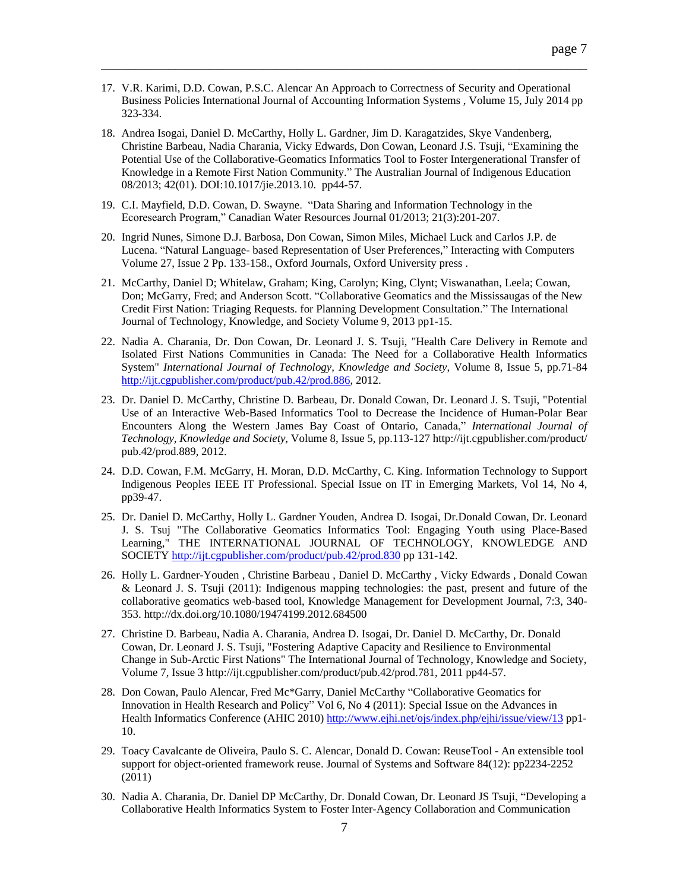17. V.R. Karimi, D.D. Cowan, P.S.C. Alencar An Approach to Correctness of Security and Operational Business Policies International Journal of Accounting Information Systems , Volume 15, July 2014 pp 323-334.

18. Andrea Isogai, Daniel D. McCarthy, Holly L. Gardner, Jim D. Karagatzides, Skye Vandenberg, Christine Barbeau, Nadia Charania, Vicky Edwards, Don Cowan, Leonard J.S. Tsuji, "Examining the Potential Use of the Collaborative-Geomatics Informatics Tool to Foster Intergenerational Transfer of Knowledge in a Remote First Nation Community." The Australian Journal of Indigenous Education 08/2013; 42(01). DOI:10.1017/jie.2013.10. pp44-57.

19. C.I. Mayfield, D.D. Cowan, D. Swayne. "Data Sharing and Information Technology in the Ecoresearch Program," Canadian Water Resources Journal 01/2013; 21(3):201-207.

20. Ingrid Nunes, Simone D.J. Barbosa, Don Cowan, Simon Miles, Michael Luck and Carlos J.P. de Lucena. "Natural Language- based Representation of User Preferences," Interacting with Computers Volume 27, Issue 2 Pp. 133-158., Oxford Journals, Oxford University press .

21. McCarthy, Daniel D; Whitelaw, Graham; King, Carolyn; King, Clynt; Viswanathan, Leela; Cowan, Don; McGarry, Fred; and Anderson Scott. "Collaborative Geomatics and the Mississaugas of the New Credit First Nation: Triaging Requests. for Planning Development Consultation." The International Journal of Technology, Knowledge, and Society Volume 9, 2013 pp1-15.

22. Nadia A. Charania, Dr. Don Cowan, Dr. Leonard J. S. Tsuji, "Health Care Delivery in Remote and Isolated First Nations Communities in Canada: The Need for a Collaborative Health Informatics System" *International Journal of Technology, Knowledge and Society*, Volume 8, Issue 5, pp.71-84 http://ijt.cgpublisher.com/product/pub.42/prod.886, 2012.

23. Dr. Daniel D. McCarthy, Christine D. Barbeau, Dr. Donald Cowan, Dr. Leonard J. S. Tsuji, "Potential Use of an Interactive Web-Based Informatics Tool to Decrease the Incidence of Human-Polar Bear Encounters Along the Western James Bay Coast of Ontario, Canada," *International Journal of Technology, Knowledge and Society*, Volume 8, Issue 5, pp.113-127 http://ijt.cgpublisher.com/product/pub.42/prod.889, 2012.

24. D.D. Cowan, F.M. McGarry, H. Moran, D.D. McCarthy, C. King. Information Technology to Support Indigenous Peoples IEEE IT Professional. Special Issue on IT in Emerging Markets, Vol 14, No 4, pp39-47.

25. Dr. Daniel D. McCarthy, Holly L. Gardner Youden, Andrea D. Isogai, Dr.Donald Cowan, Dr. Leonard J. S. Tsuj "The Collaborative Geomatics Informatics Tool: Engaging Youth using Place-Based Learning," THE INTERNATIONAL JOURNAL OF TECHNOLOGY, KNOWLEDGE AND SOCIETY http://ijt.cgpublisher.com/product/pub.42/prod.830 pp 131-142.

26. Holly L. Gardner-Youden , Christine Barbeau , Daniel D. McCarthy , Vicky Edwards , Donald Cowan & Leonard J. S. Tsuji (2011): Indigenous mapping technologies: the past, present and future of the collaborative geomatics web-based tool, Knowledge Management for Development Journal, 7:3, 340-353. http://dx.doi.org/10.1080/19474199.2012.684500

27. Christine D. Barbeau, Nadia A. Charania, Andrea D. Isogai, Dr. Daniel D. McCarthy, Dr. Donald Cowan, Dr. Leonard J. S. Tsuji, "Fostering Adaptive Capacity and Resilience to Environmental Change in Sub-Arctic First Nations" The International Journal of Technology, Knowledge and Society, Volume 7, Issue 3 http://ijt.cgpublisher.com/product/pub.42/prod.781, 2011 pp44-57.

28. Don Cowan, Paulo Alencar, Fred Mc*Garry, Daniel McCarthy "Collaborative Geomatics for Innovation in Health Research and Policy" Vol 6, No 4 (2011): Special Issue on the Advances in Health Informatics Conference (AHIC 2010) http://www.ejhi.net/ojs/index.php/ejhi/issue/view/13 pp1-10.

29. Toacy Cavalcante de Oliveira, Paulo S. C. Alencar, Donald D. Cowan: ReuseTool - An extensible tool support for object-oriented framework reuse. Journal of Systems and Software 84(12): pp2234-2252 (2011)

30. Nadia A. Charania, Dr. Daniel DP McCarthy, Dr. Donald Cowan, Dr. Leonard JS Tsuji, "Developing a Collaborative Health Informatics System to Foster Inter-Agency Collaboration and Communication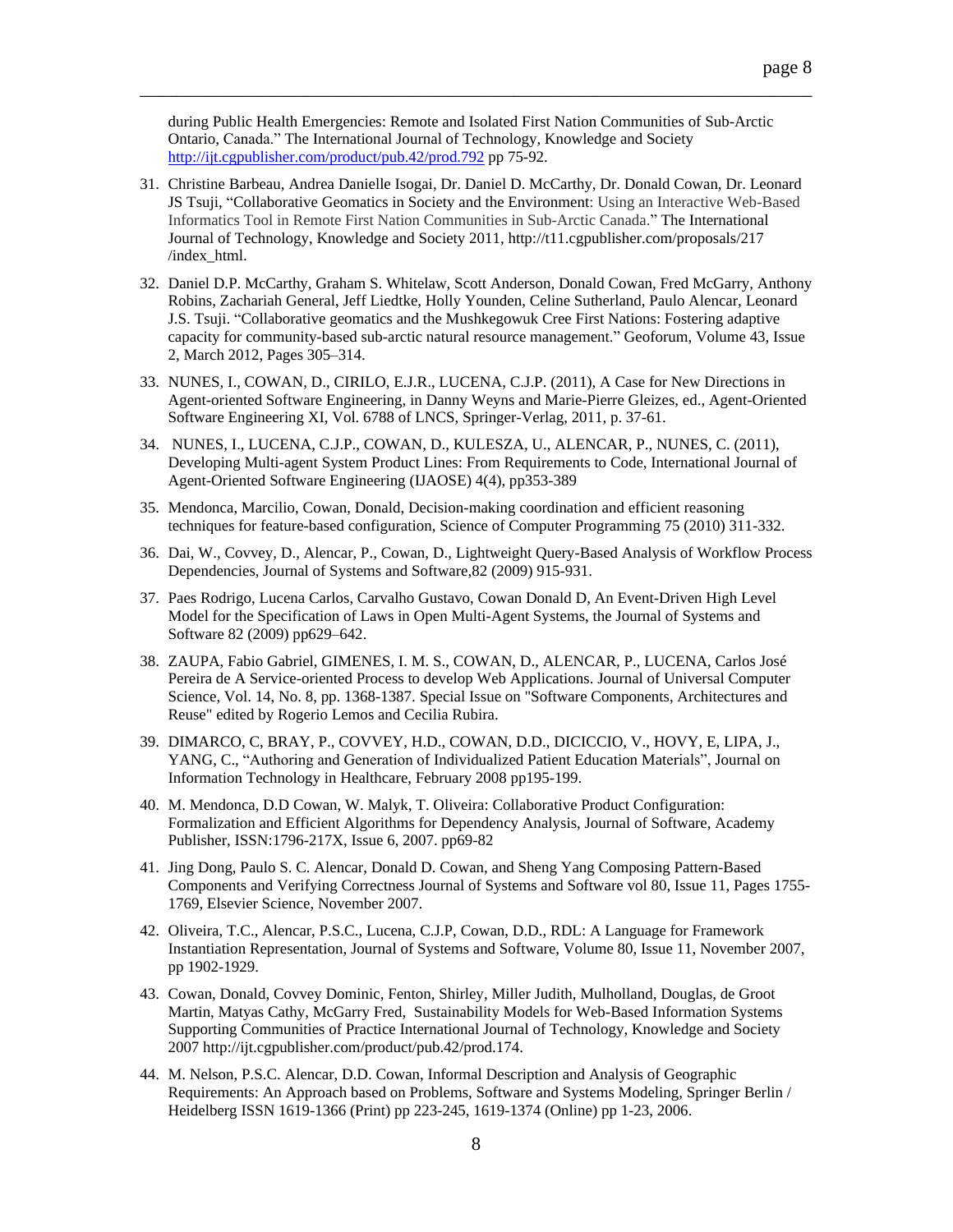during Public Health Emergencies: Remote and Isolated First Nation Communities of Sub-Arctic Ontario, Canada." The International Journal of Technology, Knowledge and Society http://ijt.cgpublisher.com/product/pub.42/prod.792 pp 75-92.

31. Christine Barbeau, Andrea Danielle Isogai, Dr. Daniel D. McCarthy, Dr. Donald Cowan, Dr. Leonard JS Tsuji, "Collaborative Geomatics in Society and the Environment: Using an Interactive Web-Based Informatics Tool in Remote First Nation Communities in Sub-Arctic Canada." The International Journal of Technology, Knowledge and Society 2011, http://t11.cgpublisher.com/proposals/217 /index_html.

32. Daniel D.P. McCarthy, Graham S. Whitelaw, Scott Anderson, Donald Cowan, Fred McGarry, Anthony Robins, Zachariah General, Jeff Liedtke, Holly Younden, Celine Sutherland, Paulo Alencar, Leonard J.S. Tsuji. "Collaborative geomatics and the Mushkegowuk Cree First Nations: Fostering adaptive capacity for community-based sub-arctic natural resource management." Geoforum, Volume 43, Issue 2, March 2012, Pages 305–314.

33. NUNES, I., COWAN, D., CIRILO, E.J.R., LUCENA, C.J.P. (2011), A Case for New Directions in Agent-oriented Software Engineering, in Danny Weyns and Marie-Pierre Gleizes, ed., Agent-Oriented Software Engineering XI, Vol. 6788 of LNCS, Springer-Verlag, 2011, p. 37-61.

34. NUNES, I., LUCENA, C.J.P., COWAN, D., KULESZA, U., ALENCAR, P., NUNES, C. (2011), Developing Multi-agent System Product Lines: From Requirements to Code, International Journal of Agent-Oriented Software Engineering (IJAOSE) 4(4), pp353-389

35. Mendonca, Marcilio, Cowan, Donald, Decision-making coordination and efficient reasoning techniques for feature-based configuration, Science of Computer Programming 75 (2010) 311-332.

36. Dai, W., Covvey, D., Alencar, P., Cowan, D., Lightweight Query-Based Analysis of Workflow Process Dependencies, Journal of Systems and Software,82 (2009) 915-931.

37. Paes Rodrigo, Lucena Carlos, Carvalho Gustavo, Cowan Donald D, An Event-Driven High Level Model for the Specification of Laws in Open Multi-Agent Systems, the Journal of Systems and Software 82 (2009) pp629–642.

38. ZAUPA, Fabio Gabriel, GIMENES, I. M. S., COWAN, D., ALENCAR, P., LUCENA, Carlos José Pereira de A Service-oriented Process to develop Web Applications. Journal of Universal Computer Science, Vol. 14, No. 8, pp. 1368-1387. Special Issue on "Software Components, Architectures and Reuse" edited by Rogerio Lemos and Cecilia Rubira.

39. DIMARCO, C, BRAY, P., COVVEY, H.D., COWAN, D.D., DICICCIO, V., HOVY, E, LIPA, J., YANG, C., "Authoring and Generation of Individualized Patient Education Materials", Journal on Information Technology in Healthcare, February 2008 pp195-199.

40. M. Mendonca, D.D Cowan, W. Malyk, T. Oliveira: Collaborative Product Configuration: Formalization and Efficient Algorithms for Dependency Analysis, Journal of Software, Academy Publisher, ISSN:1796-217X, Issue 6, 2007. pp69-82

41. Jing Dong, Paulo S. C. Alencar, Donald D. Cowan, and Sheng Yang Composing Pattern-Based Components and Verifying Correctness Journal of Systems and Software vol 80, Issue 11, Pages 1755-1769, Elsevier Science, November 2007.

42. Oliveira, T.C., Alencar, P.S.C., Lucena, C.J.P, Cowan, D.D., RDL: A Language for Framework Instantiation Representation, Journal of Systems and Software, Volume 80, Issue 11, November 2007, pp 1902-1929.

43. Cowan, Donald, Covvey Dominic, Fenton, Shirley, Miller Judith, Mulholland, Douglas, de Groot Martin, Matyas Cathy, McGarry Fred, Sustainability Models for Web-Based Information Systems Supporting Communities of Practice International Journal of Technology, Knowledge and Society 2007 http://ijt.cgpublisher.com/product/pub.42/prod.174.

44. M. Nelson, P.S.C. Alencar, D.D. Cowan, Informal Description and Analysis of Geographic Requirements: An Approach based on Problems, Software and Systems Modeling, Springer Berlin / Heidelberg ISSN 1619-1366 (Print) pp 223-245, 1619-1374 (Online) pp 1-23, 2006.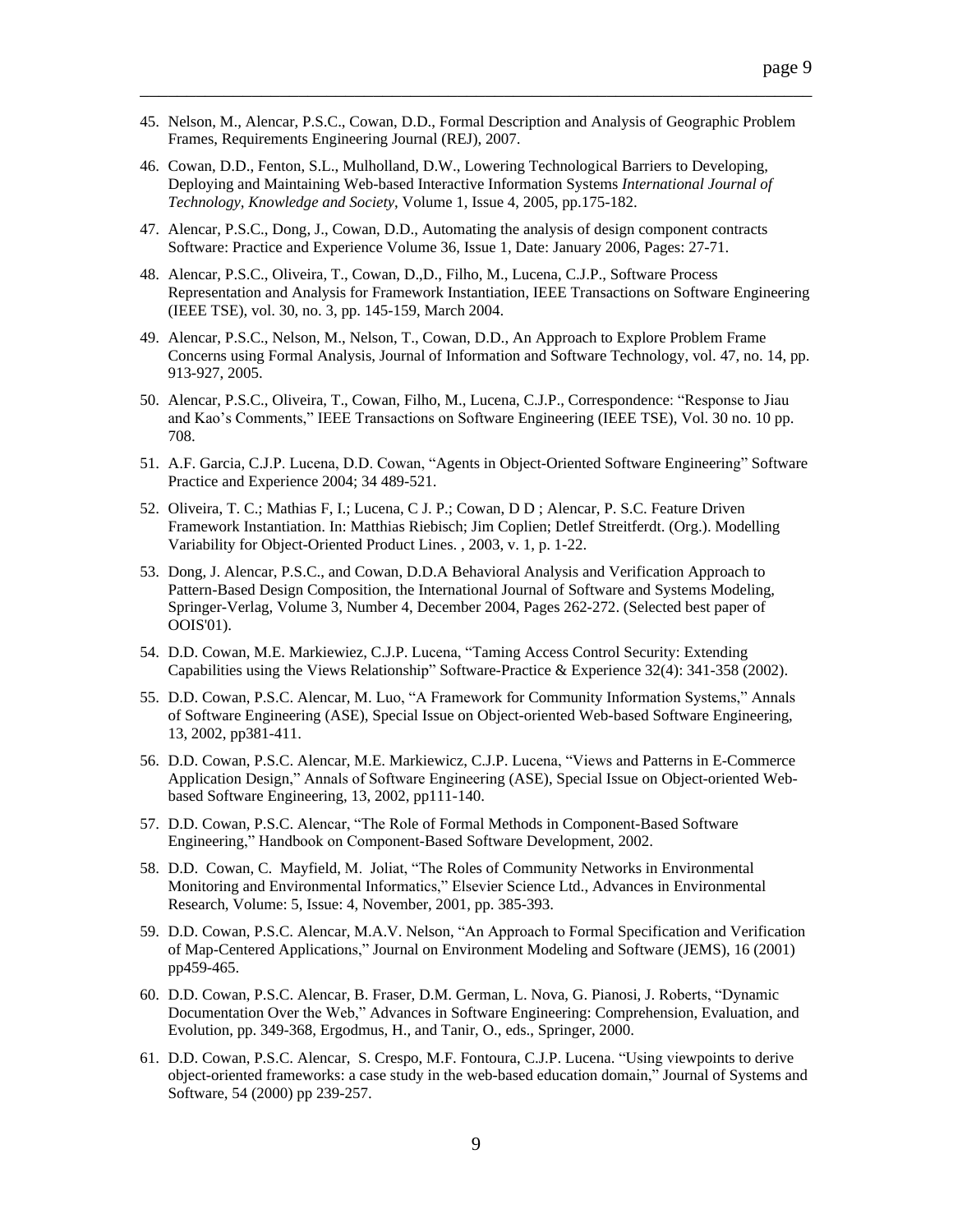45. Nelson, M., Alencar, P.S.C., Cowan, D.D., Formal Description and Analysis of Geographic Problem Frames, Requirements Engineering Journal (REJ), 2007.

46. Cowan, D.D., Fenton, S.L., Mulholland, D.W., Lowering Technological Barriers to Developing, Deploying and Maintaining Web-based Interactive Information Systems *International Journal of Technology, Knowledge and Society*, Volume 1, Issue 4, 2005, pp.175-182.

47. Alencar, P.S.C., Dong, J., Cowan, D.D., Automating the analysis of design component contracts Software: Practice and Experience Volume 36, Issue 1, Date: January 2006, Pages: 27-71.

48. Alencar, P.S.C., Oliveira, T., Cowan, D.,D., Filho, M., Lucena, C.J.P., Software Process Representation and Analysis for Framework Instantiation, IEEE Transactions on Software Engineering (IEEE TSE), vol. 30, no. 3, pp. 145-159, March 2004.

49. Alencar, P.S.C., Nelson, M., Nelson, T., Cowan, D.D., An Approach to Explore Problem Frame Concerns using Formal Analysis, Journal of Information and Software Technology, vol. 47, no. 14, pp. 913-927, 2005.

50. Alencar, P.S.C., Oliveira, T., Cowan, Filho, M., Lucena, C.J.P., Correspondence: "Response to Jiau and Kao's Comments," IEEE Transactions on Software Engineering (IEEE TSE), Vol. 30 no. 10 pp. 708.

51. A.F. Garcia, C.J.P. Lucena, D.D. Cowan, "Agents in Object-Oriented Software Engineering" Software Practice and Experience 2004; 34 489-521.

52. Oliveira, T. C.; Mathias F, I.; Lucena, C J. P.; Cowan, D D ; Alencar, P. S.C. Feature Driven Framework Instantiation. In: Matthias Riebisch; Jim Coplien; Detlef Streitferdt. (Org.). Modelling Variability for Object-Oriented Product Lines. , 2003, v. 1, p. 1-22.

53. Dong, J. Alencar, P.S.C., and Cowan, D.D.A Behavioral Analysis and Verification Approach to Pattern-Based Design Composition, the International Journal of Software and Systems Modeling, Springer-Verlag, Volume 3, Number 4, December 2004, Pages 262-272. (Selected best paper of OOIS'01).

54. D.D. Cowan, M.E. Markiewiez, C.J.P. Lucena, "Taming Access Control Security: Extending Capabilities using the Views Relationship" Software-Practice & Experience 32(4): 341-358 (2002).

55. D.D. Cowan, P.S.C. Alencar, M. Luo, "A Framework for Community Information Systems," Annals of Software Engineering (ASE), Special Issue on Object-oriented Web-based Software Engineering, 13, 2002, pp381-411.

56. D.D. Cowan, P.S.C. Alencar, M.E. Markiewicz, C.J.P. Lucena, "Views and Patterns in E-Commerce Application Design," Annals of Software Engineering (ASE), Special Issue on Object-oriented Web-based Software Engineering, 13, 2002, pp111-140.

57. D.D. Cowan, P.S.C. Alencar, "The Role of Formal Methods in Component-Based Software Engineering," Handbook on Component-Based Software Development, 2002.

58. D.D. Cowan, C. Mayfield, M. Joliat, "The Roles of Community Networks in Environmental Monitoring and Environmental Informatics," Elsevier Science Ltd., Advances in Environmental Research, Volume: 5, Issue: 4, November, 2001, pp. 385-393.

59. D.D. Cowan, P.S.C. Alencar, M.A.V. Nelson, "An Approach to Formal Specification and Verification of Map-Centered Applications," Journal on Environment Modeling and Software (JEMS), 16 (2001) pp459-465.

60. D.D. Cowan, P.S.C. Alencar, B. Fraser, D.M. German, L. Nova, G. Pianosi, J. Roberts, "Dynamic Documentation Over the Web," Advances in Software Engineering: Comprehension, Evaluation, and Evolution, pp. 349-368, Ergodmus, H., and Tanir, O., eds., Springer, 2000.

61. D.D. Cowan, P.S.C. Alencar, S. Crespo, M.F. Fontoura, C.J.P. Lucena. "Using viewpoints to derive object-oriented frameworks: a case study in the web-based education domain," Journal of Systems and Software, 54 (2000) pp 239-257.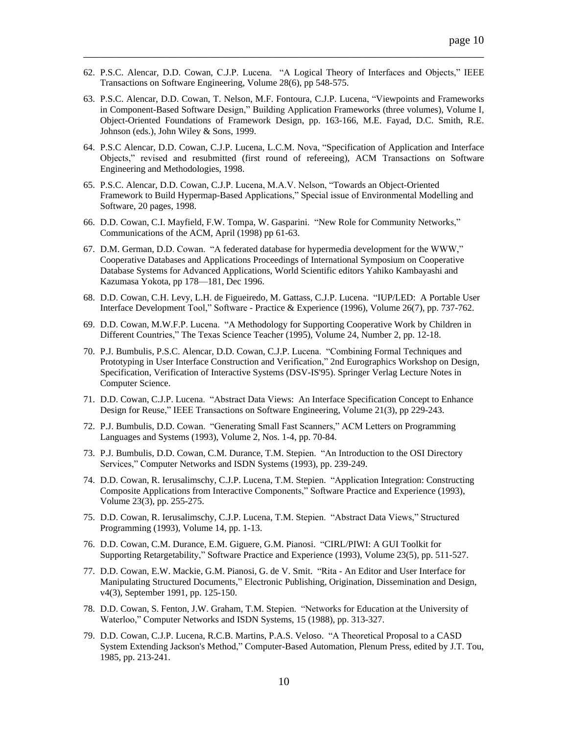62. P.S.C. Alencar, D.D. Cowan, C.J.P. Lucena. "A Logical Theory of Interfaces and Objects," IEEE Transactions on Software Engineering, Volume 28(6), pp 548-575.

63. P.S.C. Alencar, D.D. Cowan, T. Nelson, M.F. Fontoura, C.J.P. Lucena, "Viewpoints and Frameworks in Component-Based Software Design," Building Application Frameworks (three volumes), Volume I, Object-Oriented Foundations of Framework Design, pp. 163-166, M.E. Fayad, D.C. Smith, R.E. Johnson (eds.), John Wiley & Sons, 1999.

64. P.S.C Alencar, D.D. Cowan, C.J.P. Lucena, L.C.M. Nova, "Specification of Application and Interface Objects," revised and resubmitted (first round of refereeing), ACM Transactions on Software Engineering and Methodologies, 1998.

65. P.S.C. Alencar, D.D. Cowan, C.J.P. Lucena, M.A.V. Nelson, "Towards an Object-Oriented Framework to Build Hypermap-Based Applications," Special issue of Environmental Modelling and Software, 20 pages, 1998.

66. D.D. Cowan, C.I. Mayfield, F.W. Tompa, W. Gasparini. "New Role for Community Networks," Communications of the ACM, April (1998) pp 61-63.

67. D.M. German, D.D. Cowan. "A federated database for hypermedia development for the WWW," Cooperative Databases and Applications Proceedings of International Symposium on Cooperative Database Systems for Advanced Applications, World Scientific editors Yahiko Kambayashi and Kazumasa Yokota, pp 178—181, Dec 1996.

68. D.D. Cowan, C.H. Levy, L.H. de Figueiredo, M. Gattass, C.J.P. Lucena. "IUP/LED: A Portable User Interface Development Tool," Software - Practice & Experience (1996), Volume 26(7), pp. 737-762.

69. D.D. Cowan, M.W.F.P. Lucena. "A Methodology for Supporting Cooperative Work by Children in Different Countries," The Texas Science Teacher (1995), Volume 24, Number 2, pp. 12-18.

70. P.J. Bumbulis, P.S.C. Alencar, D.D. Cowan, C.J.P. Lucena. "Combining Formal Techniques and Prototyping in User Interface Construction and Verification," 2nd Eurographics Workshop on Design, Specification, Verification of Interactive Systems (DSV-IS'95). Springer Verlag Lecture Notes in Computer Science.

71. D.D. Cowan, C.J.P. Lucena. "Abstract Data Views: An Interface Specification Concept to Enhance Design for Reuse," IEEE Transactions on Software Engineering, Volume 21(3), pp 229-243.

72. P.J. Bumbulis, D.D. Cowan. "Generating Small Fast Scanners," ACM Letters on Programming Languages and Systems (1993), Volume 2, Nos. 1-4, pp. 70-84.

73. P.J. Bumbulis, D.D. Cowan, C.M. Durance, T.M. Stepien. "An Introduction to the OSI Directory Services," Computer Networks and ISDN Systems (1993), pp. 239-249.

74. D.D. Cowan, R. Ierusalimschy, C.J.P. Lucena, T.M. Stepien. "Application Integration: Constructing Composite Applications from Interactive Components," Software Practice and Experience (1993), Volume 23(3), pp. 255-275.

75. D.D. Cowan, R. Ierusalimschy, C.J.P. Lucena, T.M. Stepien. "Abstract Data Views," Structured Programming (1993), Volume 14, pp. 1-13.

76. D.D. Cowan, C.M. Durance, E.M. Giguere, G.M. Pianosi. "CIRL/PIWI: A GUI Toolkit for Supporting Retargetability," Software Practice and Experience (1993), Volume 23(5), pp. 511-527.

77. D.D. Cowan, E.W. Mackie, G.M. Pianosi, G. de V. Smit. "Rita - An Editor and User Interface for Manipulating Structured Documents," Electronic Publishing, Origination, Dissemination and Design, v4(3), September 1991, pp. 125-150.

78. D.D. Cowan, S. Fenton, J.W. Graham, T.M. Stepien. "Networks for Education at the University of Waterloo," Computer Networks and ISDN Systems, 15 (1988), pp. 313-327.

79. D.D. Cowan, C.J.P. Lucena, R.C.B. Martins, P.A.S. Veloso. "A Theoretical Proposal to a CASD System Extending Jackson's Method," Computer-Based Automation, Plenum Press, edited by J.T. Tou, 1985, pp. 213-241.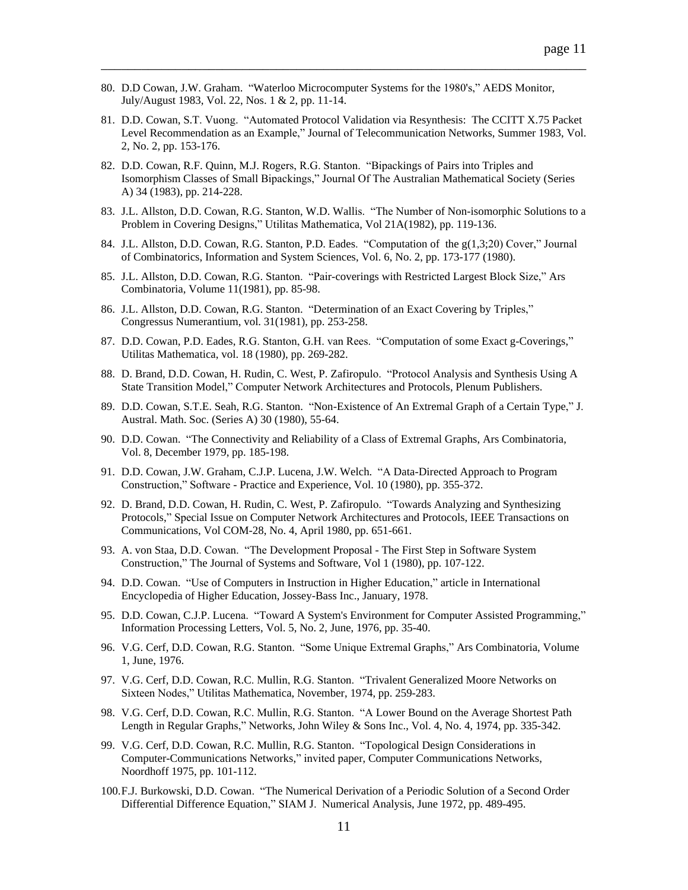80. D.D Cowan, J.W. Graham. "Waterloo Microcomputer Systems for the 1980's," AEDS Monitor, July/August 1983, Vol. 22, Nos. 1 & 2, pp. 11-14.
81. D.D. Cowan, S.T. Vuong. "Automated Protocol Validation via Resynthesis: The CCITT X.75 Packet Level Recommendation as an Example," Journal of Telecommunication Networks, Summer 1983, Vol. 2, No. 2, pp. 153-176.
82. D.D. Cowan, R.F. Quinn, M.J. Rogers, R.G. Stanton. "Bipackings of Pairs into Triples and Isomorphism Classes of Small Bipackings," Journal Of The Australian Mathematical Society (Series A) 34 (1983), pp. 214-228.
83. J.L. Allston, D.D. Cowan, R.G. Stanton, W.D. Wallis. "The Number of Non-isomorphic Solutions to a Problem in Covering Designs," Utilitas Mathematica, Vol 21A(1982), pp. 119-136.
84. J.L. Allston, D.D. Cowan, R.G. Stanton, P.D. Eades. "Computation of the g(1,3;20) Cover," Journal of Combinatorics, Information and System Sciences, Vol. 6, No. 2, pp. 173-177 (1980).
85. J.L. Allston, D.D. Cowan, R.G. Stanton. "Pair-coverings with Restricted Largest Block Size," Ars Combinatoria, Volume 11(1981), pp. 85-98.
86. J.L. Allston, D.D. Cowan, R.G. Stanton. "Determination of an Exact Covering by Triples," Congressus Numerantium, vol. 31(1981), pp. 253-258.
87. D.D. Cowan, P.D. Eades, R.G. Stanton, G.H. van Rees. "Computation of some Exact g-Coverings," Utilitas Mathematica, vol. 18 (1980), pp. 269-282.
88. D. Brand, D.D. Cowan, H. Rudin, C. West, P. Zafiropulo. "Protocol Analysis and Synthesis Using A State Transition Model," Computer Network Architectures and Protocols, Plenum Publishers.
89. D.D. Cowan, S.T.E. Seah, R.G. Stanton. "Non-Existence of An Extremal Graph of a Certain Type," J. Austral. Math. Soc. (Series A) 30 (1980), 55-64.
90. D.D. Cowan. "The Connectivity and Reliability of a Class of Extremal Graphs, Ars Combinatoria, Vol. 8, December 1979, pp. 185-198.
91. D.D. Cowan, J.W. Graham, C.J.P. Lucena, J.W. Welch. "A Data-Directed Approach to Program Construction," Software - Practice and Experience, Vol. 10 (1980), pp. 355-372.
92. D. Brand, D.D. Cowan, H. Rudin, C. West, P. Zafiropulo. "Towards Analyzing and Synthesizing Protocols," Special Issue on Computer Network Architectures and Protocols, IEEE Transactions on Communications, Vol COM-28, No. 4, April 1980, pp. 651-661.
93. A. von Staa, D.D. Cowan. "The Development Proposal - The First Step in Software System Construction," The Journal of Systems and Software, Vol 1 (1980), pp. 107-122.
94. D.D. Cowan. "Use of Computers in Instruction in Higher Education," article in International Encyclopedia of Higher Education, Jossey-Bass Inc., January, 1978.
95. D.D. Cowan, C.J.P. Lucena. "Toward A System's Environment for Computer Assisted Programming," Information Processing Letters, Vol. 5, No. 2, June, 1976, pp. 35-40.
96. V.G. Cerf, D.D. Cowan, R.G. Stanton. "Some Unique Extremal Graphs," Ars Combinatoria, Volume 1, June, 1976.
97. V.G. Cerf, D.D. Cowan, R.C. Mullin, R.G. Stanton. "Trivalent Generalized Moore Networks on Sixteen Nodes," Utilitas Mathematica, November, 1974, pp. 259-283.
98. V.G. Cerf, D.D. Cowan, R.C. Mullin, R.G. Stanton. "A Lower Bound on the Average Shortest Path Length in Regular Graphs," Networks, John Wiley & Sons Inc., Vol. 4, No. 4, 1974, pp. 335-342.
99. V.G. Cerf, D.D. Cowan, R.C. Mullin, R.G. Stanton. "Topological Design Considerations in Computer-Communications Networks," invited paper, Computer Communications Networks, Noordhoff 1975, pp. 101-112.
100. F.J. Burkowski, D.D. Cowan. "The Numerical Derivation of a Periodic Solution of a Second Order Differential Difference Equation," SIAM J. Numerical Analysis, June 1972, pp. 489-495.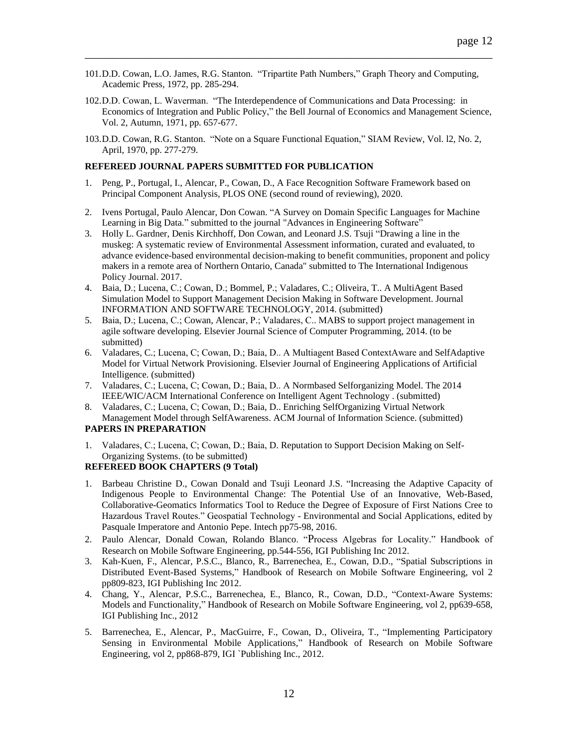101. D.D. Cowan, L.O. James, R.G. Stanton. "Tripartite Path Numbers," Graph Theory and Computing, Academic Press, 1972, pp. 285-294.

102. D.D. Cowan, L. Waverman. "The Interdependence of Communications and Data Processing: in Economics of Integration and Public Policy," the Bell Journal of Economics and Management Science, Vol. 2, Autumn, 1971, pp. 657-677.

103. D.D. Cowan, R.G. Stanton. "Note on a Square Functional Equation," SIAM Review, Vol. l2, No. 2, April, 1970, pp. 277-279.

**REFEREED JOURNAL PAPERS SUBMITTED FOR PUBLICATION**

1. Peng, P., Portugal, I., Alencar, P., Cowan, D., A Face Recognition Software Framework based on Principal Component Analysis, PLOS ONE (second round of reviewing), 2020.
2. Ivens Portugal, Paulo Alencar, Don Cowan. "A Survey on Domain Specific Languages for Machine Learning in Big Data." submitted to the journal "Advances in Engineering Software"
3. Holly L. Gardner, Denis Kirchhoff, Don Cowan, and Leonard J.S. Tsuji "Drawing a line in the muskeg: A systematic review of Environmental Assessment information, curated and evaluated, to advance evidence-based environmental decision-making to benefit communities, proponent and policy makers in a remote area of Northern Ontario, Canada" submitted to The International Indigenous Policy Journal. 2017.
4. Baia, D.; Lucena, C.; Cowan, D.; Bommel, P.; Valadares, C.; Oliveira, T.. A MultiAgent Based Simulation Model to Support Management Decision Making in Software Development. Journal INFORMATION AND SOFTWARE TECHNOLOGY, 2014. (submitted)
5. Baia, D.; Lucena, C.; Cowan, Alencar, P.; Valadares, C.. MABS to support project management in agile software developing. Elsevier Journal Science of Computer Programming, 2014. (to be submitted)
6. Valadares, C.; Lucena, C; Cowan, D.; Baia, D.. A Multiagent Based ContextAware and SelfAdaptive Model for Virtual Network Provisioning. Elsevier Journal of Engineering Applications of Artificial Intelligence. (submitted)
7. Valadares, C.; Lucena, C; Cowan, D.; Baia, D.. A Normbased Selforganizing Model. The 2014 IEEE/WIC/ACM International Conference on Intelligent Agent Technology . (submitted)
8. Valadares, C.; Lucena, C; Cowan, D.; Baia, D.. Enriching SelfOrganizing Virtual Network Management Model through SelfAwareness. ACM Journal of Information Science. (submitted)

**PAPERS IN PREPARATION**

1. Valadares, C.; Lucena, C; Cowan, D.; Baia, D. Reputation to Support Decision Making on Self-Organizing Systems. (to be submitted)

**REFEREED BOOK CHAPTERS (9 Total)**

1. Barbeau Christine D., Cowan Donald and Tsuji Leonard J.S. "Increasing the Adaptive Capacity of Indigenous People to Environmental Change: The Potential Use of an Innovative, Web-Based, Collaborative-Geomatics Informatics Tool to Reduce the Degree of Exposure of First Nations Cree to Hazardous Travel Routes." Geospatial Technology - Environmental and Social Applications, edited by Pasquale Imperatore and Antonio Pepe. Intech pp75-98, 2016.
2. Paulo Alencar, Donald Cowan, Rolando Blanco. "Process Algebras for Locality." Handbook of Research on Mobile Software Engineering, pp.544-556, IGI Publishing Inc 2012.
3. Kah-Kuen, F., Alencar, P.S.C., Blanco, R., Barrenechea, E., Cowan, D.D., "Spatial Subscriptions in Distributed Event-Based Systems," Handbook of Research on Mobile Software Engineering, vol 2 pp809-823, IGI Publishing Inc 2012.
4. Chang, Y., Alencar, P.S.C., Barrenechea, E., Blanco, R., Cowan, D.D., "Context-Aware Systems: Models and Functionality," Handbook of Research on Mobile Software Engineering, vol 2, pp639-658, IGI Publishing Inc., 2012
5. Barrenechea, E., Alencar, P., MacGuirre, F., Cowan, D., Oliveira, T., "Implementing Participatory Sensing in Environmental Mobile Applications," Handbook of Research on Mobile Software Engineering, vol 2, pp868-879, IGI `Publishing Inc., 2012.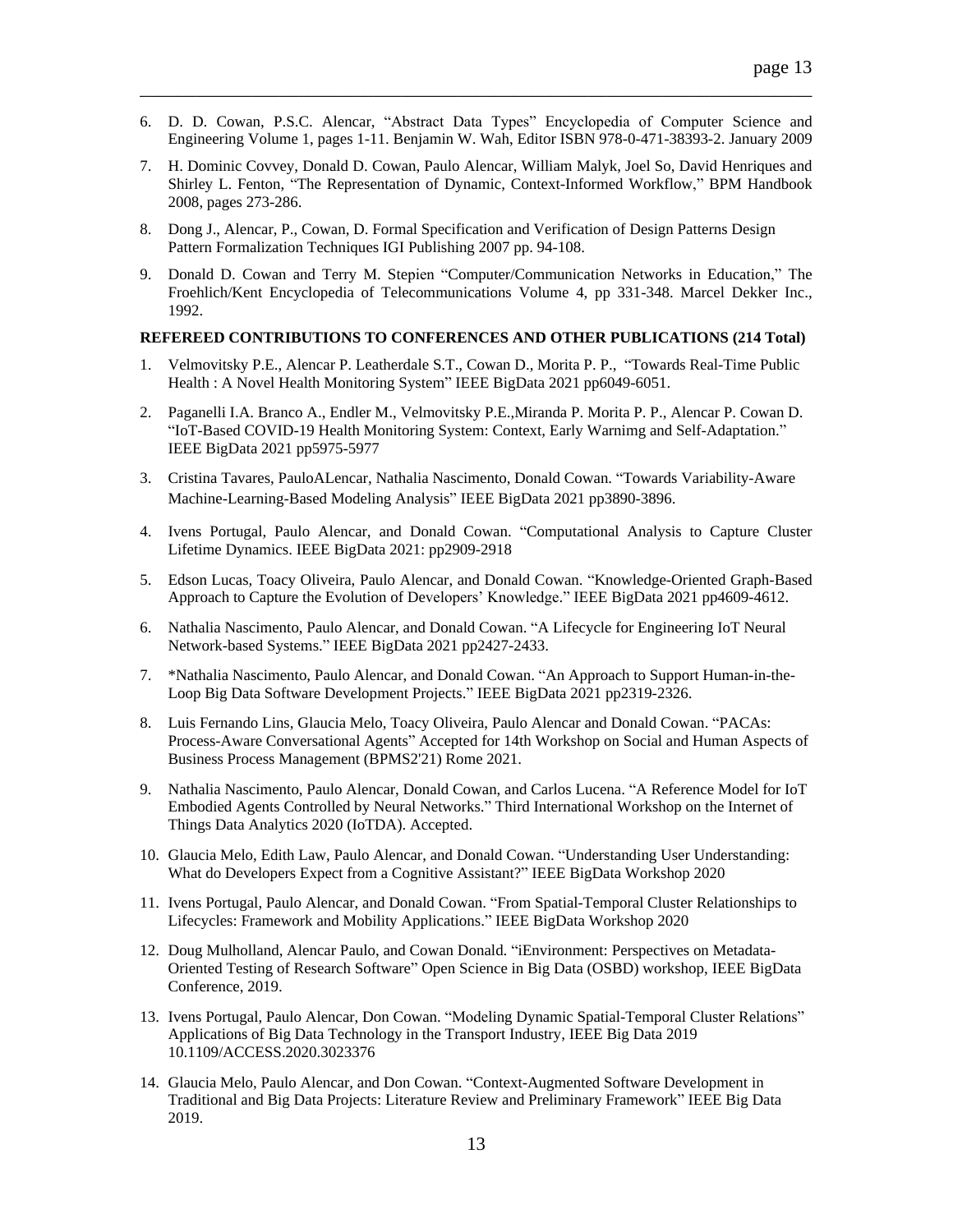6. D. D. Cowan, P.S.C. Alencar, "Abstract Data Types" Encyclopedia of Computer Science and Engineering Volume 1, pages 1-11. Benjamin W. Wah, Editor ISBN 978-0-471-38393-2. January 2009

7. H. Dominic Covvey, Donald D. Cowan, Paulo Alencar, William Malyk, Joel So, David Henriques and Shirley L. Fenton, "The Representation of Dynamic, Context-Informed Workflow," BPM Handbook 2008, pages 273-286.

8. Dong J., Alencar, P., Cowan, D. Formal Specification and Verification of Design Patterns Design Pattern Formalization Techniques IGI Publishing 2007 pp. 94-108.

9. Donald D. Cowan and Terry M. Stepien "Computer/Communication Networks in Education," The Froehlich/Kent Encyclopedia of Telecommunications Volume 4, pp 331-348. Marcel Dekker Inc., 1992.

**REFEREED CONTRIBUTIONS TO CONFERENCES AND OTHER PUBLICATIONS (214 Total)**

1. Velmovitsky P.E., Alencar P. Leatherdale S.T., Cowan D., Morita P. P., "Towards Real-Time Public Health : A Novel Health Monitoring System" IEEE BigData 2021 pp6049-6051.

2. Paganelli I.A. Branco A., Endler M., Velmovitsky P.E.,Miranda P. Morita P. P., Alencar P. Cowan D. "IoT-Based COVID-19 Health Monitoring System: Context, Early Warnimg and Self-Adaptation." IEEE BigData 2021 pp5975-5977

3. Cristina Tavares, PauloALencar, Nathalia Nascimento, Donald Cowan. "Towards Variability-Aware Machine-Learning-Based Modeling Analysis" IEEE BigData 2021 pp3890-3896.

4. Ivens Portugal, Paulo Alencar, and Donald Cowan. "Computational Analysis to Capture Cluster Lifetime Dynamics. IEEE BigData 2021: pp2909-2918

5. Edson Lucas, Toacy Oliveira, Paulo Alencar, and Donald Cowan. "Knowledge-Oriented Graph-Based Approach to Capture the Evolution of Developers' Knowledge." IEEE BigData 2021 pp4609-4612.

6. Nathalia Nascimento, Paulo Alencar, and Donald Cowan. "A Lifecycle for Engineering IoT Neural Network-based Systems." IEEE BigData 2021 pp2427-2433.

7. *Nathalia Nascimento, Paulo Alencar, and Donald Cowan. "An Approach to Support Human-in-the-Loop Big Data Software Development Projects." IEEE BigData 2021 pp2319-2326.

8. Luis Fernando Lins, Glaucia Melo, Toacy Oliveira, Paulo Alencar and Donald Cowan. "PACAs: Process-Aware Conversational Agents" Accepted for 14th Workshop on Social and Human Aspects of Business Process Management (BPMS2'21) Rome 2021.

9. Nathalia Nascimento, Paulo Alencar, Donald Cowan, and Carlos Lucena. "A Reference Model for IoT Embodied Agents Controlled by Neural Networks." Third International Workshop on the Internet of Things Data Analytics 2020 (IoTDA). Accepted.

10. Glaucia Melo, Edith Law, Paulo Alencar, and Donald Cowan. "Understanding User Understanding: What do Developers Expect from a Cognitive Assistant?" IEEE BigData Workshop 2020

11. Ivens Portugal, Paulo Alencar, and Donald Cowan. "From Spatial-Temporal Cluster Relationships to Lifecycles: Framework and Mobility Applications." IEEE BigData Workshop 2020

12. Doug Mulholland, Alencar Paulo, and Cowan Donald. "iEnvironment: Perspectives on Metadata-Oriented Testing of Research Software" Open Science in Big Data (OSBD) workshop, IEEE BigData Conference, 2019.

13. Ivens Portugal, Paulo Alencar, Don Cowan. "Modeling Dynamic Spatial-Temporal Cluster Relations" Applications of Big Data Technology in the Transport Industry, IEEE Big Data 2019 10.1109/ACCESS.2020.3023376

14. Glaucia Melo, Paulo Alencar, and Don Cowan. "Context-Augmented Software Development in Traditional and Big Data Projects: Literature Review and Preliminary Framework" IEEE Big Data 2019.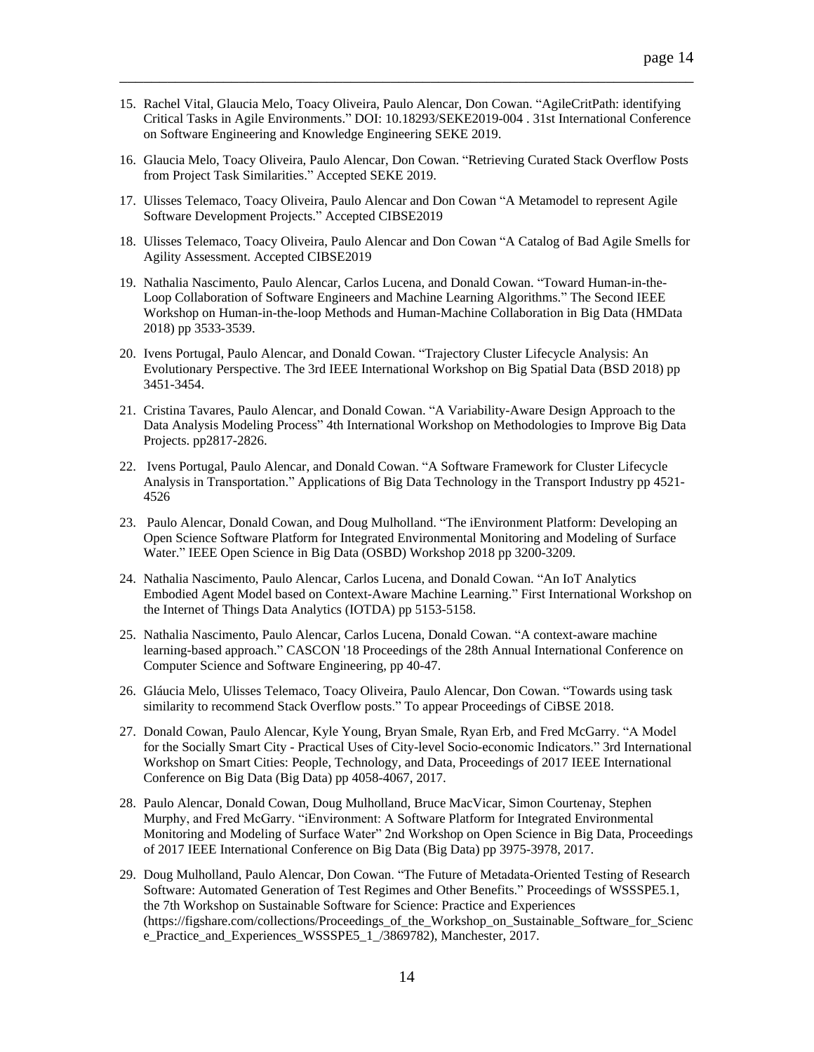15. Rachel Vital, Glaucia Melo, Toacy Oliveira, Paulo Alencar, Don Cowan. "AgileCritPath: identifying Critical Tasks in Agile Environments." DOI: 10.18293/SEKE2019-004 . 31st International Conference on Software Engineering and Knowledge Engineering SEKE 2019.

16. Glaucia Melo, Toacy Oliveira, Paulo Alencar, Don Cowan. "Retrieving Curated Stack Overflow Posts from Project Task Similarities." Accepted SEKE 2019.

17. Ulisses Telemaco, Toacy Oliveira, Paulo Alencar and Don Cowan "A Metamodel to represent Agile Software Development Projects." Accepted CIBSE2019

18. Ulisses Telemaco, Toacy Oliveira, Paulo Alencar and Don Cowan "A Catalog of Bad Agile Smells for Agility Assessment. Accepted CIBSE2019

19. Nathalia Nascimento, Paulo Alencar, Carlos Lucena, and Donald Cowan. "Toward Human-in-the-Loop Collaboration of Software Engineers and Machine Learning Algorithms." The Second IEEE Workshop on Human-in-the-loop Methods and Human-Machine Collaboration in Big Data (HMData 2018) pp 3533-3539.

20. Ivens Portugal, Paulo Alencar, and Donald Cowan. "Trajectory Cluster Lifecycle Analysis: An Evolutionary Perspective. The 3rd IEEE International Workshop on Big Spatial Data (BSD 2018) pp 3451-3454.

21. Cristina Tavares, Paulo Alencar, and Donald Cowan. "A Variability-Aware Design Approach to the Data Analysis Modeling Process" 4th International Workshop on Methodologies to Improve Big Data Projects. pp2817-2826.

22. Ivens Portugal, Paulo Alencar, and Donald Cowan. "A Software Framework for Cluster Lifecycle Analysis in Transportation." Applications of Big Data Technology in the Transport Industry pp 4521-4526

23. Paulo Alencar, Donald Cowan, and Doug Mulholland. "The iEnvironment Platform: Developing an Open Science Software Platform for Integrated Environmental Monitoring and Modeling of Surface Water." IEEE Open Science in Big Data (OSBD) Workshop 2018 pp 3200-3209.

24. Nathalia Nascimento, Paulo Alencar, Carlos Lucena, and Donald Cowan. "An IoT Analytics Embodied Agent Model based on Context-Aware Machine Learning." First International Workshop on the Internet of Things Data Analytics (IOTDA) pp 5153-5158.

25. Nathalia Nascimento, Paulo Alencar, Carlos Lucena, Donald Cowan. "A context-aware machine learning-based approach." CASCON '18 Proceedings of the 28th Annual International Conference on Computer Science and Software Engineering, pp 40-47.

26. Gláucia Melo, Ulisses Telemaco, Toacy Oliveira, Paulo Alencar, Don Cowan. "Towards using task similarity to recommend Stack Overflow posts." To appear Proceedings of CiBSE 2018.

27. Donald Cowan, Paulo Alencar, Kyle Young, Bryan Smale, Ryan Erb, and Fred McGarry. "A Model for the Socially Smart City - Practical Uses of City-level Socio-economic Indicators." 3rd International Workshop on Smart Cities: People, Technology, and Data, Proceedings of 2017 IEEE International Conference on Big Data (Big Data) pp 4058-4067, 2017.

28. Paulo Alencar, Donald Cowan, Doug Mulholland, Bruce MacVicar, Simon Courtenay, Stephen Murphy, and Fred McGarry. "iEnvironment: A Software Platform for Integrated Environmental Monitoring and Modeling of Surface Water" 2nd Workshop on Open Science in Big Data, Proceedings of 2017 IEEE International Conference on Big Data (Big Data) pp 3975-3978, 2017.

29. Doug Mulholland, Paulo Alencar, Don Cowan. "The Future of Metadata-Oriented Testing of Research Software: Automated Generation of Test Regimes and Other Benefits." Proceedings of WSSSPE5.1, the 7th Workshop on Sustainable Software for Science: Practice and Experiences (https://figshare.com/collections/Proceedings_of_the_Workshop_on_Sustainable_Software_for_Science_Practice_and_Experiences_WSSSPE5_1_/3869782), Manchester, 2017.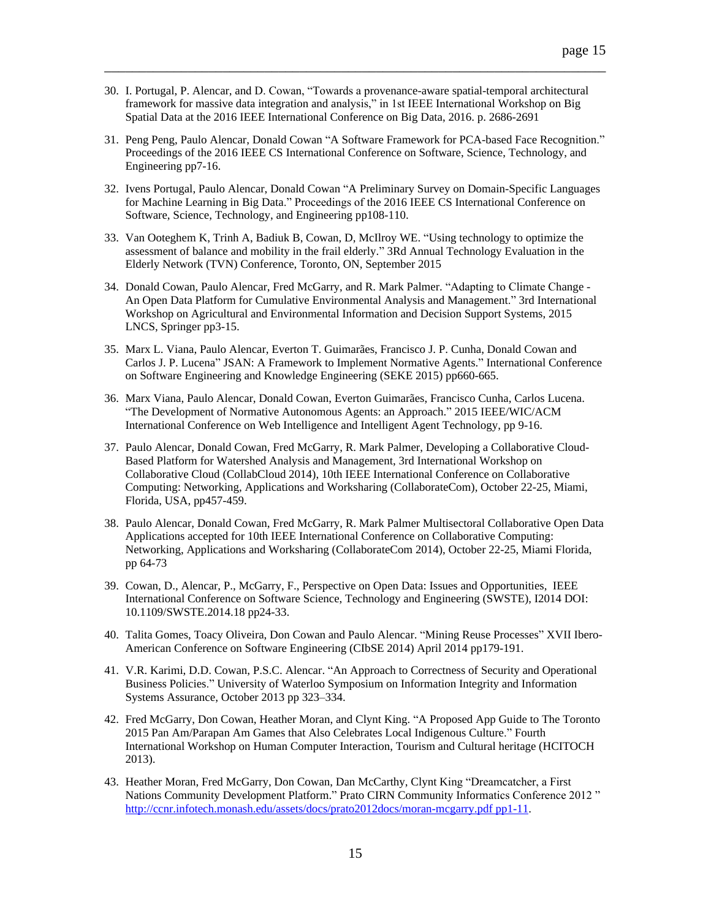30. I. Portugal, P. Alencar, and D. Cowan, “Towards a provenance-aware spatial-temporal architectural framework for massive data integration and analysis,” in 1st IEEE International Workshop on Big Spatial Data at the 2016 IEEE International Conference on Big Data, 2016. p. 2686-2691

31. Peng Peng, Paulo Alencar, Donald Cowan “A Software Framework for PCA-based Face Recognition.” Proceedings of the 2016 IEEE CS International Conference on Software, Science, Technology, and Engineering pp7-16.

32. Ivens Portugal, Paulo Alencar, Donald Cowan “A Preliminary Survey on Domain-Specific Languages for Machine Learning in Big Data.” Proceedings of the 2016 IEEE CS International Conference on Software, Science, Technology, and Engineering pp108-110.

33. Van Ooteghem K, Trinh A, Badiuk B, Cowan, D, McIlroy WE. “Using technology to optimize the assessment of balance and mobility in the frail elderly.” 3Rd Annual Technology Evaluation in the Elderly Network (TVN) Conference, Toronto, ON, September 2015

34. Donald Cowan, Paulo Alencar, Fred McGarry, and R. Mark Palmer. “Adapting to Climate Change - An Open Data Platform for Cumulative Environmental Analysis and Management.” 3rd International Workshop on Agricultural and Environmental Information and Decision Support Systems, 2015 LNCS, Springer pp3-15.

35. Marx L. Viana, Paulo Alencar, Everton T. Guimarães, Francisco J. P. Cunha, Donald Cowan and Carlos J. P. Lucena” JSAN: A Framework to Implement Normative Agents.” International Conference on Software Engineering and Knowledge Engineering (SEKE 2015) pp660-665.

36. Marx Viana, Paulo Alencar, Donald Cowan, Everton Guimarães, Francisco Cunha, Carlos Lucena. “The Development of Normative Autonomous Agents: an Approach.” 2015 IEEE/WIC/ACM International Conference on Web Intelligence and Intelligent Agent Technology, pp 9-16.

37. Paulo Alencar, Donald Cowan, Fred McGarry, R. Mark Palmer, Developing a Collaborative Cloud-Based Platform for Watershed Analysis and Management, 3rd International Workshop on Collaborative Cloud (CollabCloud 2014), 10th IEEE International Conference on Collaborative Computing: Networking, Applications and Worksharing (CollaborateCom), October 22-25, Miami, Florida, USA, pp457-459.

38. Paulo Alencar, Donald Cowan, Fred McGarry, R. Mark Palmer Multisectoral Collaborative Open Data Applications accepted for 10th IEEE International Conference on Collaborative Computing: Networking, Applications and Worksharing (CollaborateCom 2014), October 22-25, Miami Florida, pp 64-73

39. Cowan, D., Alencar, P., McGarry, F., Perspective on Open Data: Issues and Opportunities, IEEE International Conference on Software Science, Technology and Engineering (SWSTE), I2014 DOI: 10.1109/SWSTE.2014.18 pp24-33.

40. Talita Gomes, Toacy Oliveira, Don Cowan and Paulo Alencar. “Mining Reuse Processes” XVII Ibero-American Conference on Software Engineering (CIbSE 2014) April 2014 pp179-191.

41. V.R. Karimi, D.D. Cowan, P.S.C. Alencar. “An Approach to Correctness of Security and Operational Business Policies.” University of Waterloo Symposium on Information Integrity and Information Systems Assurance, October 2013 pp 323–334.

42. Fred McGarry, Don Cowan, Heather Moran, and Clynt King. “A Proposed App Guide to The Toronto 2015 Pan Am/Parapan Am Games that Also Celebrates Local Indigenous Culture.” Fourth International Workshop on Human Computer Interaction, Tourism and Cultural heritage (HCITOCH 2013).

43. Heather Moran, Fred McGarry, Don Cowan, Dan McCarthy, Clynt King “Dreamcatcher, a First Nations Community Development Platform.” Prato CIRN Community Informatics Conference 2012 ” http://ccnr.infotech.monash.edu/assets/docs/prato2012docs/moran-mcgarry.pdf pp1-11.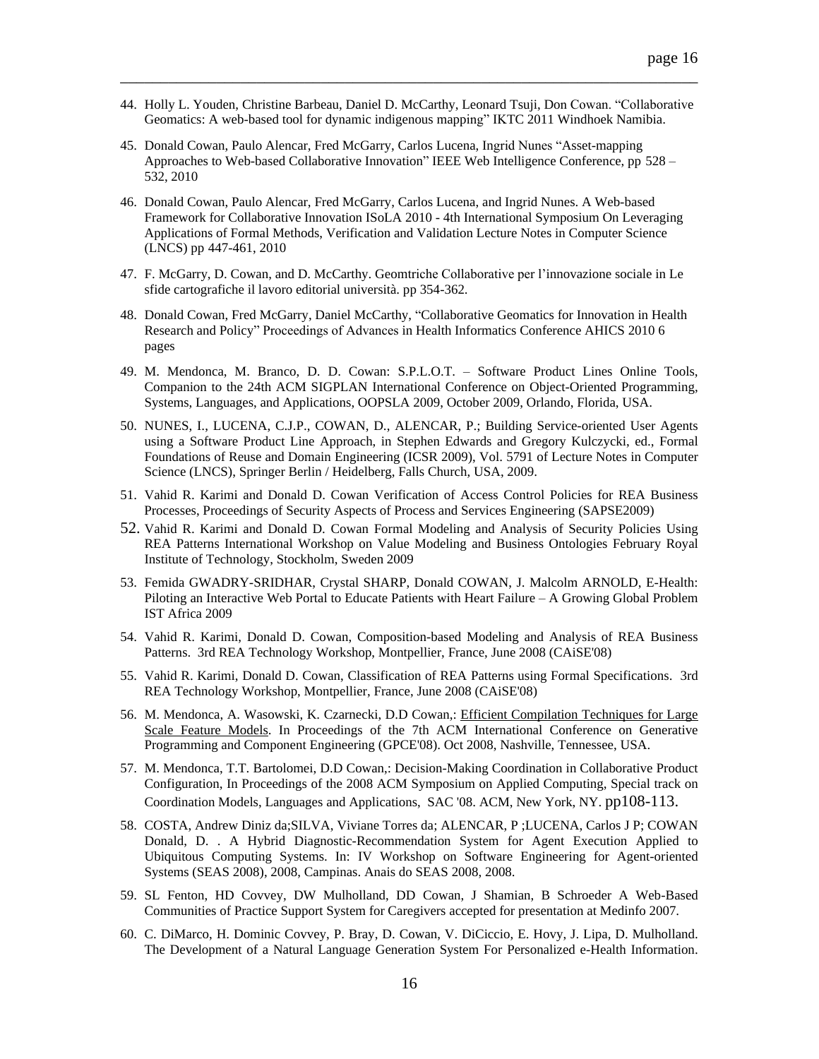44. Holly L. Youden, Christine Barbeau, Daniel D. McCarthy, Leonard Tsuji, Don Cowan. "Collaborative Geomatics: A web-based tool for dynamic indigenous mapping" IKTC 2011 Windhoek Namibia.

45. Donald Cowan, Paulo Alencar, Fred McGarry, Carlos Lucena, Ingrid Nunes "Asset-mapping Approaches to Web-based Collaborative Innovation" IEEE Web Intelligence Conference, pp 528 – 532, 2010

46. Donald Cowan, Paulo Alencar, Fred McGarry, Carlos Lucena, and Ingrid Nunes. A Web-based Framework for Collaborative Innovation ISoLA 2010 - 4th International Symposium On Leveraging Applications of Formal Methods, Verification and Validation Lecture Notes in Computer Science (LNCS) pp 447-461, 2010

47. F. McGarry, D. Cowan, and D. McCarthy. Geomtriche Collaborative per l'innovazione sociale in Le sfide cartografiche il lavoro editorial università. pp 354-362.

48. Donald Cowan, Fred McGarry, Daniel McCarthy, "Collaborative Geomatics for Innovation in Health Research and Policy" Proceedings of Advances in Health Informatics Conference AHICS 2010 6 pages

49. M. Mendonca, M. Branco, D. D. Cowan: S.P.L.O.T. – Software Product Lines Online Tools, Companion to the 24th ACM SIGPLAN International Conference on Object-Oriented Programming, Systems, Languages, and Applications, OOPSLA 2009, October 2009, Orlando, Florida, USA.

50. NUNES, I., LUCENA, C.J.P., COWAN, D., ALENCAR, P.; Building Service-oriented User Agents using a Software Product Line Approach, in Stephen Edwards and Gregory Kulczycki, ed., Formal Foundations of Reuse and Domain Engineering (ICSR 2009), Vol. 5791 of Lecture Notes in Computer Science (LNCS), Springer Berlin / Heidelberg, Falls Church, USA, 2009.

51. Vahid R. Karimi and Donald D. Cowan Verification of Access Control Policies for REA Business Processes, Proceedings of Security Aspects of Process and Services Engineering (SAPSE2009)

52. Vahid R. Karimi and Donald D. Cowan Formal Modeling and Analysis of Security Policies Using REA Patterns International Workshop on Value Modeling and Business Ontologies February Royal Institute of Technology, Stockholm, Sweden 2009

53. Femida GWADRY-SRIDHAR, Crystal SHARP, Donald COWAN, J. Malcolm ARNOLD, E-Health: Piloting an Interactive Web Portal to Educate Patients with Heart Failure – A Growing Global Problem IST Africa 2009

54. Vahid R. Karimi, Donald D. Cowan, Composition-based Modeling and Analysis of REA Business Patterns. 3rd REA Technology Workshop, Montpellier, France, June 2008 (CAiSE'08)

55. Vahid R. Karimi, Donald D. Cowan, Classification of REA Patterns using Formal Specifications. 3rd REA Technology Workshop, Montpellier, France, June 2008 (CAiSE'08)

56. M. Mendonca, A. Wasowski, K. Czarnecki, D.D Cowan,: Efficient Compilation Techniques for Large Scale Feature Models. In Proceedings of the 7th ACM International Conference on Generative Programming and Component Engineering (GPCE'08). Oct 2008, Nashville, Tennessee, USA.

57. M. Mendonca, T.T. Bartolomei, D.D Cowan,: Decision-Making Coordination in Collaborative Product Configuration, In Proceedings of the 2008 ACM Symposium on Applied Computing, Special track on Coordination Models, Languages and Applications, SAC '08. ACM, New York, NY. pp108-113.

58. COSTA, Andrew Diniz da;SILVA, Viviane Torres da; ALENCAR, P ;LUCENA, Carlos J P; COWAN Donald, D. . A Hybrid Diagnostic-Recommendation System for Agent Execution Applied to Ubiquitous Computing Systems. In: IV Workshop on Software Engineering for Agent-oriented Systems (SEAS 2008), 2008, Campinas. Anais do SEAS 2008, 2008.

59. SL Fenton, HD Covvey, DW Mulholland, DD Cowan, J Shamian, B Schroeder A Web-Based Communities of Practice Support System for Caregivers accepted for presentation at Medinfo 2007.

60. C. DiMarco, H. Dominic Covvey, P. Bray, D. Cowan, V. DiCiccio, E. Hovy, J. Lipa, D. Mulholland. The Development of a Natural Language Generation System For Personalized e-Health Information.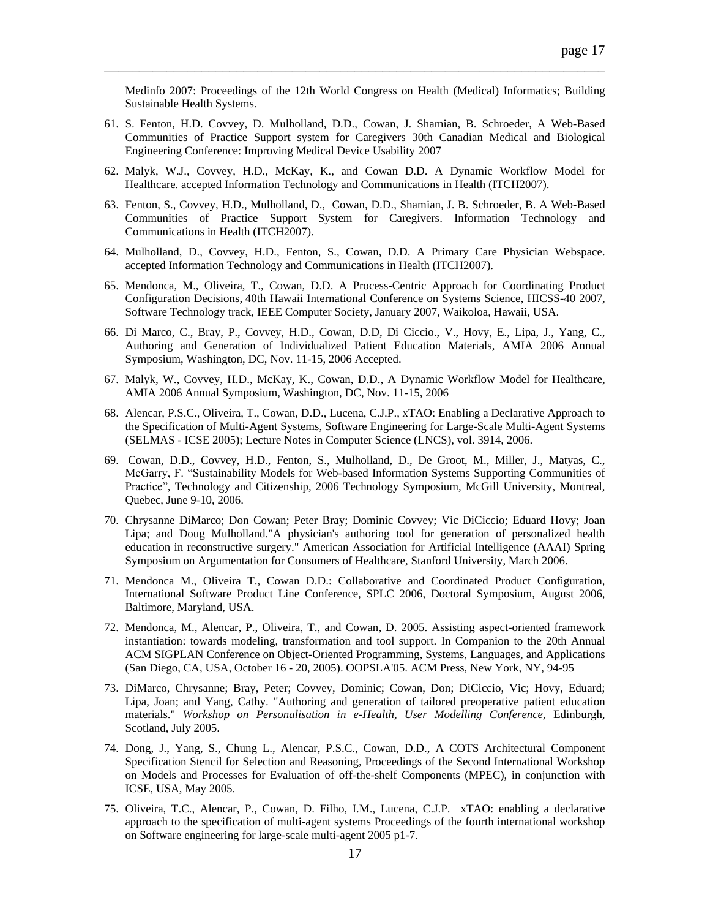Medinfo 2007: Proceedings of the 12th World Congress on Health (Medical) Informatics; Building Sustainable Health Systems.

61. S. Fenton, H.D. Covvey, D. Mulholland, D.D., Cowan, J. Shamian, B. Schroeder, A Web-Based Communities of Practice Support system for Caregivers 30th Canadian Medical and Biological Engineering Conference: Improving Medical Device Usability 2007

62. Malyk, W.J., Covvey, H.D., McKay, K., and Cowan D.D. A Dynamic Workflow Model for Healthcare. accepted Information Technology and Communications in Health (ITCH2007).

63. Fenton, S., Covvey, H.D., Mulholland, D., Cowan, D.D., Shamian, J. B. Schroeder, B. A Web-Based Communities of Practice Support System for Caregivers. Information Technology and Communications in Health (ITCH2007).

64. Mulholland, D., Covvey, H.D., Fenton, S., Cowan, D.D. A Primary Care Physician Webspace. accepted Information Technology and Communications in Health (ITCH2007).

65. Mendonca, M., Oliveira, T., Cowan, D.D. A Process-Centric Approach for Coordinating Product Configuration Decisions, 40th Hawaii International Conference on Systems Science, HICSS-40 2007, Software Technology track, IEEE Computer Society, January 2007, Waikoloa, Hawaii, USA.

66. Di Marco, C., Bray, P., Covvey, H.D., Cowan, D.D, Di Ciccio., V., Hovy, E., Lipa, J., Yang, C., Authoring and Generation of Individualized Patient Education Materials, AMIA 2006 Annual Symposium, Washington, DC, Nov. 11-15, 2006 Accepted.

67. Malyk, W., Covvey, H.D., McKay, K., Cowan, D.D., A Dynamic Workflow Model for Healthcare, AMIA 2006 Annual Symposium, Washington, DC, Nov. 11-15, 2006

68. Alencar, P.S.C., Oliveira, T., Cowan, D.D., Lucena, C.J.P., xTAO: Enabling a Declarative Approach to the Specification of Multi-Agent Systems, Software Engineering for Large-Scale Multi-Agent Systems (SELMAS - ICSE 2005); Lecture Notes in Computer Science (LNCS), vol. 3914, 2006.

69. Cowan, D.D., Covvey, H.D., Fenton, S., Mulholland, D., De Groot, M., Miller, J., Matyas, C., McGarry, F. "Sustainability Models for Web-based Information Systems Supporting Communities of Practice", Technology and Citizenship, 2006 Technology Symposium, McGill University, Montreal, Quebec, June 9-10, 2006.

70. Chrysanne DiMarco; Don Cowan; Peter Bray; Dominic Covvey; Vic DiCiccio; Eduard Hovy; Joan Lipa; and Doug Mulholland."A physician's authoring tool for generation of personalized health education in reconstructive surgery." American Association for Artificial Intelligence (AAAI) Spring Symposium on Argumentation for Consumers of Healthcare, Stanford University, March 2006.

71. Mendonca M., Oliveira T., Cowan D.D.: Collaborative and Coordinated Product Configuration, International Software Product Line Conference, SPLC 2006, Doctoral Symposium, August 2006, Baltimore, Maryland, USA.

72. Mendonca, M., Alencar, P., Oliveira, T., and Cowan, D. 2005. Assisting aspect-oriented framework instantiation: towards modeling, transformation and tool support. In Companion to the 20th Annual ACM SIGPLAN Conference on Object-Oriented Programming, Systems, Languages, and Applications (San Diego, CA, USA, October 16 - 20, 2005). OOPSLA'05. ACM Press, New York, NY, 94-95

73. DiMarco, Chrysanne; Bray, Peter; Covvey, Dominic; Cowan, Don; DiCiccio, Vic; Hovy, Eduard; Lipa, Joan; and Yang, Cathy. "Authoring and generation of tailored preoperative patient education materials." *Workshop on Personalisation in e-Health, User Modelling Conference,* Edinburgh, Scotland, July 2005.

74. Dong, J., Yang, S., Chung L., Alencar, P.S.C., Cowan, D.D., A COTS Architectural Component Specification Stencil for Selection and Reasoning, Proceedings of the Second International Workshop on Models and Processes for Evaluation of off-the-shelf Components (MPEC), in conjunction with ICSE, USA, May 2005.

75. Oliveira, T.C., Alencar, P., Cowan, D. Filho, I.M., Lucena, C.J.P. xTAO: enabling a declarative approach to the specification of multi-agent systems Proceedings of the fourth international workshop on Software engineering for large-scale multi-agent 2005 p1-7.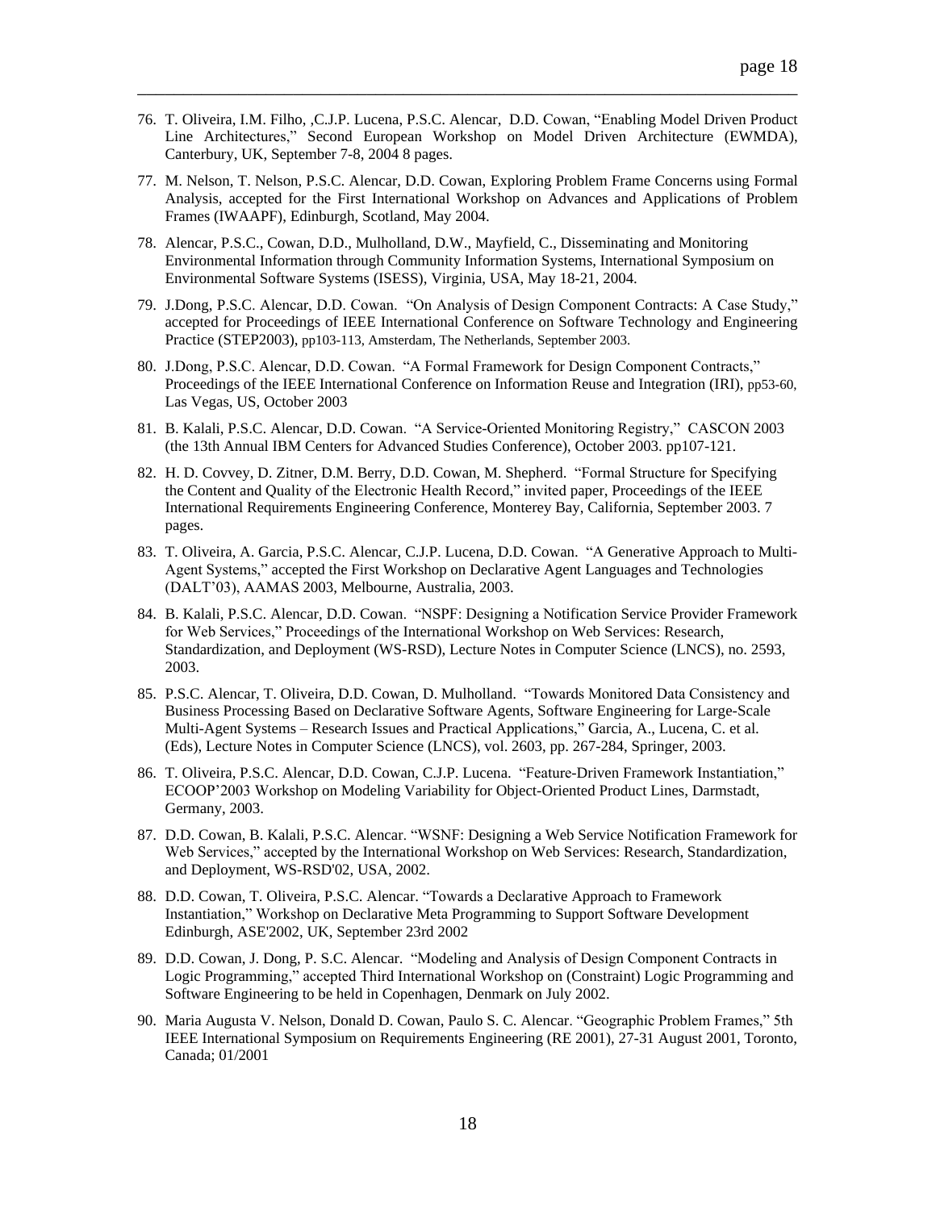76. T. Oliveira, I.M. Filho, ,C.J.P. Lucena, P.S.C. Alencar, D.D. Cowan, "Enabling Model Driven Product Line Architectures," Second European Workshop on Model Driven Architecture (EWMDA), Canterbury, UK, September 7-8, 2004 8 pages.

77. M. Nelson, T. Nelson, P.S.C. Alencar, D.D. Cowan, Exploring Problem Frame Concerns using Formal Analysis, accepted for the First International Workshop on Advances and Applications of Problem Frames (IWAAPF), Edinburgh, Scotland, May 2004.

78. Alencar, P.S.C., Cowan, D.D., Mulholland, D.W., Mayfield, C., Disseminating and Monitoring Environmental Information through Community Information Systems, International Symposium on Environmental Software Systems (ISESS), Virginia, USA, May 18-21, 2004.

79. J.Dong, P.S.C. Alencar, D.D. Cowan. "On Analysis of Design Component Contracts: A Case Study," accepted for Proceedings of IEEE International Conference on Software Technology and Engineering Practice (STEP2003), pp103-113, Amsterdam, The Netherlands, September 2003.

80. J.Dong, P.S.C. Alencar, D.D. Cowan. "A Formal Framework for Design Component Contracts," Proceedings of the IEEE International Conference on Information Reuse and Integration (IRI), pp53-60, Las Vegas, US, October 2003

81. B. Kalali, P.S.C. Alencar, D.D. Cowan. "A Service-Oriented Monitoring Registry," CASCON 2003 (the 13th Annual IBM Centers for Advanced Studies Conference), October 2003. pp107-121.

82. H. D. Covvey, D. Zitner, D.M. Berry, D.D. Cowan, M. Shepherd. "Formal Structure for Specifying the Content and Quality of the Electronic Health Record," invited paper, Proceedings of the IEEE International Requirements Engineering Conference, Monterey Bay, California, September 2003. 7 pages.

83. T. Oliveira, A. Garcia, P.S.C. Alencar, C.J.P. Lucena, D.D. Cowan. "A Generative Approach to Multi-Agent Systems," accepted the First Workshop on Declarative Agent Languages and Technologies (DALT'03), AAMAS 2003, Melbourne, Australia, 2003.

84. B. Kalali, P.S.C. Alencar, D.D. Cowan. "NSPF: Designing a Notification Service Provider Framework for Web Services," Proceedings of the International Workshop on Web Services: Research, Standardization, and Deployment (WS-RSD), Lecture Notes in Computer Science (LNCS), no. 2593, 2003.

85. P.S.C. Alencar, T. Oliveira, D.D. Cowan, D. Mulholland. "Towards Monitored Data Consistency and Business Processing Based on Declarative Software Agents, Software Engineering for Large-Scale Multi-Agent Systems – Research Issues and Practical Applications," Garcia, A., Lucena, C. et al. (Eds), Lecture Notes in Computer Science (LNCS), vol. 2603, pp. 267-284, Springer, 2003.

86. T. Oliveira, P.S.C. Alencar, D.D. Cowan, C.J.P. Lucena. "Feature-Driven Framework Instantiation," ECOOP'2003 Workshop on Modeling Variability for Object-Oriented Product Lines, Darmstadt, Germany, 2003.

87. D.D. Cowan, B. Kalali, P.S.C. Alencar. "WSNF: Designing a Web Service Notification Framework for Web Services," accepted by the International Workshop on Web Services: Research, Standardization, and Deployment, WS-RSD'02, USA, 2002.

88. D.D. Cowan, T. Oliveira, P.S.C. Alencar. "Towards a Declarative Approach to Framework Instantiation," Workshop on Declarative Meta Programming to Support Software Development Edinburgh, ASE'2002, UK, September 23rd 2002

89. D.D. Cowan, J. Dong, P. S.C. Alencar. "Modeling and Analysis of Design Component Contracts in Logic Programming," accepted Third International Workshop on (Constraint) Logic Programming and Software Engineering to be held in Copenhagen, Denmark on July 2002.

90. Maria Augusta V. Nelson, Donald D. Cowan, Paulo S. C. Alencar. "Geographic Problem Frames," 5th IEEE International Symposium on Requirements Engineering (RE 2001), 27-31 August 2001, Toronto, Canada; 01/2001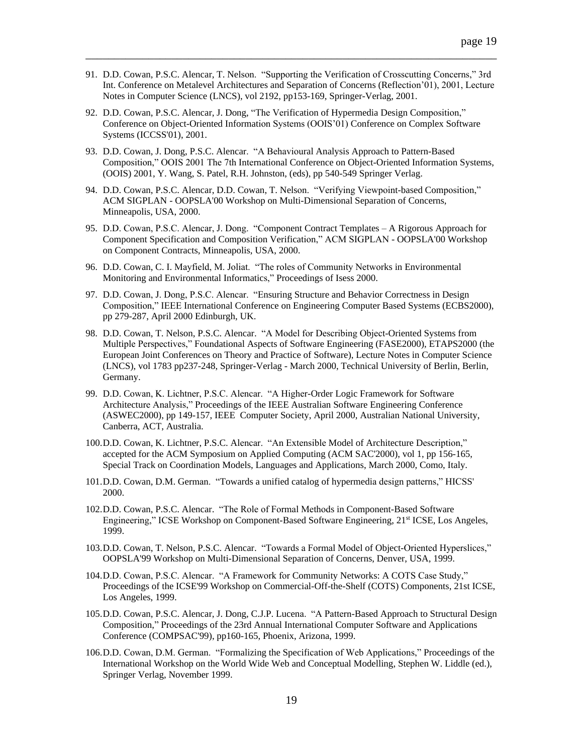91. D.D. Cowan, P.S.C. Alencar, T. Nelson. "Supporting the Verification of Crosscutting Concerns," 3rd Int. Conference on Metalevel Architectures and Separation of Concerns (Reflection'01), 2001, Lecture Notes in Computer Science (LNCS), vol 2192, pp153-169, Springer-Verlag, 2001.

92. D.D. Cowan, P.S.C. Alencar, J. Dong, "The Verification of Hypermedia Design Composition," Conference on Object-Oriented Information Systems (OOIS'01) Conference on Complex Software Systems (ICCSS'01), 2001.

93. D.D. Cowan, J. Dong, P.S.C. Alencar. "A Behavioural Analysis Approach to Pattern-Based Composition," OOIS 2001 The 7th International Conference on Object-Oriented Information Systems, (OOIS) 2001, Y. Wang, S. Patel, R.H. Johnston, (eds), pp 540-549 Springer Verlag.

94. D.D. Cowan, P.S.C. Alencar, D.D. Cowan, T. Nelson. "Verifying Viewpoint-based Composition," ACM SIGPLAN - OOPSLA'00 Workshop on Multi-Dimensional Separation of Concerns, Minneapolis, USA, 2000.

95. D.D. Cowan, P.S.C. Alencar, J. Dong. "Component Contract Templates – A Rigorous Approach for Component Specification and Composition Verification," ACM SIGPLAN - OOPSLA'00 Workshop on Component Contracts, Minneapolis, USA, 2000.

96. D.D. Cowan, C. I. Mayfield, M. Joliat. "The roles of Community Networks in Environmental Monitoring and Environmental Informatics," Proceedings of Isess 2000.

97. D.D. Cowan, J. Dong, P.S.C. Alencar. "Ensuring Structure and Behavior Correctness in Design Composition," IEEE International Conference on Engineering Computer Based Systems (ECBS2000), pp 279-287, April 2000 Edinburgh, UK.

98. D.D. Cowan, T. Nelson, P.S.C. Alencar. "A Model for Describing Object-Oriented Systems from Multiple Perspectives," Foundational Aspects of Software Engineering (FASE2000), ETAPS2000 (the European Joint Conferences on Theory and Practice of Software), Lecture Notes in Computer Science (LNCS), vol 1783 pp237-248, Springer-Verlag - March 2000, Technical University of Berlin, Berlin, Germany.

99. D.D. Cowan, K. Lichtner, P.S.C. Alencar. "A Higher-Order Logic Framework for Software Architecture Analysis," Proceedings of the IEEE Australian Software Engineering Conference (ASWEC2000), pp 149-157, IEEE Computer Society, April 2000, Australian National University, Canberra, ACT, Australia.

100. D.D. Cowan, K. Lichtner, P.S.C. Alencar. "An Extensible Model of Architecture Description," accepted for the ACM Symposium on Applied Computing (ACM SAC'2000), vol 1, pp 156-165, Special Track on Coordination Models, Languages and Applications, March 2000, Como, Italy.

101. D.D. Cowan, D.M. German. "Towards a unified catalog of hypermedia design patterns," HICSS' 2000.

102. D.D. Cowan, P.S.C. Alencar. "The Role of Formal Methods in Component-Based Software Engineering," ICSE Workshop on Component-Based Software Engineering, 21st ICSE, Los Angeles, 1999.

103. D.D. Cowan, T. Nelson, P.S.C. Alencar. "Towards a Formal Model of Object-Oriented Hyperslices," OOPSLA'99 Workshop on Multi-Dimensional Separation of Concerns, Denver, USA, 1999.

104. D.D. Cowan, P.S.C. Alencar. "A Framework for Community Networks: A COTS Case Study," Proceedings of the ICSE'99 Workshop on Commercial-Off-the-Shelf (COTS) Components, 21st ICSE, Los Angeles, 1999.

105. D.D. Cowan, P.S.C. Alencar, J. Dong, C.J.P. Lucena. "A Pattern-Based Approach to Structural Design Composition," Proceedings of the 23rd Annual International Computer Software and Applications Conference (COMPSAC'99), pp160-165, Phoenix, Arizona, 1999.

106. D.D. Cowan, D.M. German. "Formalizing the Specification of Web Applications," Proceedings of the International Workshop on the World Wide Web and Conceptual Modelling, Stephen W. Liddle (ed.), Springer Verlag, November 1999.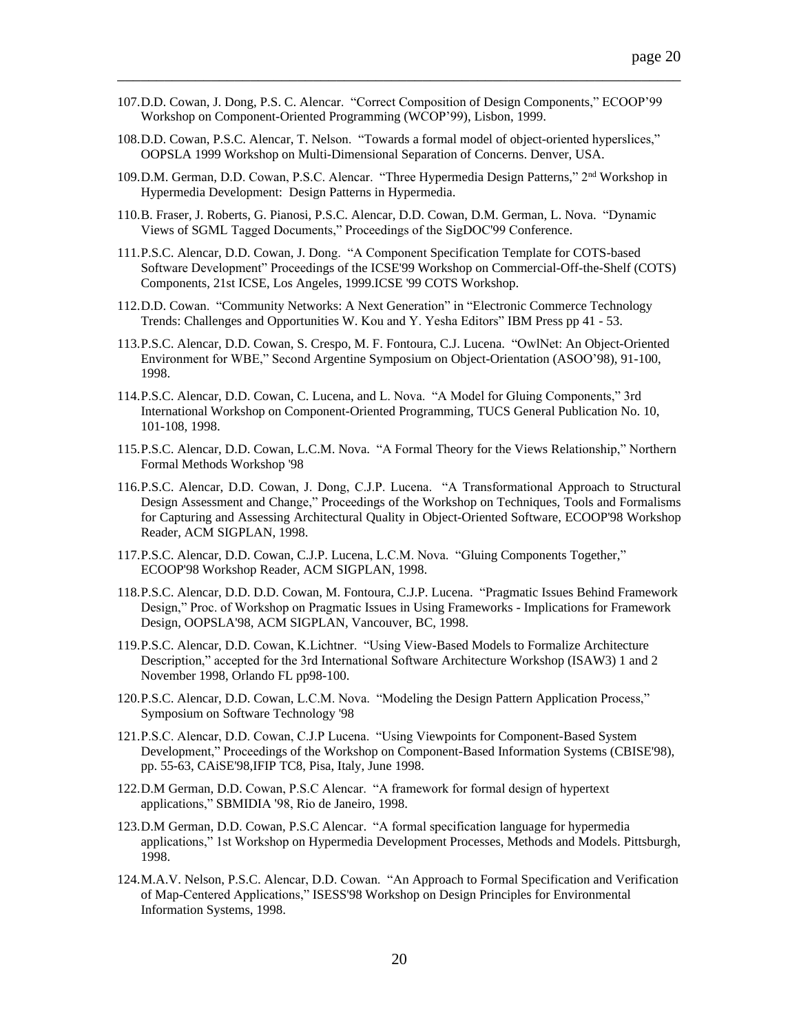107. D.D. Cowan, J. Dong, P.S. C. Alencar. "Correct Composition of Design Components," ECOOP'99 Workshop on Component-Oriented Programming (WCOP'99), Lisbon, 1999.

108. D.D. Cowan, P.S.C. Alencar, T. Nelson. "Towards a formal model of object-oriented hyperslices," OOPSLA 1999 Workshop on Multi-Dimensional Separation of Concerns. Denver, USA.

109. D.M. German, D.D. Cowan, P.S.C. Alencar. "Three Hypermedia Design Patterns," 2nd Workshop in Hypermedia Development: Design Patterns in Hypermedia.

110. B. Fraser, J. Roberts, G. Pianosi, P.S.C. Alencar, D.D. Cowan, D.M. German, L. Nova. "Dynamic Views of SGML Tagged Documents," Proceedings of the SigDOC'99 Conference.

111. P.S.C. Alencar, D.D. Cowan, J. Dong. "A Component Specification Template for COTS-based Software Development" Proceedings of the ICSE'99 Workshop on Commercial-Off-the-Shelf (COTS) Components, 21st ICSE, Los Angeles, 1999.ICSE '99 COTS Workshop.

112. D.D. Cowan. "Community Networks: A Next Generation" in "Electronic Commerce Technology Trends: Challenges and Opportunities W. Kou and Y. Yesha Editors" IBM Press pp 41 - 53.

113. P.S.C. Alencar, D.D. Cowan, S. Crespo, M. F. Fontoura, C.J. Lucena. "OwlNet: An Object-Oriented Environment for WBE," Second Argentine Symposium on Object-Orientation (ASOO'98), 91-100, 1998.

114. P.S.C. Alencar, D.D. Cowan, C. Lucena, and L. Nova. "A Model for Gluing Components," 3rd International Workshop on Component-Oriented Programming, TUCS General Publication No. 10, 101-108, 1998.

115. P.S.C. Alencar, D.D. Cowan, L.C.M. Nova. "A Formal Theory for the Views Relationship," Northern Formal Methods Workshop '98

116. P.S.C. Alencar, D.D. Cowan, J. Dong, C.J.P. Lucena. "A Transformational Approach to Structural Design Assessment and Change," Proceedings of the Workshop on Techniques, Tools and Formalisms for Capturing and Assessing Architectural Quality in Object-Oriented Software, ECOOP'98 Workshop Reader, ACM SIGPLAN, 1998.

117. P.S.C. Alencar, D.D. Cowan, C.J.P. Lucena, L.C.M. Nova. "Gluing Components Together," ECOOP'98 Workshop Reader, ACM SIGPLAN, 1998.

118. P.S.C. Alencar, D.D. D.D. Cowan, M. Fontoura, C.J.P. Lucena. "Pragmatic Issues Behind Framework Design," Proc. of Workshop on Pragmatic Issues in Using Frameworks - Implications for Framework Design, OOPSLA'98, ACM SIGPLAN, Vancouver, BC, 1998.

119. P.S.C. Alencar, D.D. Cowan, K.Lichtner. "Using View-Based Models to Formalize Architecture Description," accepted for the 3rd International Software Architecture Workshop (ISAW3) 1 and 2 November 1998, Orlando FL pp98-100.

120. P.S.C. Alencar, D.D. Cowan, L.C.M. Nova. "Modeling the Design Pattern Application Process," Symposium on Software Technology '98

121. P.S.C. Alencar, D.D. Cowan, C.J.P Lucena. "Using Viewpoints for Component-Based System Development," Proceedings of the Workshop on Component-Based Information Systems (CBISE'98), pp. 55-63, CAiSE'98,IFIP TC8, Pisa, Italy, June 1998.

122. D.M German, D.D. Cowan, P.S.C Alencar. "A framework for formal design of hypertext applications," SBMIDIA '98, Rio de Janeiro, 1998.

123. D.M German, D.D. Cowan, P.S.C Alencar. "A formal specification language for hypermedia applications," 1st Workshop on Hypermedia Development Processes, Methods and Models. Pittsburgh, 1998.

124. M.A.V. Nelson, P.S.C. Alencar, D.D. Cowan. "An Approach to Formal Specification and Verification of Map-Centered Applications," ISESS'98 Workshop on Design Principles for Environmental Information Systems, 1998.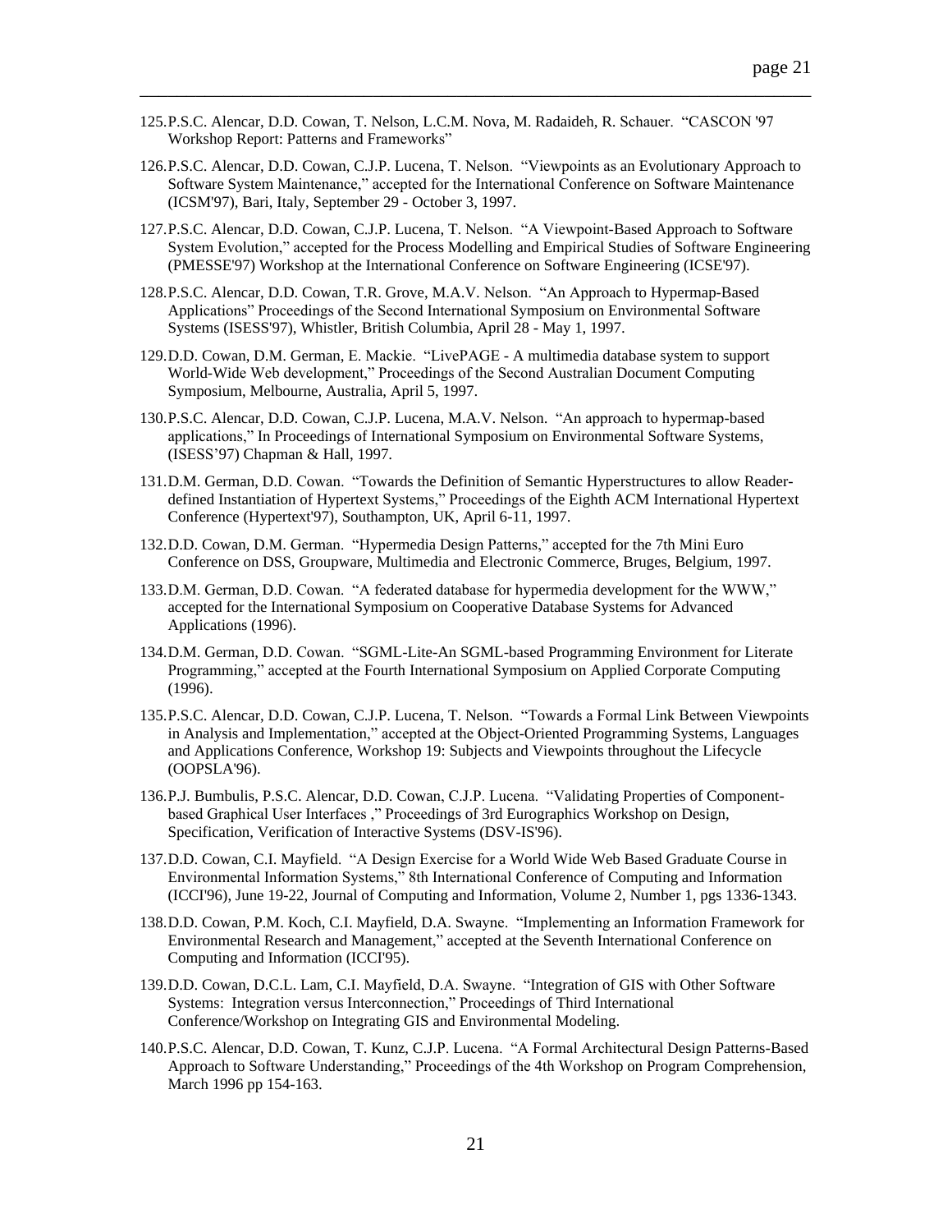125. P.S.C. Alencar, D.D. Cowan, T. Nelson, L.C.M. Nova, M. Radaideh, R. Schauer. "CASCON '97 Workshop Report: Patterns and Frameworks"

126. P.S.C. Alencar, D.D. Cowan, C.J.P. Lucena, T. Nelson. "Viewpoints as an Evolutionary Approach to Software System Maintenance," accepted for the International Conference on Software Maintenance (ICSM'97), Bari, Italy, September 29 - October 3, 1997.

127. P.S.C. Alencar, D.D. Cowan, C.J.P. Lucena, T. Nelson. "A Viewpoint-Based Approach to Software System Evolution," accepted for the Process Modelling and Empirical Studies of Software Engineering (PMESSE'97) Workshop at the International Conference on Software Engineering (ICSE'97).

128. P.S.C. Alencar, D.D. Cowan, T.R. Grove, M.A.V. Nelson. "An Approach to Hypermap-Based Applications" Proceedings of the Second International Symposium on Environmental Software Systems (ISESS'97), Whistler, British Columbia, April 28 - May 1, 1997.

129. D.D. Cowan, D.M. German, E. Mackie. "LivePAGE - A multimedia database system to support World-Wide Web development," Proceedings of the Second Australian Document Computing Symposium, Melbourne, Australia, April 5, 1997.

130. P.S.C. Alencar, D.D. Cowan, C.J.P. Lucena, M.A.V. Nelson. "An approach to hypermap-based applications," In Proceedings of International Symposium on Environmental Software Systems, (ISESS'97) Chapman & Hall, 1997.

131. D.M. German, D.D. Cowan. "Towards the Definition of Semantic Hyperstructures to allow Reader-defined Instantiation of Hypertext Systems," Proceedings of the Eighth ACM International Hypertext Conference (Hypertext'97), Southampton, UK, April 6-11, 1997.

132. D.D. Cowan, D.M. German. "Hypermedia Design Patterns," accepted for the 7th Mini Euro Conference on DSS, Groupware, Multimedia and Electronic Commerce, Bruges, Belgium, 1997.

133. D.M. German, D.D. Cowan. "A federated database for hypermedia development for the WWW," accepted for the International Symposium on Cooperative Database Systems for Advanced Applications (1996).

134. D.M. German, D.D. Cowan. "SGML-Lite-An SGML-based Programming Environment for Literate Programming," accepted at the Fourth International Symposium on Applied Corporate Computing (1996).

135. P.S.C. Alencar, D.D. Cowan, C.J.P. Lucena, T. Nelson. "Towards a Formal Link Between Viewpoints in Analysis and Implementation," accepted at the Object-Oriented Programming Systems, Languages and Applications Conference, Workshop 19: Subjects and Viewpoints throughout the Lifecycle (OOPSLA'96).

136. P.J. Bumbulis, P.S.C. Alencar, D.D. Cowan, C.J.P. Lucena. "Validating Properties of Component-based Graphical User Interfaces ," Proceedings of 3rd Eurographics Workshop on Design, Specification, Verification of Interactive Systems (DSV-IS'96).

137. D.D. Cowan, C.I. Mayfield. "A Design Exercise for a World Wide Web Based Graduate Course in Environmental Information Systems," 8th International Conference of Computing and Information (ICCI'96), June 19-22, Journal of Computing and Information, Volume 2, Number 1, pgs 1336-1343.

138. D.D. Cowan, P.M. Koch, C.I. Mayfield, D.A. Swayne. "Implementing an Information Framework for Environmental Research and Management," accepted at the Seventh International Conference on Computing and Information (ICCI'95).

139. D.D. Cowan, D.C.L. Lam, C.I. Mayfield, D.A. Swayne. "Integration of GIS with Other Software Systems: Integration versus Interconnection," Proceedings of Third International Conference/Workshop on Integrating GIS and Environmental Modeling.

140. P.S.C. Alencar, D.D. Cowan, T. Kunz, C.J.P. Lucena. "A Formal Architectural Design Patterns-Based Approach to Software Understanding," Proceedings of the 4th Workshop on Program Comprehension, March 1996 pp 154-163.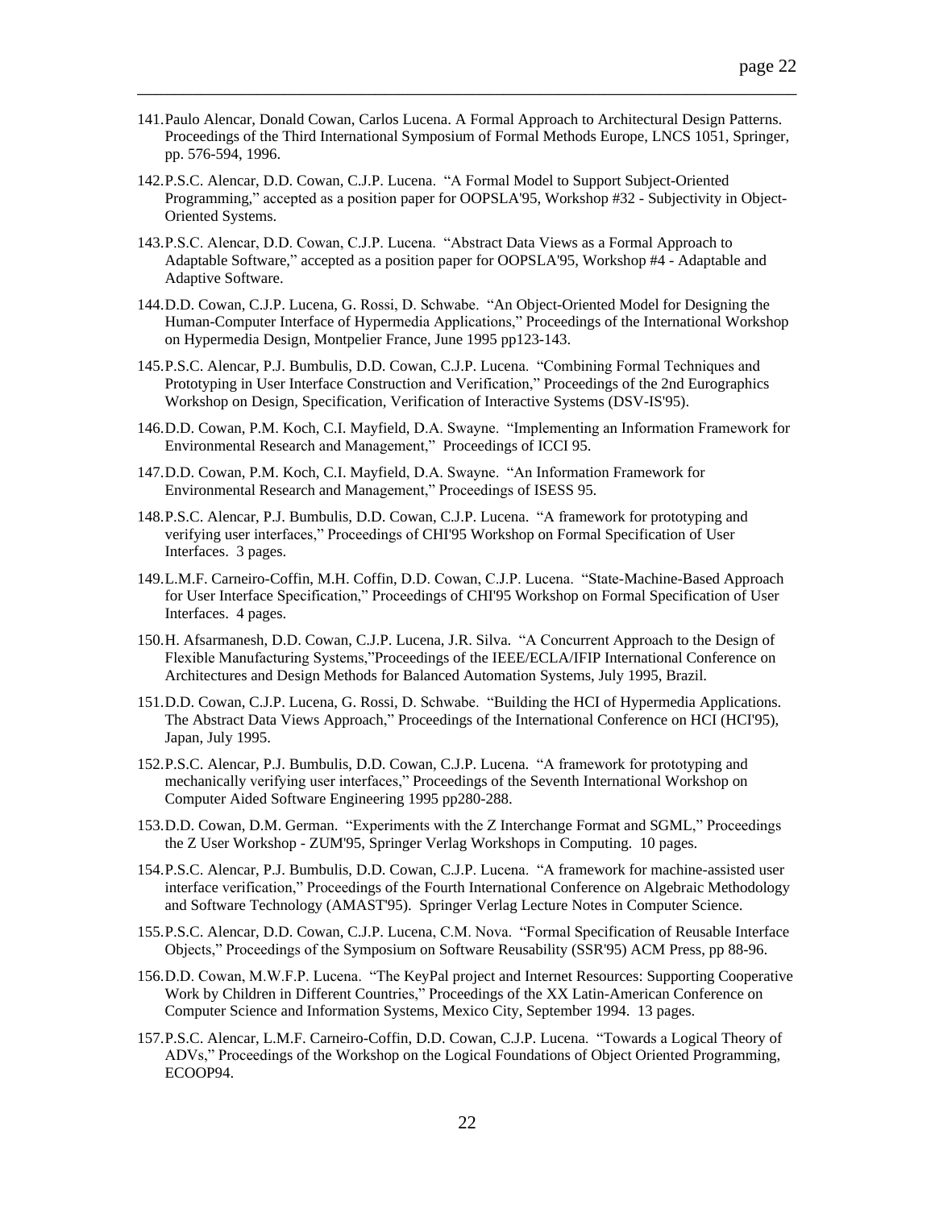141. Paulo Alencar, Donald Cowan, Carlos Lucena. A Formal Approach to Architectural Design Patterns. Proceedings of the Third International Symposium of Formal Methods Europe, LNCS 1051, Springer, pp. 576-594, 1996.
142. P.S.C. Alencar, D.D. Cowan, C.J.P. Lucena. "A Formal Model to Support Subject-Oriented Programming," accepted as a position paper for OOPSLA'95, Workshop #32 - Subjectivity in Object-Oriented Systems.
143. P.S.C. Alencar, D.D. Cowan, C.J.P. Lucena. "Abstract Data Views as a Formal Approach to Adaptable Software," accepted as a position paper for OOPSLA'95, Workshop #4 - Adaptable and Adaptive Software.
144. D.D. Cowan, C.J.P. Lucena, G. Rossi, D. Schwabe. "An Object-Oriented Model for Designing the Human-Computer Interface of Hypermedia Applications," Proceedings of the International Workshop on Hypermedia Design, Montpelier France, June 1995 pp123-143.
145. P.S.C. Alencar, P.J. Bumbulis, D.D. Cowan, C.J.P. Lucena. "Combining Formal Techniques and Prototyping in User Interface Construction and Verification," Proceedings of the 2nd Eurographics Workshop on Design, Specification, Verification of Interactive Systems (DSV-IS'95).
146. D.D. Cowan, P.M. Koch, C.I. Mayfield, D.A. Swayne. "Implementing an Information Framework for Environmental Research and Management," Proceedings of ICCI 95.
147. D.D. Cowan, P.M. Koch, C.I. Mayfield, D.A. Swayne. "An Information Framework for Environmental Research and Management," Proceedings of ISESS 95.
148. P.S.C. Alencar, P.J. Bumbulis, D.D. Cowan, C.J.P. Lucena. "A framework for prototyping and verifying user interfaces," Proceedings of CHI'95 Workshop on Formal Specification of User Interfaces. 3 pages.
149. L.M.F. Carneiro-Coffin, M.H. Coffin, D.D. Cowan, C.J.P. Lucena. "State-Machine-Based Approach for User Interface Specification," Proceedings of CHI'95 Workshop on Formal Specification of User Interfaces. 4 pages.
150. H. Afsarmanesh, D.D. Cowan, C.J.P. Lucena, J.R. Silva. "A Concurrent Approach to the Design of Flexible Manufacturing Systems,"Proceedings of the IEEE/ECLA/IFIP International Conference on Architectures and Design Methods for Balanced Automation Systems, July 1995, Brazil.
151. D.D. Cowan, C.J.P. Lucena, G. Rossi, D. Schwabe. "Building the HCI of Hypermedia Applications. The Abstract Data Views Approach," Proceedings of the International Conference on HCI (HCI'95), Japan, July 1995.
152. P.S.C. Alencar, P.J. Bumbulis, D.D. Cowan, C.J.P. Lucena. "A framework for prototyping and mechanically verifying user interfaces," Proceedings of the Seventh International Workshop on Computer Aided Software Engineering 1995 pp280-288.
153. D.D. Cowan, D.M. German. "Experiments with the Z Interchange Format and SGML," Proceedings the Z User Workshop - ZUM'95, Springer Verlag Workshops in Computing. 10 pages.
154. P.S.C. Alencar, P.J. Bumbulis, D.D. Cowan, C.J.P. Lucena. "A framework for machine-assisted user interface verification," Proceedings of the Fourth International Conference on Algebraic Methodology and Software Technology (AMAST'95). Springer Verlag Lecture Notes in Computer Science.
155. P.S.C. Alencar, D.D. Cowan, C.J.P. Lucena, C.M. Nova. "Formal Specification of Reusable Interface Objects," Proceedings of the Symposium on Software Reusability (SSR'95) ACM Press, pp 88-96.
156. D.D. Cowan, M.W.F.P. Lucena. "The KeyPal project and Internet Resources: Supporting Cooperative Work by Children in Different Countries," Proceedings of the XX Latin-American Conference on Computer Science and Information Systems, Mexico City, September 1994. 13 pages.
157. P.S.C. Alencar, L.M.F. Carneiro-Coffin, D.D. Cowan, C.J.P. Lucena. "Towards a Logical Theory of ADVs," Proceedings of the Workshop on the Logical Foundations of Object Oriented Programming, ECOOP94.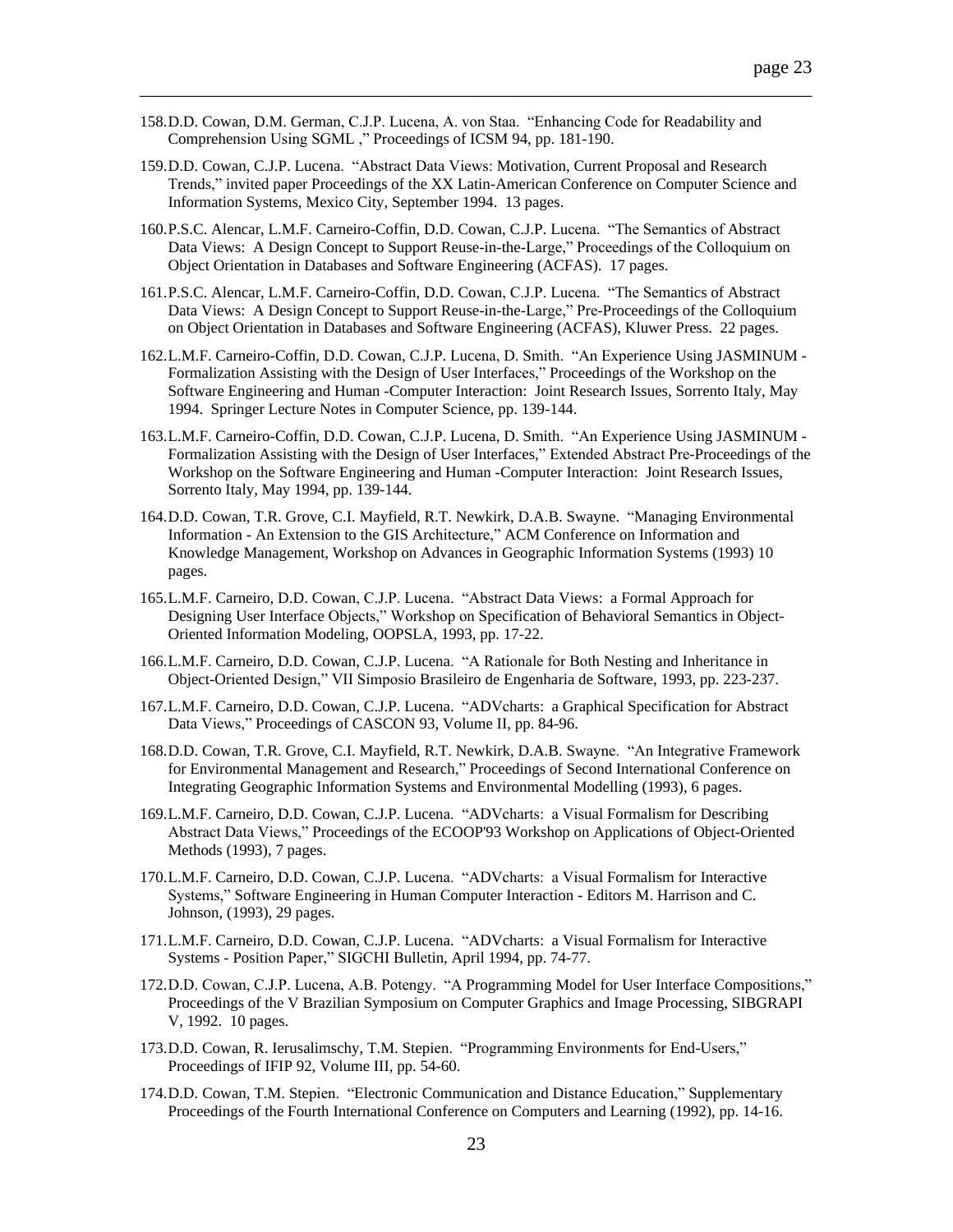158. D.D. Cowan, D.M. German, C.J.P. Lucena, A. von Staa. "Enhancing Code for Readability and Comprehension Using SGML ," Proceedings of ICSM 94, pp. 181-190.

159. D.D. Cowan, C.J.P. Lucena. "Abstract Data Views: Motivation, Current Proposal and Research Trends," invited paper Proceedings of the XX Latin-American Conference on Computer Science and Information Systems, Mexico City, September 1994. 13 pages.

160. P.S.C. Alencar, L.M.F. Carneiro-Coffin, D.D. Cowan, C.J.P. Lucena. "The Semantics of Abstract Data Views: A Design Concept to Support Reuse-in-the-Large," Proceedings of the Colloquium on Object Orientation in Databases and Software Engineering (ACFAS). 17 pages.

161. P.S.C. Alencar, L.M.F. Carneiro-Coffin, D.D. Cowan, C.J.P. Lucena. "The Semantics of Abstract Data Views: A Design Concept to Support Reuse-in-the-Large," Pre-Proceedings of the Colloquium on Object Orientation in Databases and Software Engineering (ACFAS), Kluwer Press. 22 pages.

162. L.M.F. Carneiro-Coffin, D.D. Cowan, C.J.P. Lucena, D. Smith. "An Experience Using JASMINUM - Formalization Assisting with the Design of User Interfaces," Proceedings of the Workshop on the Software Engineering and Human -Computer Interaction: Joint Research Issues, Sorrento Italy, May 1994. Springer Lecture Notes in Computer Science, pp. 139-144.

163. L.M.F. Carneiro-Coffin, D.D. Cowan, C.J.P. Lucena, D. Smith. "An Experience Using JASMINUM - Formalization Assisting with the Design of User Interfaces," Extended Abstract Pre-Proceedings of the Workshop on the Software Engineering and Human -Computer Interaction: Joint Research Issues, Sorrento Italy, May 1994, pp. 139-144.

164. D.D. Cowan, T.R. Grove, C.I. Mayfield, R.T. Newkirk, D.A.B. Swayne. "Managing Environmental Information - An Extension to the GIS Architecture," ACM Conference on Information and Knowledge Management, Workshop on Advances in Geographic Information Systems (1993) 10 pages.

165. L.M.F. Carneiro, D.D. Cowan, C.J.P. Lucena. "Abstract Data Views: a Formal Approach for Designing User Interface Objects," Workshop on Specification of Behavioral Semantics in Object-Oriented Information Modeling, OOPSLA, 1993, pp. 17-22.

166. L.M.F. Carneiro, D.D. Cowan, C.J.P. Lucena. "A Rationale for Both Nesting and Inheritance in Object-Oriented Design," VII Simposio Brasileiro de Engenharia de Software, 1993, pp. 223-237.

167. L.M.F. Carneiro, D.D. Cowan, C.J.P. Lucena. "ADVcharts: a Graphical Specification for Abstract Data Views," Proceedings of CASCON 93, Volume II, pp. 84-96.

168. D.D. Cowan, T.R. Grove, C.I. Mayfield, R.T. Newkirk, D.A.B. Swayne. "An Integrative Framework for Environmental Management and Research," Proceedings of Second International Conference on Integrating Geographic Information Systems and Environmental Modelling (1993), 6 pages.

169. L.M.F. Carneiro, D.D. Cowan, C.J.P. Lucena. "ADVcharts: a Visual Formalism for Describing Abstract Data Views," Proceedings of the ECOOP'93 Workshop on Applications of Object-Oriented Methods (1993), 7 pages.

170. L.M.F. Carneiro, D.D. Cowan, C.J.P. Lucena. "ADVcharts: a Visual Formalism for Interactive Systems," Software Engineering in Human Computer Interaction - Editors M. Harrison and C. Johnson, (1993), 29 pages.

171. L.M.F. Carneiro, D.D. Cowan, C.J.P. Lucena. "ADVcharts: a Visual Formalism for Interactive Systems - Position Paper," SIGCHI Bulletin, April 1994, pp. 74-77.

172. D.D. Cowan, C.J.P. Lucena, A.B. Potengy. "A Programming Model for User Interface Compositions," Proceedings of the V Brazilian Symposium on Computer Graphics and Image Processing, SIBGRAPI V, 1992. 10 pages.

173. D.D. Cowan, R. Ierusalimschy, T.M. Stepien. "Programming Environments for End-Users," Proceedings of IFIP 92, Volume III, pp. 54-60.

174. D.D. Cowan, T.M. Stepien. "Electronic Communication and Distance Education," Supplementary Proceedings of the Fourth International Conference on Computers and Learning (1992), pp. 14-16.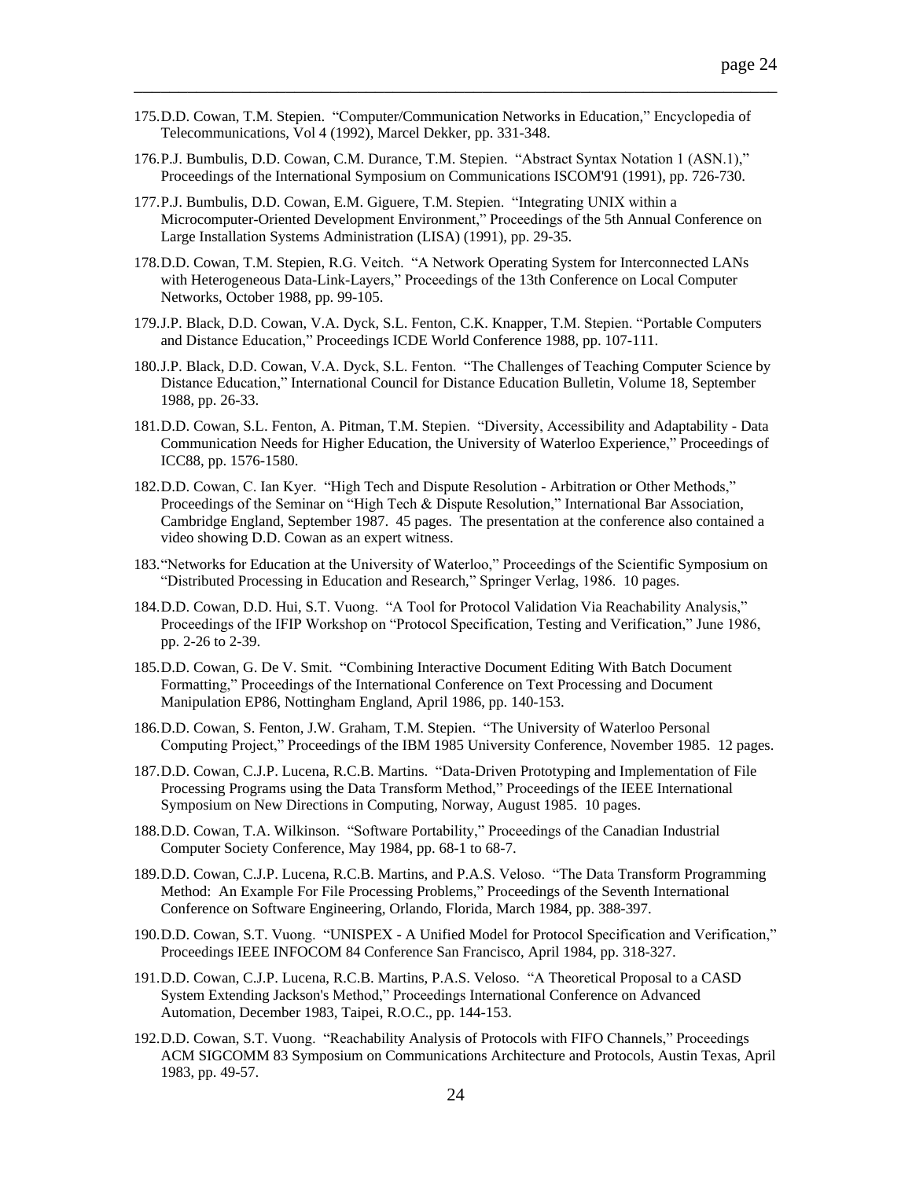175. D.D. Cowan, T.M. Stepien. "Computer/Communication Networks in Education," Encyclopedia of Telecommunications, Vol 4 (1992), Marcel Dekker, pp. 331-348.

176. P.J. Bumbulis, D.D. Cowan, C.M. Durance, T.M. Stepien. "Abstract Syntax Notation 1 (ASN.1)," Proceedings of the International Symposium on Communications ISCOM'91 (1991), pp. 726-730.

177. P.J. Bumbulis, D.D. Cowan, E.M. Giguere, T.M. Stepien. "Integrating UNIX within a Microcomputer-Oriented Development Environment," Proceedings of the 5th Annual Conference on Large Installation Systems Administration (LISA) (1991), pp. 29-35.

178. D.D. Cowan, T.M. Stepien, R.G. Veitch. "A Network Operating System for Interconnected LANs with Heterogeneous Data-Link-Layers," Proceedings of the 13th Conference on Local Computer Networks, October 1988, pp. 99-105.

179. J.P. Black, D.D. Cowan, V.A. Dyck, S.L. Fenton, C.K. Knapper, T.M. Stepien. "Portable Computers and Distance Education," Proceedings ICDE World Conference 1988, pp. 107-111.

180. J.P. Black, D.D. Cowan, V.A. Dyck, S.L. Fenton. "The Challenges of Teaching Computer Science by Distance Education," International Council for Distance Education Bulletin, Volume 18, September 1988, pp. 26-33.

181. D.D. Cowan, S.L. Fenton, A. Pitman, T.M. Stepien. "Diversity, Accessibility and Adaptability - Data Communication Needs for Higher Education, the University of Waterloo Experience," Proceedings of ICC88, pp. 1576-1580.

182. D.D. Cowan, C. Ian Kyer. "High Tech and Dispute Resolution - Arbitration or Other Methods," Proceedings of the Seminar on "High Tech & Dispute Resolution," International Bar Association, Cambridge England, September 1987. 45 pages. The presentation at the conference also contained a video showing D.D. Cowan as an expert witness.

183. "Networks for Education at the University of Waterloo," Proceedings of the Scientific Symposium on "Distributed Processing in Education and Research," Springer Verlag, 1986. 10 pages.

184. D.D. Cowan, D.D. Hui, S.T. Vuong. "A Tool for Protocol Validation Via Reachability Analysis," Proceedings of the IFIP Workshop on "Protocol Specification, Testing and Verification," June 1986, pp. 2-26 to 2-39.

185. D.D. Cowan, G. De V. Smit. "Combining Interactive Document Editing With Batch Document Formatting," Proceedings of the International Conference on Text Processing and Document Manipulation EP86, Nottingham England, April 1986, pp. 140-153.

186. D.D. Cowan, S. Fenton, J.W. Graham, T.M. Stepien. "The University of Waterloo Personal Computing Project," Proceedings of the IBM 1985 University Conference, November 1985. 12 pages.

187. D.D. Cowan, C.J.P. Lucena, R.C.B. Martins. "Data-Driven Prototyping and Implementation of File Processing Programs using the Data Transform Method," Proceedings of the IEEE International Symposium on New Directions in Computing, Norway, August 1985. 10 pages.

188. D.D. Cowan, T.A. Wilkinson. "Software Portability," Proceedings of the Canadian Industrial Computer Society Conference, May 1984, pp. 68-1 to 68-7.

189. D.D. Cowan, C.J.P. Lucena, R.C.B. Martins, and P.A.S. Veloso. "The Data Transform Programming Method: An Example For File Processing Problems," Proceedings of the Seventh International Conference on Software Engineering, Orlando, Florida, March 1984, pp. 388-397.

190. D.D. Cowan, S.T. Vuong. "UNISPEX - A Unified Model for Protocol Specification and Verification," Proceedings IEEE INFOCOM 84 Conference San Francisco, April 1984, pp. 318-327.

191. D.D. Cowan, C.J.P. Lucena, R.C.B. Martins, P.A.S. Veloso. "A Theoretical Proposal to a CASD System Extending Jackson's Method," Proceedings International Conference on Advanced Automation, December 1983, Taipei, R.O.C., pp. 144-153.

192. D.D. Cowan, S.T. Vuong. "Reachability Analysis of Protocols with FIFO Channels," Proceedings ACM SIGCOMM 83 Symposium on Communications Architecture and Protocols, Austin Texas, April 1983, pp. 49-57.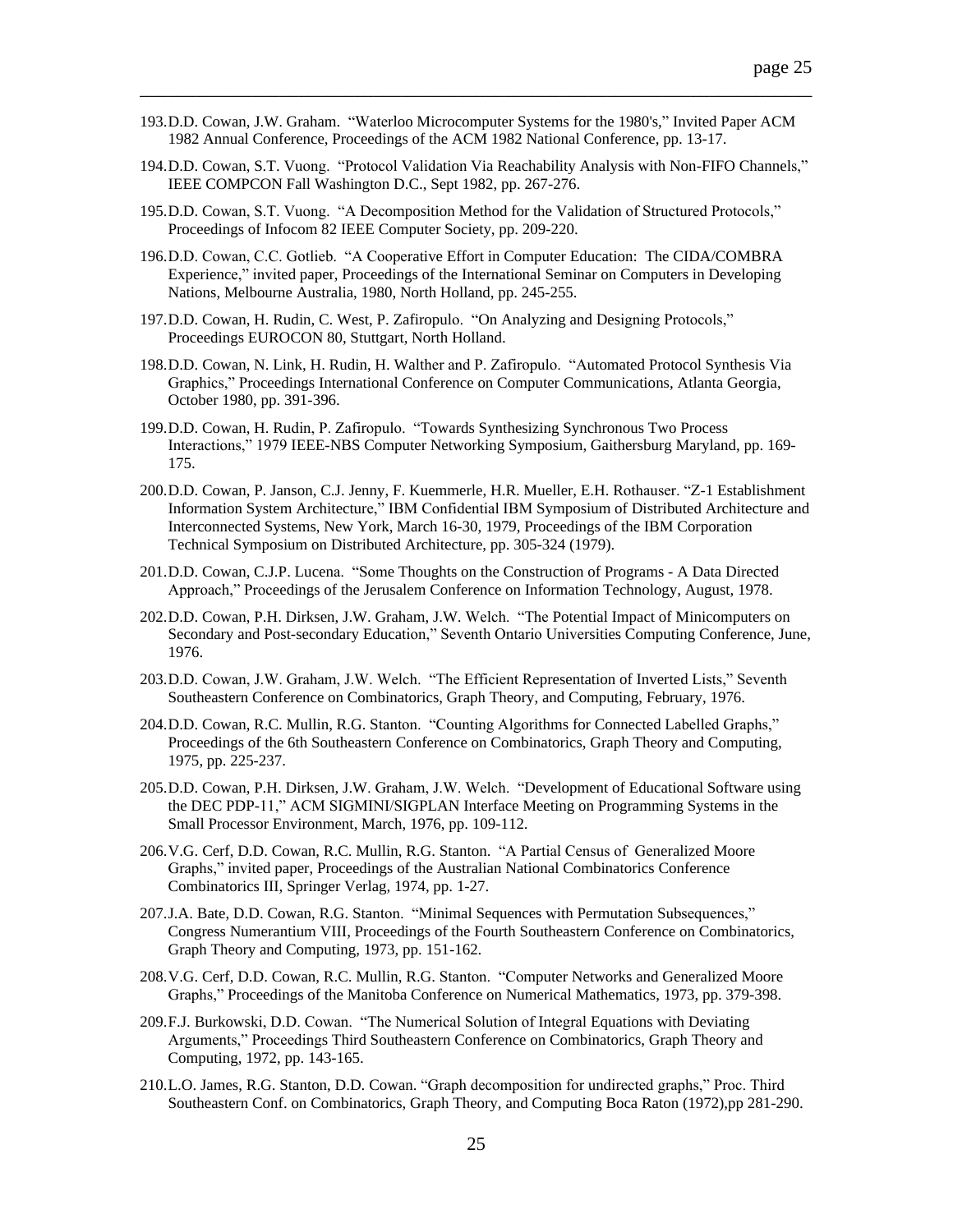193. D.D. Cowan, J.W. Graham. "Waterloo Microcomputer Systems for the 1980's," Invited Paper ACM 1982 Annual Conference, Proceedings of the ACM 1982 National Conference, pp. 13-17.

194. D.D. Cowan, S.T. Vuong. "Protocol Validation Via Reachability Analysis with Non-FIFO Channels," IEEE COMPCON Fall Washington D.C., Sept 1982, pp. 267-276.

195. D.D. Cowan, S.T. Vuong. "A Decomposition Method for the Validation of Structured Protocols," Proceedings of Infocom 82 IEEE Computer Society, pp. 209-220.

196. D.D. Cowan, C.C. Gotlieb. "A Cooperative Effort in Computer Education: The CIDA/COMBRA Experience," invited paper, Proceedings of the International Seminar on Computers in Developing Nations, Melbourne Australia, 1980, North Holland, pp. 245-255.

197. D.D. Cowan, H. Rudin, C. West, P. Zafiropulo. "On Analyzing and Designing Protocols," Proceedings EUROCON 80, Stuttgart, North Holland.

198. D.D. Cowan, N. Link, H. Rudin, H. Walther and P. Zafiropulo. "Automated Protocol Synthesis Via Graphics," Proceedings International Conference on Computer Communications, Atlanta Georgia, October 1980, pp. 391-396.

199. D.D. Cowan, H. Rudin, P. Zafiropulo. "Towards Synthesizing Synchronous Two Process Interactions," 1979 IEEE-NBS Computer Networking Symposium, Gaithersburg Maryland, pp. 169-175.

200. D.D. Cowan, P. Janson, C.J. Jenny, F. Kuemmerle, H.R. Mueller, E.H. Rothauser. "Z-1 Establishment Information System Architecture," IBM Confidential IBM Symposium of Distributed Architecture and Interconnected Systems, New York, March 16-30, 1979, Proceedings of the IBM Corporation Technical Symposium on Distributed Architecture, pp. 305-324 (1979).

201. D.D. Cowan, C.J.P. Lucena. "Some Thoughts on the Construction of Programs - A Data Directed Approach," Proceedings of the Jerusalem Conference on Information Technology, August, 1978.

202. D.D. Cowan, P.H. Dirksen, J.W. Graham, J.W. Welch. "The Potential Impact of Minicomputers on Secondary and Post-secondary Education," Seventh Ontario Universities Computing Conference, June, 1976.

203. D.D. Cowan, J.W. Graham, J.W. Welch. "The Efficient Representation of Inverted Lists," Seventh Southeastern Conference on Combinatorics, Graph Theory, and Computing, February, 1976.

204. D.D. Cowan, R.C. Mullin, R.G. Stanton. "Counting Algorithms for Connected Labelled Graphs," Proceedings of the 6th Southeastern Conference on Combinatorics, Graph Theory and Computing, 1975, pp. 225-237.

205. D.D. Cowan, P.H. Dirksen, J.W. Graham, J.W. Welch. "Development of Educational Software using the DEC PDP-11," ACM SIGMINI/SIGPLAN Interface Meeting on Programming Systems in the Small Processor Environment, March, 1976, pp. 109-112.

206. V.G. Cerf, D.D. Cowan, R.C. Mullin, R.G. Stanton. "A Partial Census of Generalized Moore Graphs," invited paper, Proceedings of the Australian National Combinatorics Conference Combinatorics III, Springer Verlag, 1974, pp. 1-27.

207. J.A. Bate, D.D. Cowan, R.G. Stanton. "Minimal Sequences with Permutation Subsequences," Congress Numerantium VIII, Proceedings of the Fourth Southeastern Conference on Combinatorics, Graph Theory and Computing, 1973, pp. 151-162.

208. V.G. Cerf, D.D. Cowan, R.C. Mullin, R.G. Stanton. "Computer Networks and Generalized Moore Graphs," Proceedings of the Manitoba Conference on Numerical Mathematics, 1973, pp. 379-398.

209. F.J. Burkowski, D.D. Cowan. "The Numerical Solution of Integral Equations with Deviating Arguments," Proceedings Third Southeastern Conference on Combinatorics, Graph Theory and Computing, 1972, pp. 143-165.

210. L.O. James, R.G. Stanton, D.D. Cowan. "Graph decomposition for undirected graphs," Proc. Third Southeastern Conf. on Combinatorics, Graph Theory, and Computing Boca Raton (1972),pp 281-290.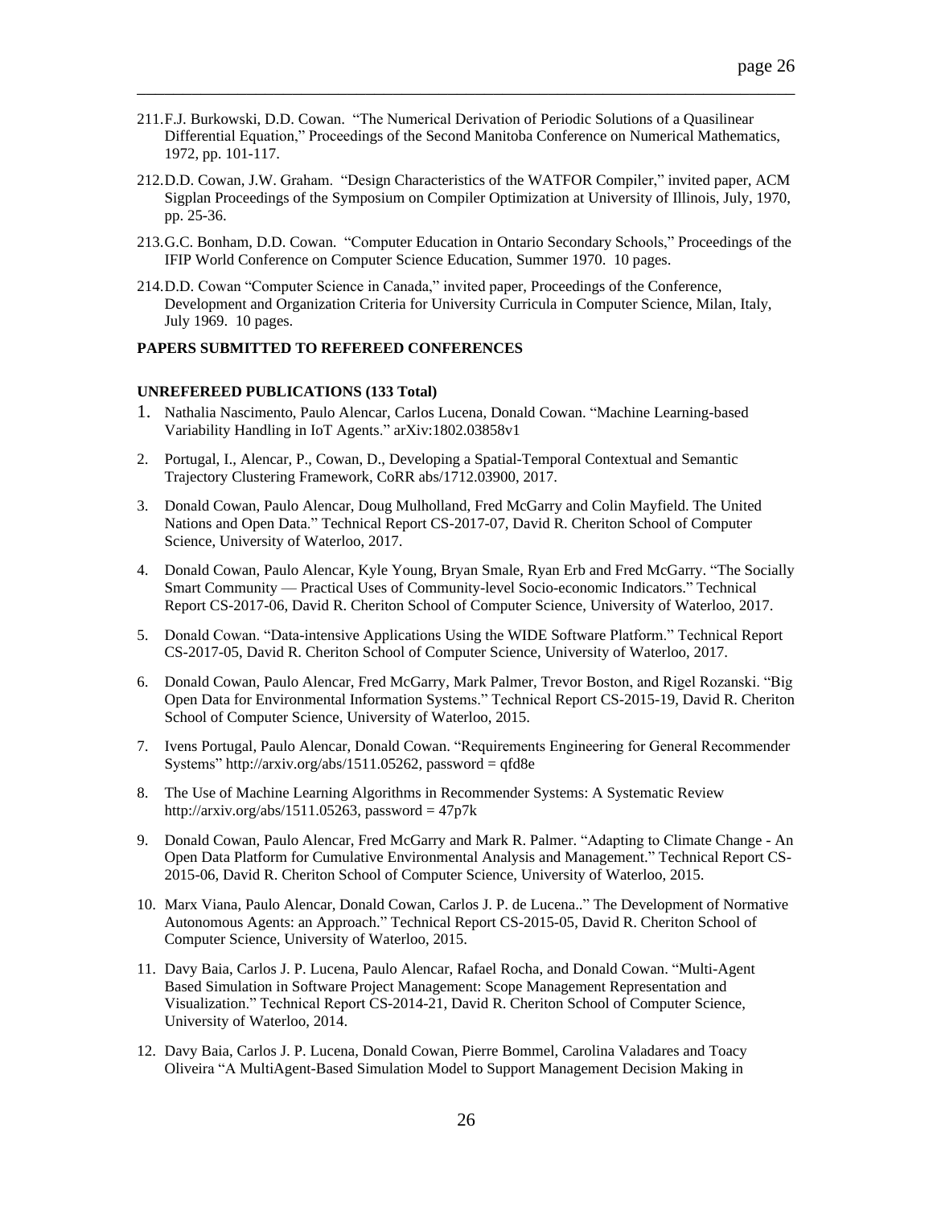211. F.J. Burkowski, D.D. Cowan. "The Numerical Derivation of Periodic Solutions of a Quasilinear Differential Equation," Proceedings of the Second Manitoba Conference on Numerical Mathematics, 1972, pp. 101-117.

212. D.D. Cowan, J.W. Graham. "Design Characteristics of the WATFOR Compiler," invited paper, ACM Sigplan Proceedings of the Symposium on Compiler Optimization at University of Illinois, July, 1970, pp. 25-36.

213. G.C. Bonham, D.D. Cowan. "Computer Education in Ontario Secondary Schools," Proceedings of the IFIP World Conference on Computer Science Education, Summer 1970. 10 pages.

214. D.D. Cowan "Computer Science in Canada," invited paper, Proceedings of the Conference, Development and Organization Criteria for University Curricula in Computer Science, Milan, Italy, July 1969. 10 pages.

**PAPERS SUBMITTED TO REFEREED CONFERENCES**

**UNREFEREED PUBLICATIONS (133 Total)**

1. Nathalia Nascimento, Paulo Alencar, Carlos Lucena, Donald Cowan. "Machine Learning-based Variability Handling in IoT Agents." arXiv:1802.03858v1

2. Portugal, I., Alencar, P., Cowan, D., Developing a Spatial-Temporal Contextual and Semantic Trajectory Clustering Framework, CoRR abs/1712.03900, 2017.

3. Donald Cowan, Paulo Alencar, Doug Mulholland, Fred McGarry and Colin Mayfield. The United Nations and Open Data." Technical Report CS-2017-07, David R. Cheriton School of Computer Science, University of Waterloo, 2017.

4. Donald Cowan, Paulo Alencar, Kyle Young, Bryan Smale, Ryan Erb and Fred McGarry. "The Socially Smart Community — Practical Uses of Community-level Socio-economic Indicators." Technical Report CS-2017-06, David R. Cheriton School of Computer Science, University of Waterloo, 2017.

5. Donald Cowan. "Data-intensive Applications Using the WIDE Software Platform." Technical Report CS-2017-05, David R. Cheriton School of Computer Science, University of Waterloo, 2017.

6. Donald Cowan, Paulo Alencar, Fred McGarry, Mark Palmer, Trevor Boston, and Rigel Rozanski. "Big Open Data for Environmental Information Systems." Technical Report CS-2015-19, David R. Cheriton School of Computer Science, University of Waterloo, 2015.

7. Ivens Portugal, Paulo Alencar, Donald Cowan. "Requirements Engineering for General Recommender Systems" http://arxiv.org/abs/1511.05262, password = qfd8e

8. The Use of Machine Learning Algorithms in Recommender Systems: A Systematic Review http://arxiv.org/abs/1511.05263, password = 47p7k

9. Donald Cowan, Paulo Alencar, Fred McGarry and Mark R. Palmer. "Adapting to Climate Change - An Open Data Platform for Cumulative Environmental Analysis and Management." Technical Report CS-2015-06, David R. Cheriton School of Computer Science, University of Waterloo, 2015.

10. Marx Viana, Paulo Alencar, Donald Cowan, Carlos J. P. de Lucena.." The Development of Normative Autonomous Agents: an Approach." Technical Report CS-2015-05, David R. Cheriton School of Computer Science, University of Waterloo, 2015.

11. Davy Baia, Carlos J. P. Lucena, Paulo Alencar, Rafael Rocha, and Donald Cowan. "Multi-Agent Based Simulation in Software Project Management: Scope Management Representation and Visualization." Technical Report CS-2014-21, David R. Cheriton School of Computer Science, University of Waterloo, 2014.

12. Davy Baia, Carlos J. P. Lucena, Donald Cowan, Pierre Bommel, Carolina Valadares and Toacy Oliveira "A MultiAgent-Based Simulation Model to Support Management Decision Making in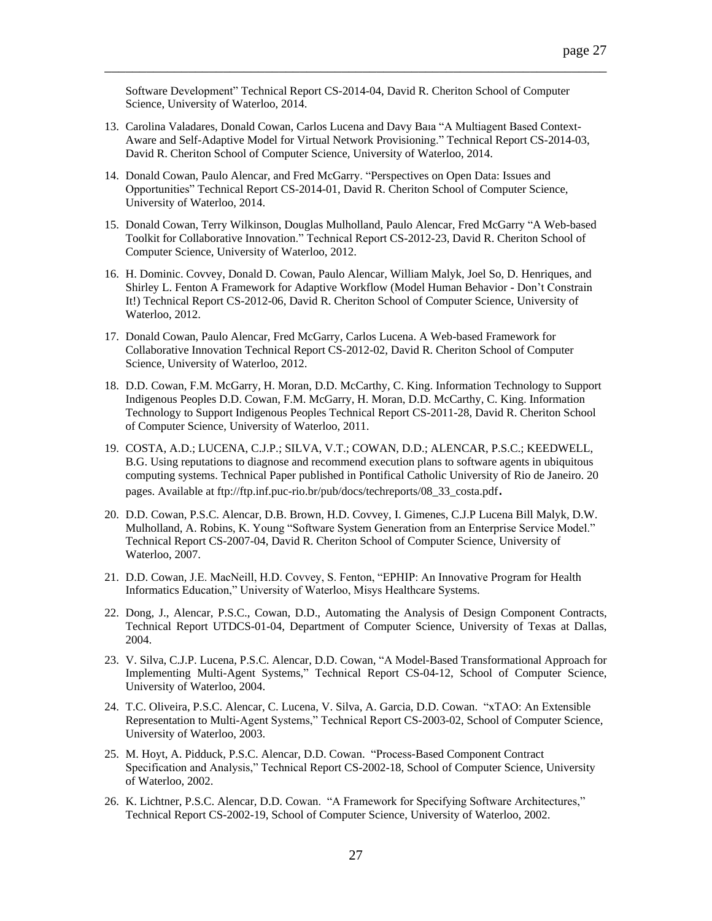Software Development" Technical Report CS-2014-04, David R. Cheriton School of Computer Science, University of Waterloo, 2014.

13. Carolina Valadares, Donald Cowan, Carlos Lucena and Davy Baıa "A Multiagent Based Context-Aware and Self-Adaptive Model for Virtual Network Provisioning." Technical Report CS-2014-03, David R. Cheriton School of Computer Science, University of Waterloo, 2014.

14. Donald Cowan, Paulo Alencar, and Fred McGarry. "Perspectives on Open Data: Issues and Opportunities" Technical Report CS-2014-01, David R. Cheriton School of Computer Science, University of Waterloo, 2014.

15. Donald Cowan, Terry Wilkinson, Douglas Mulholland, Paulo Alencar, Fred McGarry "A Web-based Toolkit for Collaborative Innovation." Technical Report CS-2012-23, David R. Cheriton School of Computer Science, University of Waterloo, 2012.

16. H. Dominic. Covvey, Donald D. Cowan, Paulo Alencar, William Malyk, Joel So, D. Henriques, and Shirley L. Fenton A Framework for Adaptive Workflow (Model Human Behavior - Don't Constrain It!) Technical Report CS-2012-06, David R. Cheriton School of Computer Science, University of Waterloo, 2012.

17. Donald Cowan, Paulo Alencar, Fred McGarry, Carlos Lucena. A Web-based Framework for Collaborative Innovation Technical Report CS-2012-02, David R. Cheriton School of Computer Science, University of Waterloo, 2012.

18. D.D. Cowan, F.M. McGarry, H. Moran, D.D. McCarthy, C. King. Information Technology to Support Indigenous Peoples D.D. Cowan, F.M. McGarry, H. Moran, D.D. McCarthy, C. King. Information Technology to Support Indigenous Peoples Technical Report CS-2011-28, David R. Cheriton School of Computer Science, University of Waterloo, 2011.

19. COSTA, A.D.; LUCENA, C.J.P.; SILVA, V.T.; COWAN, D.D.; ALENCAR, P.S.C.; KEEDWELL, B.G. Using reputations to diagnose and recommend execution plans to software agents in ubiquitous computing systems. Technical Paper published in Pontifical Catholic University of Rio de Janeiro. 20 pages. Available at ftp://ftp.inf.puc-rio.br/pub/docs/techreports/08_33_costa.pdf.

20. D.D. Cowan, P.S.C. Alencar, D.B. Brown, H.D. Covvey, I. Gimenes, C.J.P Lucena Bill Malyk, D.W. Mulholland, A. Robins, K. Young "Software System Generation from an Enterprise Service Model." Technical Report CS-2007-04, David R. Cheriton School of Computer Science, University of Waterloo, 2007.

21. D.D. Cowan, J.E. MacNeill, H.D. Covvey, S. Fenton, "EPHIP: An Innovative Program for Health Informatics Education," University of Waterloo, Misys Healthcare Systems.

22. Dong, J., Alencar, P.S.C., Cowan, D.D., Automating the Analysis of Design Component Contracts, Technical Report UTDCS-01-04, Department of Computer Science, University of Texas at Dallas, 2004.

23. V. Silva, C.J.P. Lucena, P.S.C. Alencar, D.D. Cowan, "A Model-Based Transformational Approach for Implementing Multi-Agent Systems," Technical Report CS-04-12, School of Computer Science, University of Waterloo, 2004.

24. T.C. Oliveira, P.S.C. Alencar, C. Lucena, V. Silva, A. Garcia, D.D. Cowan. "xTAO: An Extensible Representation to Multi-Agent Systems," Technical Report CS-2003-02, School of Computer Science, University of Waterloo, 2003.

25. M. Hoyt, A. Pidduck, P.S.C. Alencar, D.D. Cowan. "Process-Based Component Contract Specification and Analysis," Technical Report CS-2002-18, School of Computer Science, University of Waterloo, 2002.

26. K. Lichtner, P.S.C. Alencar, D.D. Cowan. "A Framework for Specifying Software Architectures," Technical Report CS-2002-19, School of Computer Science, University of Waterloo, 2002.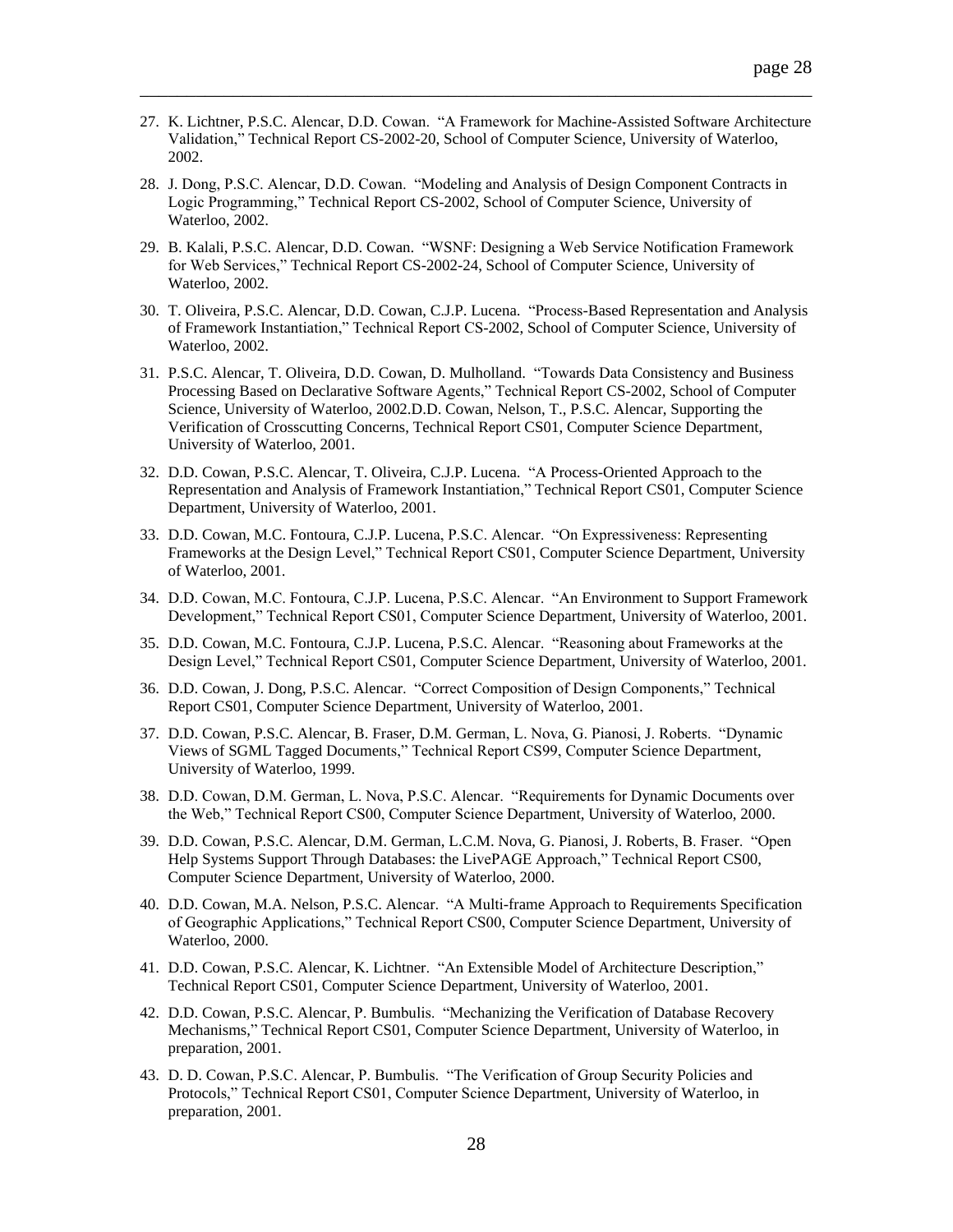27. K. Lichtner, P.S.C. Alencar, D.D. Cowan. "A Framework for Machine-Assisted Software Architecture Validation," Technical Report CS-2002-20, School of Computer Science, University of Waterloo, 2002.

28. J. Dong, P.S.C. Alencar, D.D. Cowan. "Modeling and Analysis of Design Component Contracts in Logic Programming," Technical Report CS-2002, School of Computer Science, University of Waterloo, 2002.

29. B. Kalali, P.S.C. Alencar, D.D. Cowan. "WSNF: Designing a Web Service Notification Framework for Web Services," Technical Report CS-2002-24, School of Computer Science, University of Waterloo, 2002.

30. T. Oliveira, P.S.C. Alencar, D.D. Cowan, C.J.P. Lucena. "Process-Based Representation and Analysis of Framework Instantiation," Technical Report CS-2002, School of Computer Science, University of Waterloo, 2002.

31. P.S.C. Alencar, T. Oliveira, D.D. Cowan, D. Mulholland. "Towards Data Consistency and Business Processing Based on Declarative Software Agents," Technical Report CS-2002, School of Computer Science, University of Waterloo, 2002.D.D. Cowan, Nelson, T., P.S.C. Alencar, Supporting the Verification of Crosscutting Concerns, Technical Report CS01, Computer Science Department, University of Waterloo, 2001.

32. D.D. Cowan, P.S.C. Alencar, T. Oliveira, C.J.P. Lucena. "A Process-Oriented Approach to the Representation and Analysis of Framework Instantiation," Technical Report CS01, Computer Science Department, University of Waterloo, 2001.

33. D.D. Cowan, M.C. Fontoura, C.J.P. Lucena, P.S.C. Alencar. "On Expressiveness: Representing Frameworks at the Design Level," Technical Report CS01, Computer Science Department, University of Waterloo, 2001.

34. D.D. Cowan, M.C. Fontoura, C.J.P. Lucena, P.S.C. Alencar. "An Environment to Support Framework Development," Technical Report CS01, Computer Science Department, University of Waterloo, 2001.

35. D.D. Cowan, M.C. Fontoura, C.J.P. Lucena, P.S.C. Alencar. "Reasoning about Frameworks at the Design Level," Technical Report CS01, Computer Science Department, University of Waterloo, 2001.

36. D.D. Cowan, J. Dong, P.S.C. Alencar. "Correct Composition of Design Components," Technical Report CS01, Computer Science Department, University of Waterloo, 2001.

37. D.D. Cowan, P.S.C. Alencar, B. Fraser, D.M. German, L. Nova, G. Pianosi, J. Roberts. "Dynamic Views of SGML Tagged Documents," Technical Report CS99, Computer Science Department, University of Waterloo, 1999.

38. D.D. Cowan, D.M. German, L. Nova, P.S.C. Alencar. "Requirements for Dynamic Documents over the Web," Technical Report CS00, Computer Science Department, University of Waterloo, 2000.

39. D.D. Cowan, P.S.C. Alencar, D.M. German, L.C.M. Nova, G. Pianosi, J. Roberts, B. Fraser. "Open Help Systems Support Through Databases: the LivePAGE Approach," Technical Report CS00, Computer Science Department, University of Waterloo, 2000.

40. D.D. Cowan, M.A. Nelson, P.S.C. Alencar. "A Multi-frame Approach to Requirements Specification of Geographic Applications," Technical Report CS00, Computer Science Department, University of Waterloo, 2000.

41. D.D. Cowan, P.S.C. Alencar, K. Lichtner. "An Extensible Model of Architecture Description," Technical Report CS01, Computer Science Department, University of Waterloo, 2001.

42. D.D. Cowan, P.S.C. Alencar, P. Bumbulis. "Mechanizing the Verification of Database Recovery Mechanisms," Technical Report CS01, Computer Science Department, University of Waterloo, in preparation, 2001.

43. D. D. Cowan, P.S.C. Alencar, P. Bumbulis. "The Verification of Group Security Policies and Protocols," Technical Report CS01, Computer Science Department, University of Waterloo, in preparation, 2001.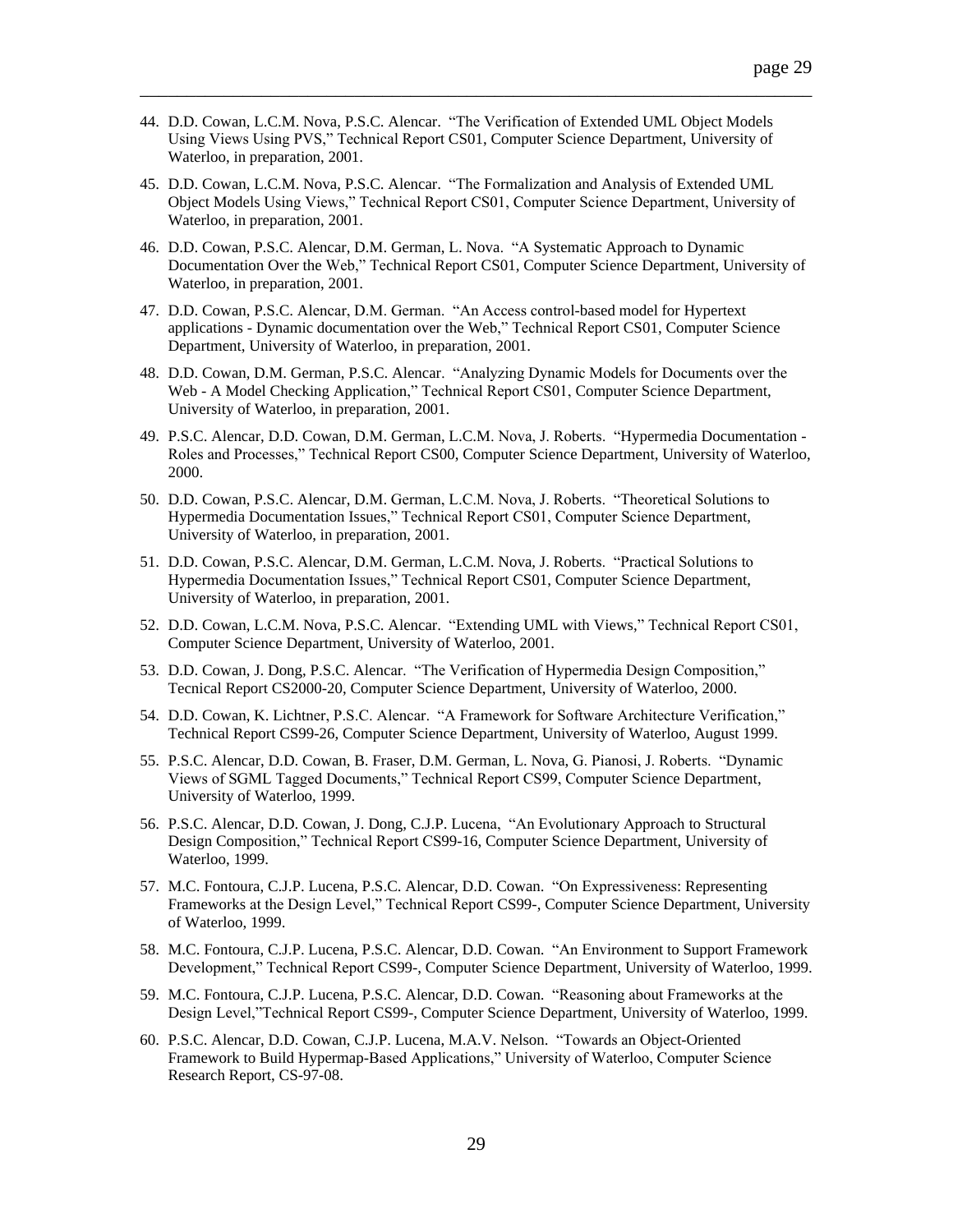44. D.D. Cowan, L.C.M. Nova, P.S.C. Alencar. "The Verification of Extended UML Object Models Using Views Using PVS," Technical Report CS01, Computer Science Department, University of Waterloo, in preparation, 2001.

45. D.D. Cowan, L.C.M. Nova, P.S.C. Alencar. "The Formalization and Analysis of Extended UML Object Models Using Views," Technical Report CS01, Computer Science Department, University of Waterloo, in preparation, 2001.

46. D.D. Cowan, P.S.C. Alencar, D.M. German, L. Nova. "A Systematic Approach to Dynamic Documentation Over the Web," Technical Report CS01, Computer Science Department, University of Waterloo, in preparation, 2001.

47. D.D. Cowan, P.S.C. Alencar, D.M. German. "An Access control-based model for Hypertext applications - Dynamic documentation over the Web," Technical Report CS01, Computer Science Department, University of Waterloo, in preparation, 2001.

48. D.D. Cowan, D.M. German, P.S.C. Alencar. "Analyzing Dynamic Models for Documents over the Web - A Model Checking Application," Technical Report CS01, Computer Science Department, University of Waterloo, in preparation, 2001.

49. P.S.C. Alencar, D.D. Cowan, D.M. German, L.C.M. Nova, J. Roberts. "Hypermedia Documentation - Roles and Processes," Technical Report CS00, Computer Science Department, University of Waterloo, 2000.

50. D.D. Cowan, P.S.C. Alencar, D.M. German, L.C.M. Nova, J. Roberts. "Theoretical Solutions to Hypermedia Documentation Issues," Technical Report CS01, Computer Science Department, University of Waterloo, in preparation, 2001.

51. D.D. Cowan, P.S.C. Alencar, D.M. German, L.C.M. Nova, J. Roberts. "Practical Solutions to Hypermedia Documentation Issues," Technical Report CS01, Computer Science Department, University of Waterloo, in preparation, 2001.

52. D.D. Cowan, L.C.M. Nova, P.S.C. Alencar. "Extending UML with Views," Technical Report CS01, Computer Science Department, University of Waterloo, 2001.

53. D.D. Cowan, J. Dong, P.S.C. Alencar. "The Verification of Hypermedia Design Composition," Tecnical Report CS2000-20, Computer Science Department, University of Waterloo, 2000.

54. D.D. Cowan, K. Lichtner, P.S.C. Alencar. "A Framework for Software Architecture Verification," Technical Report CS99-26, Computer Science Department, University of Waterloo, August 1999.

55. P.S.C. Alencar, D.D. Cowan, B. Fraser, D.M. German, L. Nova, G. Pianosi, J. Roberts. "Dynamic Views of SGML Tagged Documents," Technical Report CS99, Computer Science Department, University of Waterloo, 1999.

56. P.S.C. Alencar, D.D. Cowan, J. Dong, C.J.P. Lucena, "An Evolutionary Approach to Structural Design Composition," Technical Report CS99-16, Computer Science Department, University of Waterloo, 1999.

57. M.C. Fontoura, C.J.P. Lucena, P.S.C. Alencar, D.D. Cowan. "On Expressiveness: Representing Frameworks at the Design Level," Technical Report CS99-, Computer Science Department, University of Waterloo, 1999.

58. M.C. Fontoura, C.J.P. Lucena, P.S.C. Alencar, D.D. Cowan. "An Environment to Support Framework Development," Technical Report CS99-, Computer Science Department, University of Waterloo, 1999.

59. M.C. Fontoura, C.J.P. Lucena, P.S.C. Alencar, D.D. Cowan. "Reasoning about Frameworks at the Design Level,"Technical Report CS99-, Computer Science Department, University of Waterloo, 1999.

60. P.S.C. Alencar, D.D. Cowan, C.J.P. Lucena, M.A.V. Nelson. "Towards an Object-Oriented Framework to Build Hypermap-Based Applications," University of Waterloo, Computer Science Research Report, CS-97-08.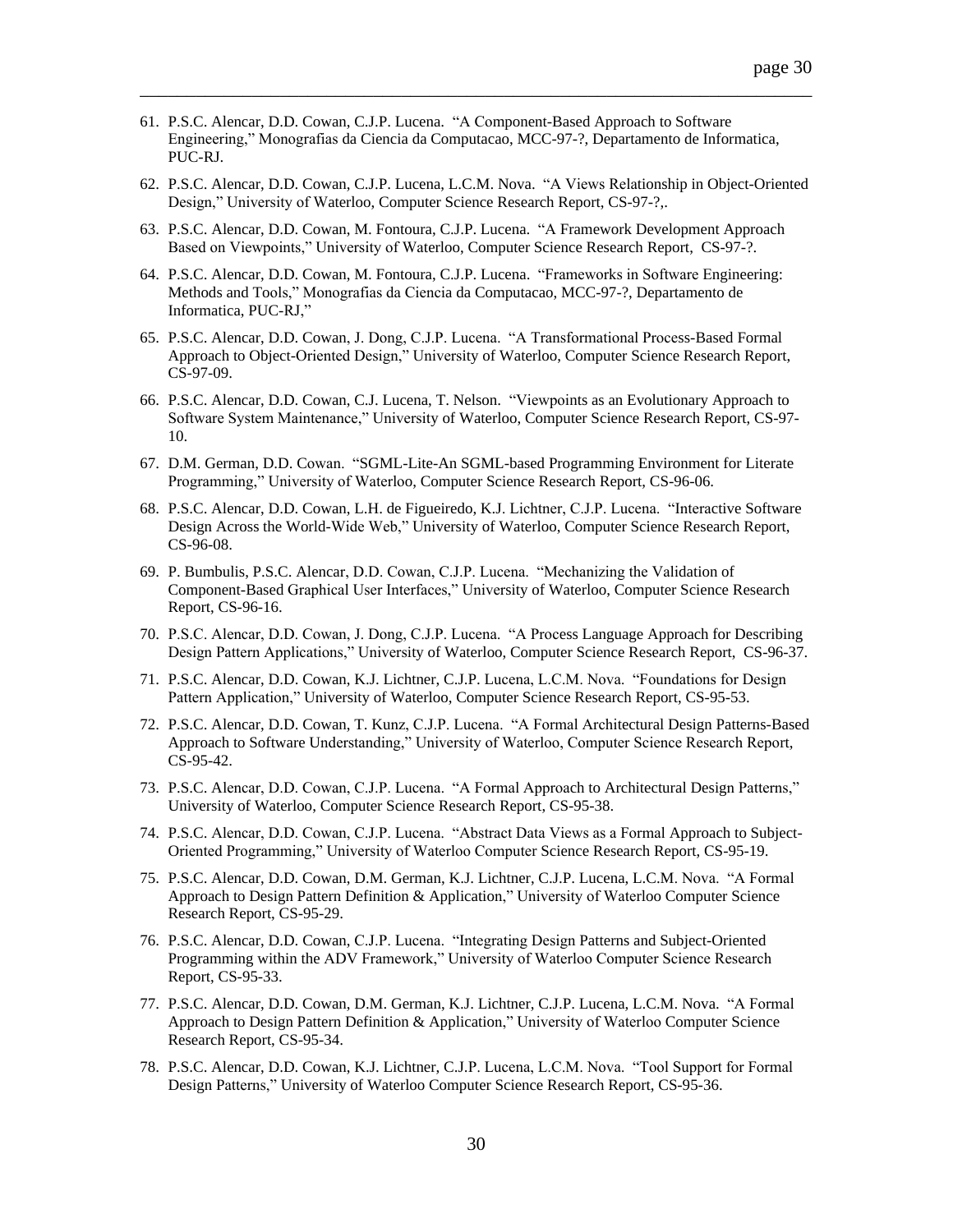61. P.S.C. Alencar, D.D. Cowan, C.J.P. Lucena. "A Component-Based Approach to Software Engineering," Monografias da Ciencia da Computacao, MCC-97-?, Departamento de Informatica, PUC-RJ.

62. P.S.C. Alencar, D.D. Cowan, C.J.P. Lucena, L.C.M. Nova. "A Views Relationship in Object-Oriented Design," University of Waterloo, Computer Science Research Report, CS-97-?,.

63. P.S.C. Alencar, D.D. Cowan, M. Fontoura, C.J.P. Lucena. "A Framework Development Approach Based on Viewpoints," University of Waterloo, Computer Science Research Report, CS-97-?.

64. P.S.C. Alencar, D.D. Cowan, M. Fontoura, C.J.P. Lucena. "Frameworks in Software Engineering: Methods and Tools," Monografias da Ciencia da Computacao, MCC-97-?, Departamento de Informatica, PUC-RJ,"

65. P.S.C. Alencar, D.D. Cowan, J. Dong, C.J.P. Lucena. "A Transformational Process-Based Formal Approach to Object-Oriented Design," University of Waterloo, Computer Science Research Report, CS-97-09.

66. P.S.C. Alencar, D.D. Cowan, C.J. Lucena, T. Nelson. "Viewpoints as an Evolutionary Approach to Software System Maintenance," University of Waterloo, Computer Science Research Report, CS-97-10.

67. D.M. German, D.D. Cowan. "SGML-Lite-An SGML-based Programming Environment for Literate Programming," University of Waterloo, Computer Science Research Report, CS-96-06.

68. P.S.C. Alencar, D.D. Cowan, L.H. de Figueiredo, K.J. Lichtner, C.J.P. Lucena. "Interactive Software Design Across the World-Wide Web," University of Waterloo, Computer Science Research Report, CS-96-08.

69. P. Bumbulis, P.S.C. Alencar, D.D. Cowan, C.J.P. Lucena. "Mechanizing the Validation of Component-Based Graphical User Interfaces," University of Waterloo, Computer Science Research Report, CS-96-16.

70. P.S.C. Alencar, D.D. Cowan, J. Dong, C.J.P. Lucena. "A Process Language Approach for Describing Design Pattern Applications," University of Waterloo, Computer Science Research Report, CS-96-37.

71. P.S.C. Alencar, D.D. Cowan, K.J. Lichtner, C.J.P. Lucena, L.C.M. Nova. "Foundations for Design Pattern Application," University of Waterloo, Computer Science Research Report, CS-95-53.

72. P.S.C. Alencar, D.D. Cowan, T. Kunz, C.J.P. Lucena. "A Formal Architectural Design Patterns-Based Approach to Software Understanding," University of Waterloo, Computer Science Research Report, CS-95-42.

73. P.S.C. Alencar, D.D. Cowan, C.J.P. Lucena. "A Formal Approach to Architectural Design Patterns," University of Waterloo, Computer Science Research Report, CS-95-38.

74. P.S.C. Alencar, D.D. Cowan, C.J.P. Lucena. "Abstract Data Views as a Formal Approach to Subject-Oriented Programming," University of Waterloo Computer Science Research Report, CS-95-19.

75. P.S.C. Alencar, D.D. Cowan, D.M. German, K.J. Lichtner, C.J.P. Lucena, L.C.M. Nova. "A Formal Approach to Design Pattern Definition & Application," University of Waterloo Computer Science Research Report, CS-95-29.

76. P.S.C. Alencar, D.D. Cowan, C.J.P. Lucena. "Integrating Design Patterns and Subject-Oriented Programming within the ADV Framework," University of Waterloo Computer Science Research Report, CS-95-33.

77. P.S.C. Alencar, D.D. Cowan, D.M. German, K.J. Lichtner, C.J.P. Lucena, L.C.M. Nova. "A Formal Approach to Design Pattern Definition & Application," University of Waterloo Computer Science Research Report, CS-95-34.

78. P.S.C. Alencar, D.D. Cowan, K.J. Lichtner, C.J.P. Lucena, L.C.M. Nova. "Tool Support for Formal Design Patterns," University of Waterloo Computer Science Research Report, CS-95-36.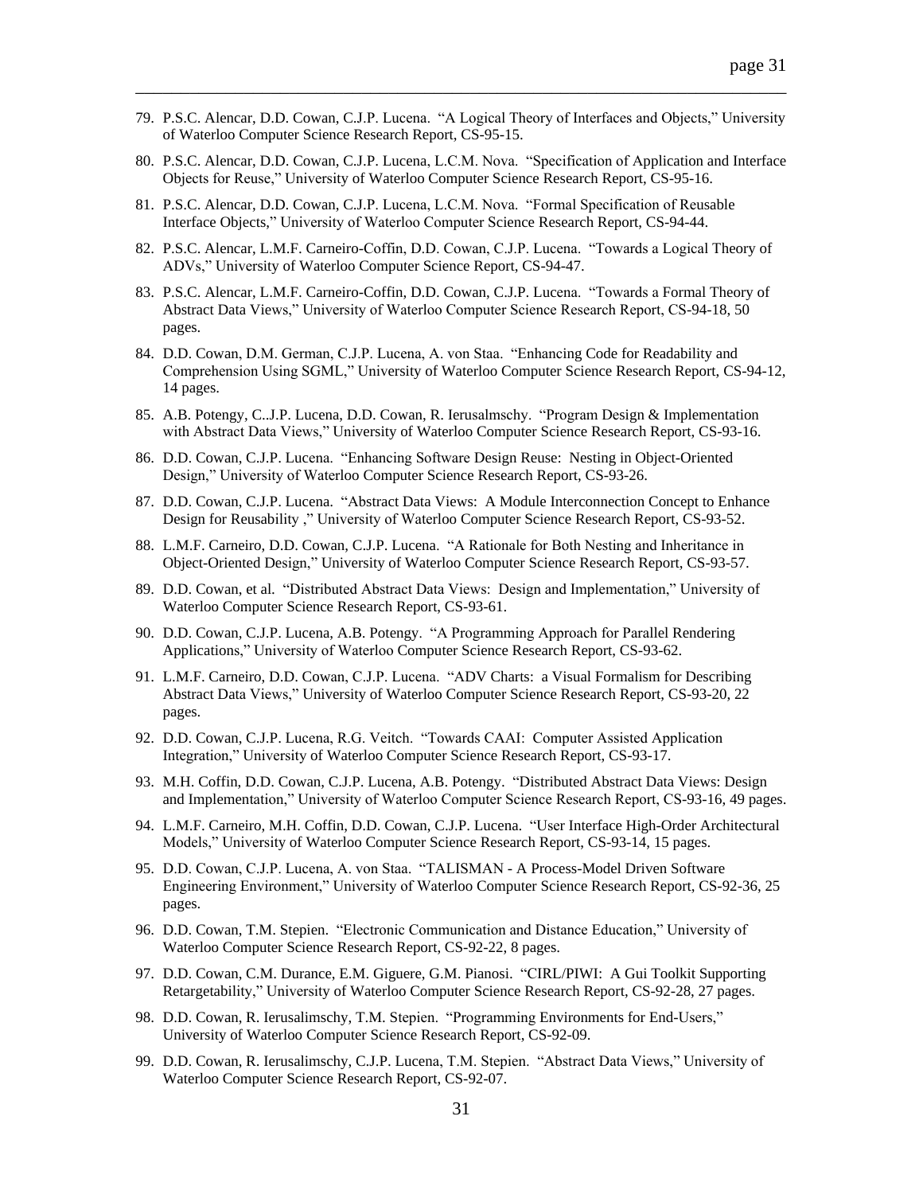79. P.S.C. Alencar, D.D. Cowan, C.J.P. Lucena. "A Logical Theory of Interfaces and Objects," University of Waterloo Computer Science Research Report, CS-95-15.

80. P.S.C. Alencar, D.D. Cowan, C.J.P. Lucena, L.C.M. Nova. "Specification of Application and Interface Objects for Reuse," University of Waterloo Computer Science Research Report, CS-95-16.

81. P.S.C. Alencar, D.D. Cowan, C.J.P. Lucena, L.C.M. Nova. "Formal Specification of Reusable Interface Objects," University of Waterloo Computer Science Research Report, CS-94-44.

82. P.S.C. Alencar, L.M.F. Carneiro-Coffin, D.D. Cowan, C.J.P. Lucena. "Towards a Logical Theory of ADVs," University of Waterloo Computer Science Report, CS-94-47.

83. P.S.C. Alencar, L.M.F. Carneiro-Coffin, D.D. Cowan, C.J.P. Lucena. "Towards a Formal Theory of Abstract Data Views," University of Waterloo Computer Science Research Report, CS-94-18, 50 pages.

84. D.D. Cowan, D.M. German, C.J.P. Lucena, A. von Staa. "Enhancing Code for Readability and Comprehension Using SGML," University of Waterloo Computer Science Research Report, CS-94-12, 14 pages.

85. A.B. Potengy, C..J.P. Lucena, D.D. Cowan, R. Ierusalmschy. "Program Design & Implementation with Abstract Data Views," University of Waterloo Computer Science Research Report, CS-93-16.

86. D.D. Cowan, C.J.P. Lucena. "Enhancing Software Design Reuse: Nesting in Object-Oriented Design," University of Waterloo Computer Science Research Report, CS-93-26.

87. D.D. Cowan, C.J.P. Lucena. "Abstract Data Views: A Module Interconnection Concept to Enhance Design for Reusability ," University of Waterloo Computer Science Research Report, CS-93-52.

88. L.M.F. Carneiro, D.D. Cowan, C.J.P. Lucena. "A Rationale for Both Nesting and Inheritance in Object-Oriented Design," University of Waterloo Computer Science Research Report, CS-93-57.

89. D.D. Cowan, et al. "Distributed Abstract Data Views: Design and Implementation," University of Waterloo Computer Science Research Report, CS-93-61.

90. D.D. Cowan, C.J.P. Lucena, A.B. Potengy. "A Programming Approach for Parallel Rendering Applications," University of Waterloo Computer Science Research Report, CS-93-62.

91. L.M.F. Carneiro, D.D. Cowan, C.J.P. Lucena. "ADV Charts: a Visual Formalism for Describing Abstract Data Views," University of Waterloo Computer Science Research Report, CS-93-20, 22 pages.

92. D.D. Cowan, C.J.P. Lucena, R.G. Veitch. "Towards CAAI: Computer Assisted Application Integration," University of Waterloo Computer Science Research Report, CS-93-17.

93. M.H. Coffin, D.D. Cowan, C.J.P. Lucena, A.B. Potengy. "Distributed Abstract Data Views: Design and Implementation," University of Waterloo Computer Science Research Report, CS-93-16, 49 pages.

94. L.M.F. Carneiro, M.H. Coffin, D.D. Cowan, C.J.P. Lucena. "User Interface High-Order Architectural Models," University of Waterloo Computer Science Research Report, CS-93-14, 15 pages.

95. D.D. Cowan, C.J.P. Lucena, A. von Staa. "TALISMAN - A Process-Model Driven Software Engineering Environment," University of Waterloo Computer Science Research Report, CS-92-36, 25 pages.

96. D.D. Cowan, T.M. Stepien. "Electronic Communication and Distance Education," University of Waterloo Computer Science Research Report, CS-92-22, 8 pages.

97. D.D. Cowan, C.M. Durance, E.M. Giguere, G.M. Pianosi. "CIRL/PIWI: A Gui Toolkit Supporting Retargetability," University of Waterloo Computer Science Research Report, CS-92-28, 27 pages.

98. D.D. Cowan, R. Ierusalimschy, T.M. Stepien. "Programming Environments for End-Users," University of Waterloo Computer Science Research Report, CS-92-09.

99. D.D. Cowan, R. Ierusalimschy, C.J.P. Lucena, T.M. Stepien. "Abstract Data Views," University of Waterloo Computer Science Research Report, CS-92-07.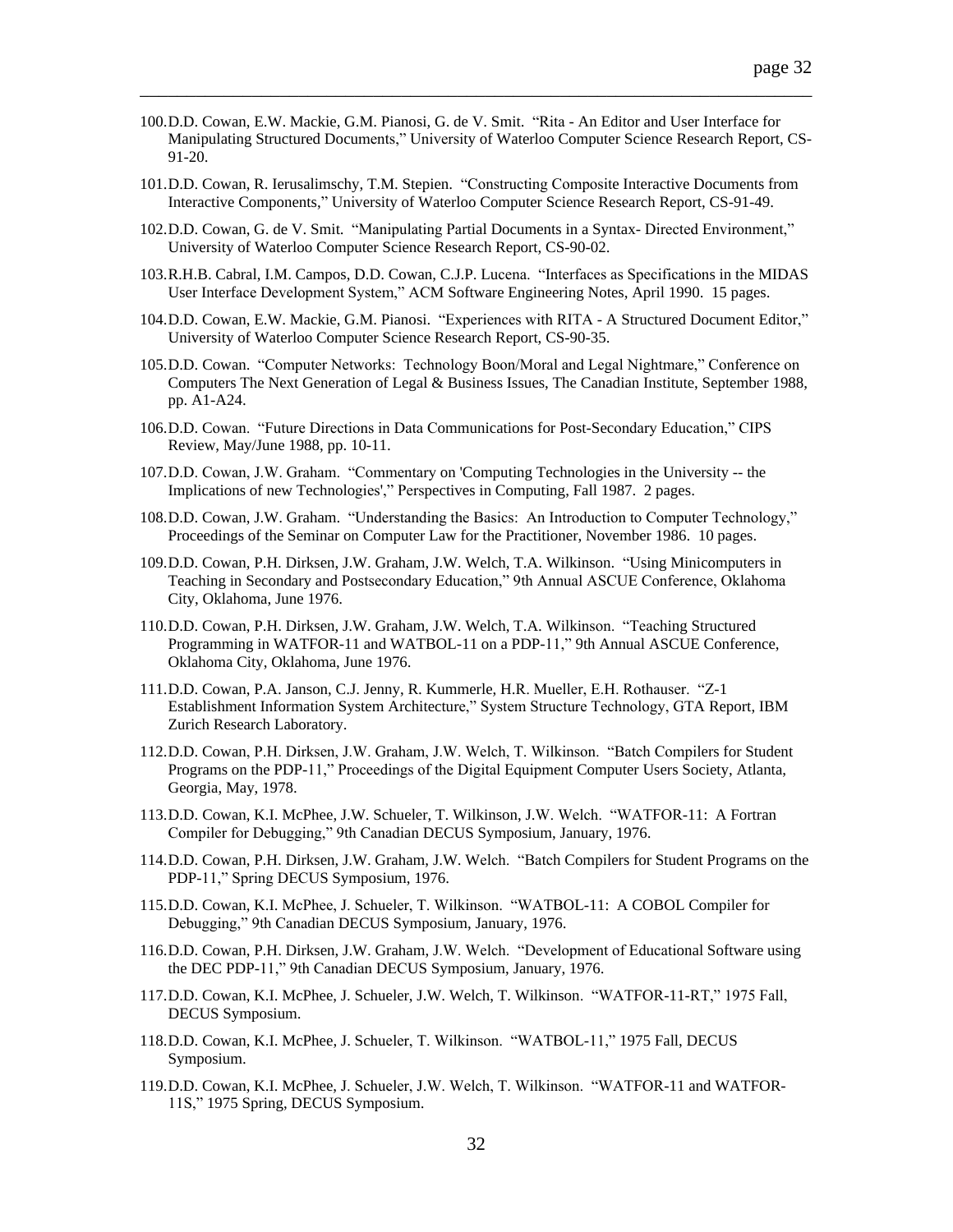100. D.D. Cowan, E.W. Mackie, G.M. Pianosi, G. de V. Smit.  "Rita - An Editor and User Interface for Manipulating Structured Documents," University of Waterloo Computer Science Research Report, CS-91-20.

101. D.D. Cowan, R. Ierusalimschy, T.M. Stepien.  "Constructing Composite Interactive Documents from Interactive Components," University of Waterloo Computer Science Research Report, CS-91-49.

102. D.D. Cowan, G. de V. Smit.  "Manipulating Partial Documents in a Syntax- Directed Environment," University of Waterloo Computer Science Research Report, CS-90-02.

103. R.H.B. Cabral, I.M. Campos, D.D. Cowan, C.J.P. Lucena.  "Interfaces as Specifications in the MIDAS User Interface Development System," ACM Software Engineering Notes, April 1990.  15 pages.

104. D.D. Cowan, E.W. Mackie, G.M. Pianosi.  "Experiences with RITA - A Structured Document Editor," University of Waterloo Computer Science Research Report, CS-90-35.

105. D.D. Cowan.  "Computer Networks:  Technology Boon/Moral and Legal Nightmare," Conference on Computers The Next Generation of Legal & Business Issues, The Canadian Institute, September 1988, pp. A1-A24.

106. D.D. Cowan.  "Future Directions in Data Communications for Post-Secondary Education," CIPS Review, May/June 1988, pp. 10-11.

107. D.D. Cowan, J.W. Graham.  "Commentary on 'Computing Technologies in the University -- the Implications of new Technologies'," Perspectives in Computing, Fall 1987.  2 pages.

108. D.D. Cowan, J.W. Graham.  "Understanding the Basics:  An Introduction to Computer Technology," Proceedings of the Seminar on Computer Law for the Practitioner, November 1986.  10 pages.

109. D.D. Cowan, P.H. Dirksen, J.W. Graham, J.W. Welch, T.A. Wilkinson.  "Using Minicomputers in Teaching in Secondary and Postsecondary Education," 9th Annual ASCUE Conference, Oklahoma City, Oklahoma, June 1976.

110. D.D. Cowan, P.H. Dirksen, J.W. Graham, J.W. Welch, T.A. Wilkinson.  "Teaching Structured Programming in WATFOR-11 and WATBOL-11 on a PDP-11," 9th Annual ASCUE Conference, Oklahoma City, Oklahoma, June 1976.

111. D.D. Cowan, P.A. Janson, C.J. Jenny, R. Kummerle, H.R. Mueller, E.H. Rothauser.  "Z-1 Establishment Information System Architecture," System Structure Technology, GTA Report, IBM Zurich Research Laboratory.

112. D.D. Cowan, P.H. Dirksen, J.W. Graham, J.W. Welch, T. Wilkinson.  "Batch Compilers for Student Programs on the PDP-11," Proceedings of the Digital Equipment Computer Users Society, Atlanta, Georgia, May, 1978.

113. D.D. Cowan, K.I. McPhee, J.W. Schueler, T. Wilkinson, J.W. Welch.  "WATFOR-11:  A Fortran Compiler for Debugging," 9th Canadian DECUS Symposium, January, 1976.

114. D.D. Cowan, P.H. Dirksen, J.W. Graham, J.W. Welch.  "Batch Compilers for Student Programs on the PDP-11," Spring DECUS Symposium, 1976.

115. D.D. Cowan, K.I. McPhee, J. Schueler, T. Wilkinson.  "WATBOL-11:  A COBOL Compiler for Debugging," 9th Canadian DECUS Symposium, January, 1976.

116. D.D. Cowan, P.H. Dirksen, J.W. Graham, J.W. Welch.  "Development of Educational Software using the DEC PDP-11," 9th Canadian DECUS Symposium, January, 1976.

117. D.D. Cowan, K.I. McPhee, J. Schueler, J.W. Welch, T. Wilkinson.  "WATFOR-11-RT," 1975 Fall, DECUS Symposium.

118. D.D. Cowan, K.I. McPhee, J. Schueler, T. Wilkinson.  "WATBOL-11," 1975 Fall, DECUS Symposium.

119. D.D. Cowan, K.I. McPhee, J. Schueler, J.W. Welch, T. Wilkinson.  "WATFOR-11 and WATFOR-11S," 1975 Spring, DECUS Symposium.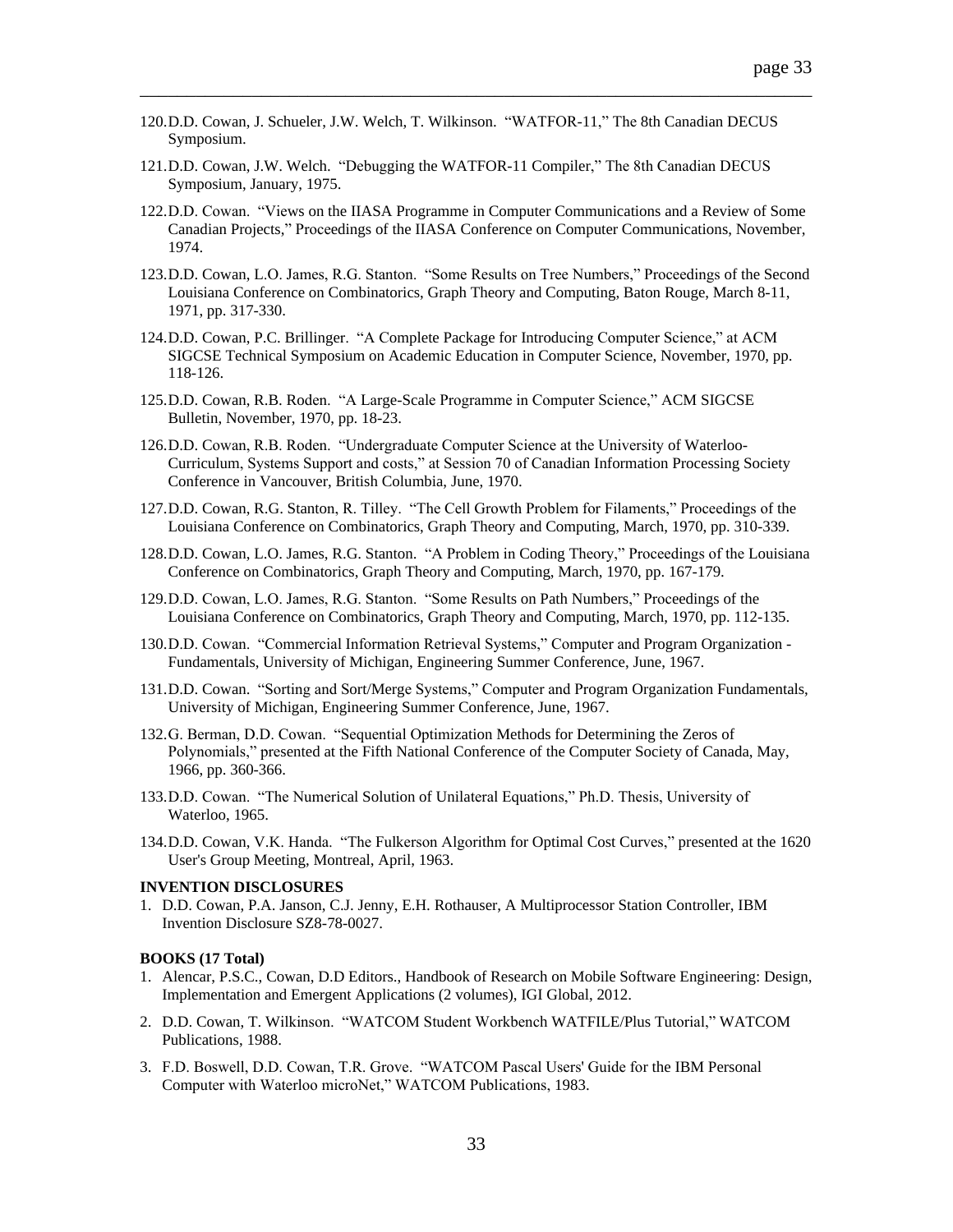120. D.D. Cowan, J. Schueler, J.W. Welch, T. Wilkinson. "WATFOR-11," The 8th Canadian DECUS Symposium.

121. D.D. Cowan, J.W. Welch. "Debugging the WATFOR-11 Compiler," The 8th Canadian DECUS Symposium, January, 1975.

122. D.D. Cowan. "Views on the IIASA Programme in Computer Communications and a Review of Some Canadian Projects," Proceedings of the IIASA Conference on Computer Communications, November, 1974.

123. D.D. Cowan, L.O. James, R.G. Stanton. "Some Results on Tree Numbers," Proceedings of the Second Louisiana Conference on Combinatorics, Graph Theory and Computing, Baton Rouge, March 8-11, 1971, pp. 317-330.

124. D.D. Cowan, P.C. Brillinger. "A Complete Package for Introducing Computer Science," at ACM SIGCSE Technical Symposium on Academic Education in Computer Science, November, 1970, pp. 118-126.

125. D.D. Cowan, R.B. Roden. "A Large-Scale Programme in Computer Science," ACM SIGCSE Bulletin, November, 1970, pp. 18-23.

126. D.D. Cowan, R.B. Roden. "Undergraduate Computer Science at the University of Waterloo-Curriculum, Systems Support and costs," at Session 70 of Canadian Information Processing Society Conference in Vancouver, British Columbia, June, 1970.

127. D.D. Cowan, R.G. Stanton, R. Tilley. "The Cell Growth Problem for Filaments," Proceedings of the Louisiana Conference on Combinatorics, Graph Theory and Computing, March, 1970, pp. 310-339.

128. D.D. Cowan, L.O. James, R.G. Stanton. "A Problem in Coding Theory," Proceedings of the Louisiana Conference on Combinatorics, Graph Theory and Computing, March, 1970, pp. 167-179.

129. D.D. Cowan, L.O. James, R.G. Stanton. "Some Results on Path Numbers," Proceedings of the Louisiana Conference on Combinatorics, Graph Theory and Computing, March, 1970, pp. 112-135.

130. D.D. Cowan. "Commercial Information Retrieval Systems," Computer and Program Organization - Fundamentals, University of Michigan, Engineering Summer Conference, June, 1967.

131. D.D. Cowan. "Sorting and Sort/Merge Systems," Computer and Program Organization Fundamentals, University of Michigan, Engineering Summer Conference, June, 1967.

132. G. Berman, D.D. Cowan. "Sequential Optimization Methods for Determining the Zeros of Polynomials," presented at the Fifth National Conference of the Computer Society of Canada, May, 1966, pp. 360-366.

133. D.D. Cowan. "The Numerical Solution of Unilateral Equations," Ph.D. Thesis, University of Waterloo, 1965.

134. D.D. Cowan, V.K. Handa. "The Fulkerson Algorithm for Optimal Cost Curves," presented at the 1620 User's Group Meeting, Montreal, April, 1963.

**INVENTION DISCLOSURES**

1. D.D. Cowan, P.A. Janson, C.J. Jenny, E.H. Rothauser, A Multiprocessor Station Controller, IBM Invention Disclosure SZ8-78-0027.

**BOOKS (17 Total)**

1. Alencar, P.S.C., Cowan, D.D Editors., Handbook of Research on Mobile Software Engineering: Design, Implementation and Emergent Applications (2 volumes), IGI Global, 2012.
2. D.D. Cowan, T. Wilkinson. "WATCOM Student Workbench WATFILE/Plus Tutorial," WATCOM Publications, 1988.
3. F.D. Boswell, D.D. Cowan, T.R. Grove. "WATCOM Pascal Users' Guide for the IBM Personal Computer with Waterloo microNet," WATCOM Publications, 1983.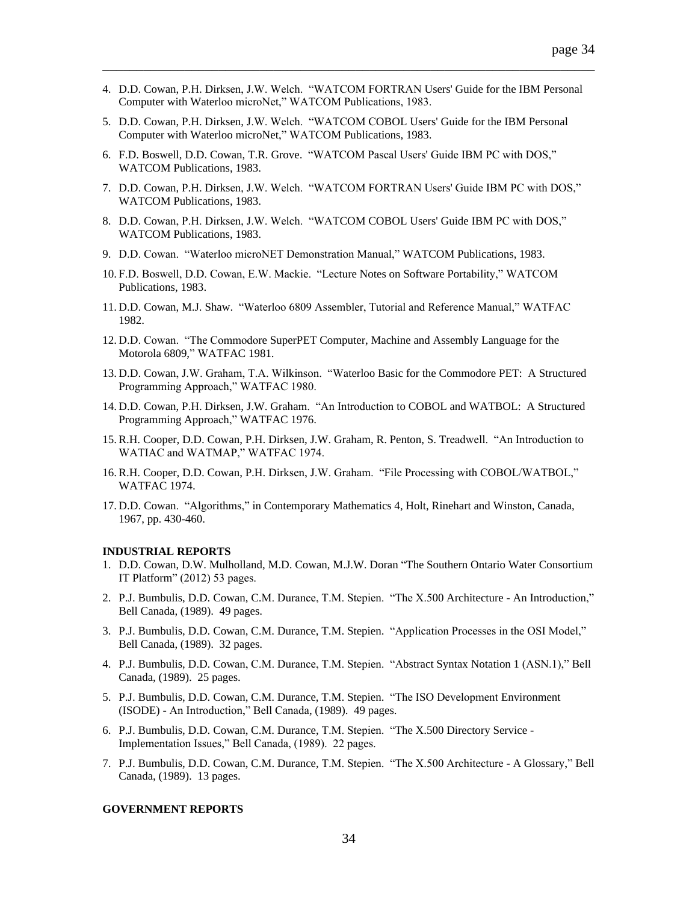4. D.D. Cowan, P.H. Dirksen, J.W. Welch. “WATCOM FORTRAN Users' Guide for the IBM Personal Computer with Waterloo microNet,” WATCOM Publications, 1983.
5. D.D. Cowan, P.H. Dirksen, J.W. Welch. “WATCOM COBOL Users' Guide for the IBM Personal Computer with Waterloo microNet,” WATCOM Publications, 1983.
6. F.D. Boswell, D.D. Cowan, T.R. Grove. “WATCOM Pascal Users' Guide IBM PC with DOS,” WATCOM Publications, 1983.
7. D.D. Cowan, P.H. Dirksen, J.W. Welch. “WATCOM FORTRAN Users' Guide IBM PC with DOS,” WATCOM Publications, 1983.
8. D.D. Cowan, P.H. Dirksen, J.W. Welch. “WATCOM COBOL Users' Guide IBM PC with DOS,” WATCOM Publications, 1983.
9. D.D. Cowan. “Waterloo microNET Demonstration Manual,” WATCOM Publications, 1983.
10. F.D. Boswell, D.D. Cowan, E.W. Mackie. “Lecture Notes on Software Portability,” WATCOM Publications, 1983.
11. D.D. Cowan, M.J. Shaw. “Waterloo 6809 Assembler, Tutorial and Reference Manual,” WATFAC 1982.
12. D.D. Cowan. “The Commodore SuperPET Computer, Machine and Assembly Language for the Motorola 6809,” WATFAC 1981.
13. D.D. Cowan, J.W. Graham, T.A. Wilkinson. “Waterloo Basic for the Commodore PET: A Structured Programming Approach,” WATFAC 1980.
14. D.D. Cowan, P.H. Dirksen, J.W. Graham. “An Introduction to COBOL and WATBOL: A Structured Programming Approach,” WATFAC 1976.
15. R.H. Cooper, D.D. Cowan, P.H. Dirksen, J.W. Graham, R. Penton, S. Treadwell. “An Introduction to WATIAC and WATMAP,” WATFAC 1974.
16. R.H. Cooper, D.D. Cowan, P.H. Dirksen, J.W. Graham. “File Processing with COBOL/WATBOL,” WATFAC 1974.
17. D.D. Cowan. “Algorithms,” in Contemporary Mathematics 4, Holt, Rinehart and Winston, Canada, 1967, pp. 430-460.

**INDUSTRIAL REPORTS**

1. D.D. Cowan, D.W. Mulholland, M.D. Cowan, M.J.W. Doran “The Southern Ontario Water Consortium IT Platform” (2012) 53 pages.
2. P.J. Bumbulis, D.D. Cowan, C.M. Durance, T.M. Stepien. “The X.500 Architecture - An Introduction,” Bell Canada, (1989). 49 pages.
3. P.J. Bumbulis, D.D. Cowan, C.M. Durance, T.M. Stepien. “Application Processes in the OSI Model,” Bell Canada, (1989). 32 pages.
4. P.J. Bumbulis, D.D. Cowan, C.M. Durance, T.M. Stepien. “Abstract Syntax Notation 1 (ASN.1),” Bell Canada, (1989). 25 pages.
5. P.J. Bumbulis, D.D. Cowan, C.M. Durance, T.M. Stepien. “The ISO Development Environment (ISODE) - An Introduction,” Bell Canada, (1989). 49 pages.
6. P.J. Bumbulis, D.D. Cowan, C.M. Durance, T.M. Stepien. “The X.500 Directory Service - Implementation Issues,” Bell Canada, (1989). 22 pages.
7. P.J. Bumbulis, D.D. Cowan, C.M. Durance, T.M. Stepien. “The X.500 Architecture - A Glossary,” Bell Canada, (1989). 13 pages.

**GOVERNMENT REPORTS**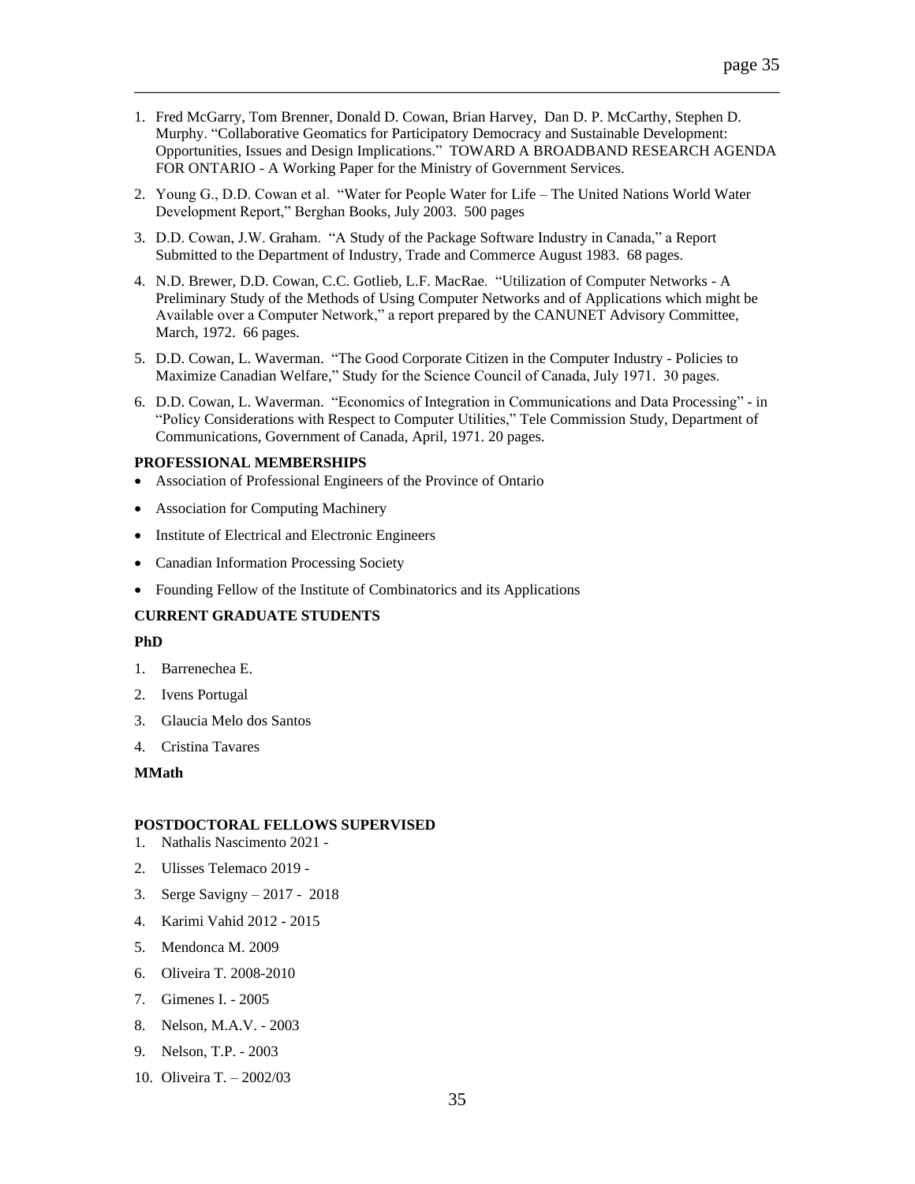1. Fred McGarry, Tom Brenner, Donald D. Cowan, Brian Harvey, Dan D. P. McCarthy, Stephen D. Murphy. "Collaborative Geomatics for Participatory Democracy and Sustainable Development: Opportunities, Issues and Design Implications." TOWARD A BROADBAND RESEARCH AGENDA FOR ONTARIO - A Working Paper for the Ministry of Government Services.
2. Young G., D.D. Cowan et al. "Water for People Water for Life – The United Nations World Water Development Report," Berghan Books, July 2003. 500 pages
3. D.D. Cowan, J.W. Graham. "A Study of the Package Software Industry in Canada," a Report Submitted to the Department of Industry, Trade and Commerce August 1983. 68 pages.
4. N.D. Brewer, D.D. Cowan, C.C. Gotlieb, L.F. MacRae. "Utilization of Computer Networks - A Preliminary Study of the Methods of Using Computer Networks and of Applications which might be Available over a Computer Network," a report prepared by the CANUNET Advisory Committee, March, 1972. 66 pages.
5. D.D. Cowan, L. Waverman. "The Good Corporate Citizen in the Computer Industry - Policies to Maximize Canadian Welfare," Study for the Science Council of Canada, July 1971. 30 pages.
6. D.D. Cowan, L. Waverman. "Economics of Integration in Communications and Data Processing" - in "Policy Considerations with Respect to Computer Utilities," Tele Commission Study, Department of Communications, Government of Canada, April, 1971. 20 pages.

**PROFESSIONAL MEMBERSHIPS**

- Association of Professional Engineers of the Province of Ontario
- Association for Computing Machinery
- Institute of Electrical and Electronic Engineers
- Canadian Information Processing Society
- Founding Fellow of the Institute of Combinatorics and its Applications

**CURRENT GRADUATE STUDENTS**

**PhD**

1. Barrenechea E.
2. Ivens Portugal
3. Glaucia Melo dos Santos
4. Cristina Tavares

**MMath**

**POSTDOCTORAL FELLOWS SUPERVISED**

1. Nathalis Nascimento 2021 -
2. Ulisses Telemaco 2019 -
3. Serge Savigny – 2017 - 2018
4. Karimi Vahid 2012 - 2015
5. Mendonca M. 2009
6. Oliveira T. 2008-2010
7. Gimenes I. - 2005
8. Nelson, M.A.V. - 2003
9. Nelson, T.P. - 2003
10. Oliveira T. – 2002/03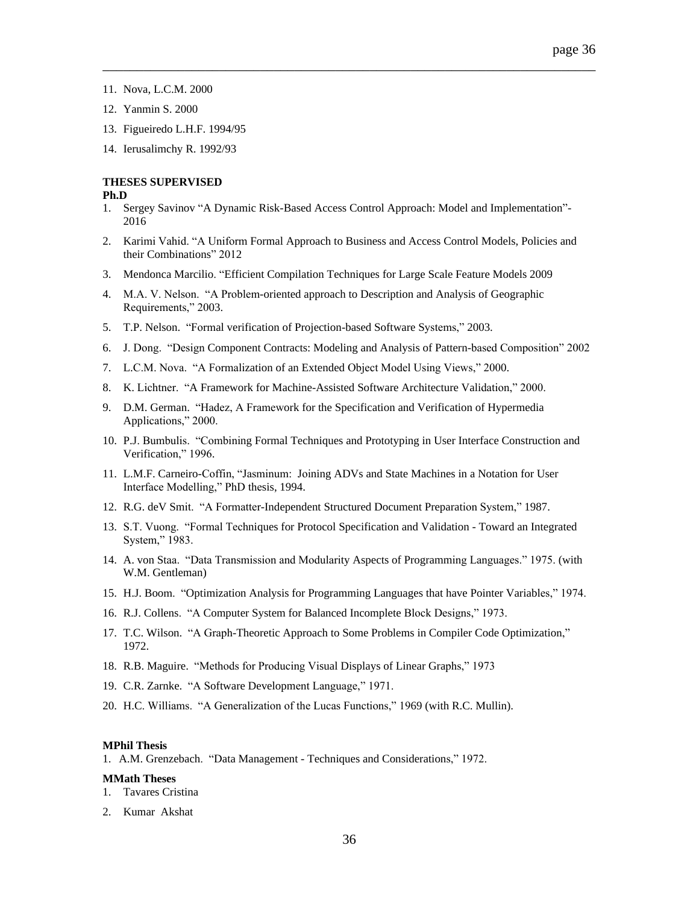11. Nova, L.C.M. 2000
12. Yanmin S. 2000
13. Figueiredo L.H.F. 1994/95
14. Ierusalimchy R. 1992/93

**THESES SUPERVISED**

**Ph.D**

1. Sergey Savinov "A Dynamic Risk-Based Access Control Approach: Model and Implementation"- 2016
2. Karimi Vahid. "A Uniform Formal Approach to Business and Access Control Models, Policies and their Combinations" 2012
3. Mendonca Marcilio. "Efficient Compilation Techniques for Large Scale Feature Models 2009
4. M.A. V. Nelson. "A Problem-oriented approach to Description and Analysis of Geographic Requirements," 2003.
5. T.P. Nelson. "Formal verification of Projection-based Software Systems," 2003.
6. J. Dong. "Design Component Contracts: Modeling and Analysis of Pattern-based Composition" 2002
7. L.C.M. Nova. "A Formalization of an Extended Object Model Using Views," 2000.
8. K. Lichtner. "A Framework for Machine-Assisted Software Architecture Validation," 2000.
9. D.M. German. "Hadez, A Framework for the Specification and Verification of Hypermedia Applications," 2000.
10. P.J. Bumbulis. "Combining Formal Techniques and Prototyping in User Interface Construction and Verification," 1996.
11. L.M.F. Carneiro-Coffin, "Jasminum: Joining ADVs and State Machines in a Notation for User Interface Modelling," PhD thesis, 1994.
12. R.G. deV Smit. "A Formatter-Independent Structured Document Preparation System," 1987.
13. S.T. Vuong. "Formal Techniques for Protocol Specification and Validation - Toward an Integrated System," 1983.
14. A. von Staa. "Data Transmission and Modularity Aspects of Programming Languages." 1975. (with W.M. Gentleman)
15. H.J. Boom. "Optimization Analysis for Programming Languages that have Pointer Variables," 1974.
16. R.J. Collens. "A Computer System for Balanced Incomplete Block Designs," 1973.
17. T.C. Wilson. "A Graph-Theoretic Approach to Some Problems in Compiler Code Optimization," 1972.
18. R.B. Maguire. "Methods for Producing Visual Displays of Linear Graphs," 1973
19. C.R. Zarnke. "A Software Development Language," 1971.
20. H.C. Williams. "A Generalization of the Lucas Functions," 1969 (with R.C. Mullin).

**MPhil Thesis**

1. A.M. Grenzebach. "Data Management - Techniques and Considerations," 1972.

**MMath Theses**

1. Tavares Cristina
2. Kumar Akshat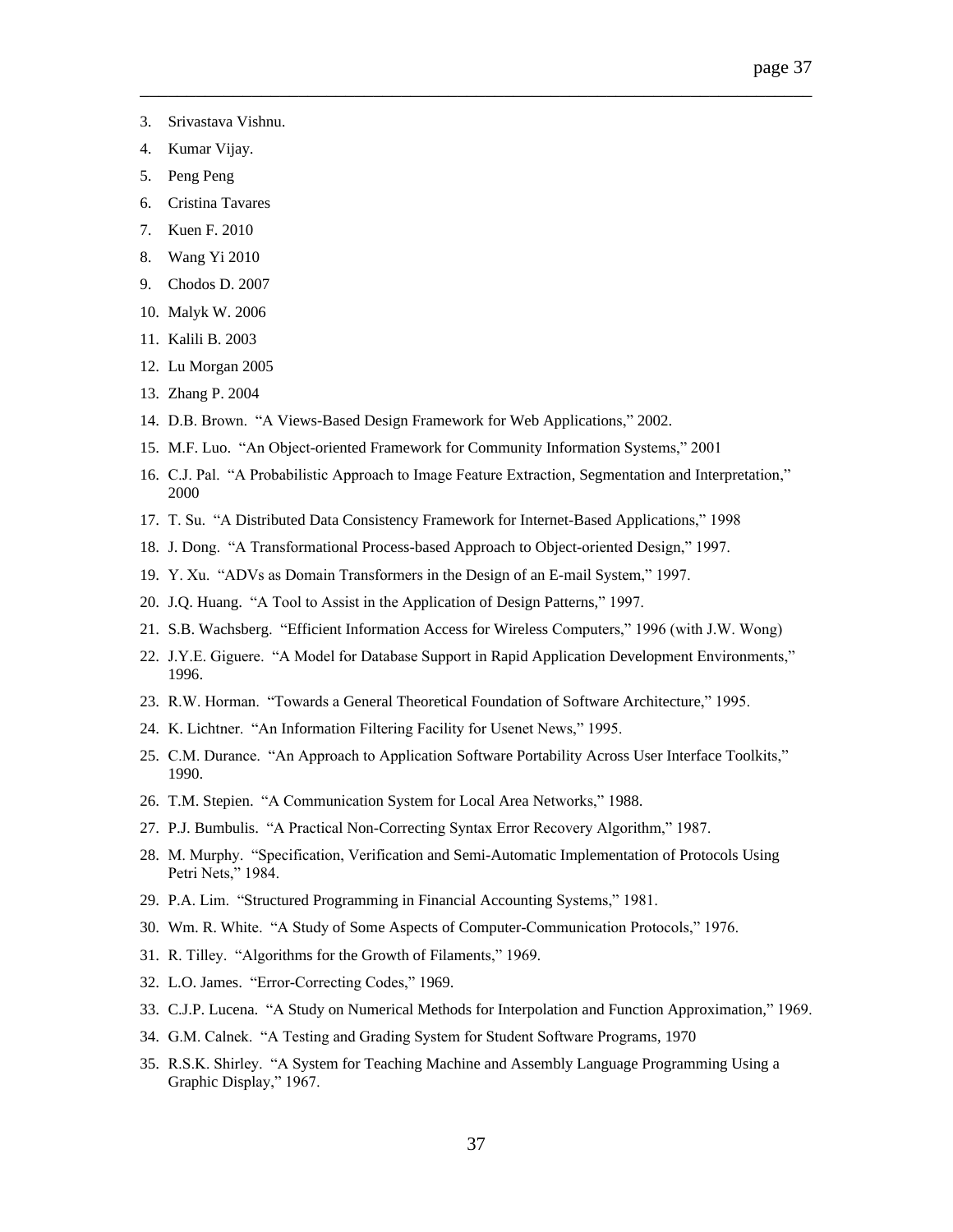3. Srivastava Vishnu.
4. Kumar Vijay.
5. Peng Peng
6. Cristina Tavares
7. Kuen F. 2010
8. Wang Yi 2010
9. Chodos D. 2007
10. Malyk W. 2006
11. Kalili B. 2003
12. Lu Morgan 2005
13. Zhang P. 2004
14. D.B. Brown. "A Views-Based Design Framework for Web Applications," 2002.
15. M.F. Luo. "An Object-oriented Framework for Community Information Systems," 2001
16. C.J. Pal. "A Probabilistic Approach to Image Feature Extraction, Segmentation and Interpretation," 2000
17. T. Su. "A Distributed Data Consistency Framework for Internet-Based Applications," 1998
18. J. Dong. "A Transformational Process-based Approach to Object-oriented Design," 1997.
19. Y. Xu. "ADVs as Domain Transformers in the Design of an E-mail System," 1997.
20. J.Q. Huang. "A Tool to Assist in the Application of Design Patterns," 1997.
21. S.B. Wachsberg. "Efficient Information Access for Wireless Computers," 1996 (with J.W. Wong)
22. J.Y.E. Giguere. "A Model for Database Support in Rapid Application Development Environments," 1996.
23. R.W. Horman. "Towards a General Theoretical Foundation of Software Architecture," 1995.
24. K. Lichtner. "An Information Filtering Facility for Usenet News," 1995.
25. C.M. Durance. "An Approach to Application Software Portability Across User Interface Toolkits," 1990.
26. T.M. Stepien. "A Communication System for Local Area Networks," 1988.
27. P.J. Bumbulis. "A Practical Non-Correcting Syntax Error Recovery Algorithm," 1987.
28. M. Murphy. "Specification, Verification and Semi-Automatic Implementation of Protocols Using Petri Nets," 1984.
29. P.A. Lim. "Structured Programming in Financial Accounting Systems," 1981.
30. Wm. R. White. "A Study of Some Aspects of Computer-Communication Protocols," 1976.
31. R. Tilley. "Algorithms for the Growth of Filaments," 1969.
32. L.O. James. "Error-Correcting Codes," 1969.
33. C.J.P. Lucena. "A Study on Numerical Methods for Interpolation and Function Approximation," 1969.
34. G.M. Calnek. "A Testing and Grading System for Student Software Programs, 1970
35. R.S.K. Shirley. "A System for Teaching Machine and Assembly Language Programming Using a Graphic Display," 1967.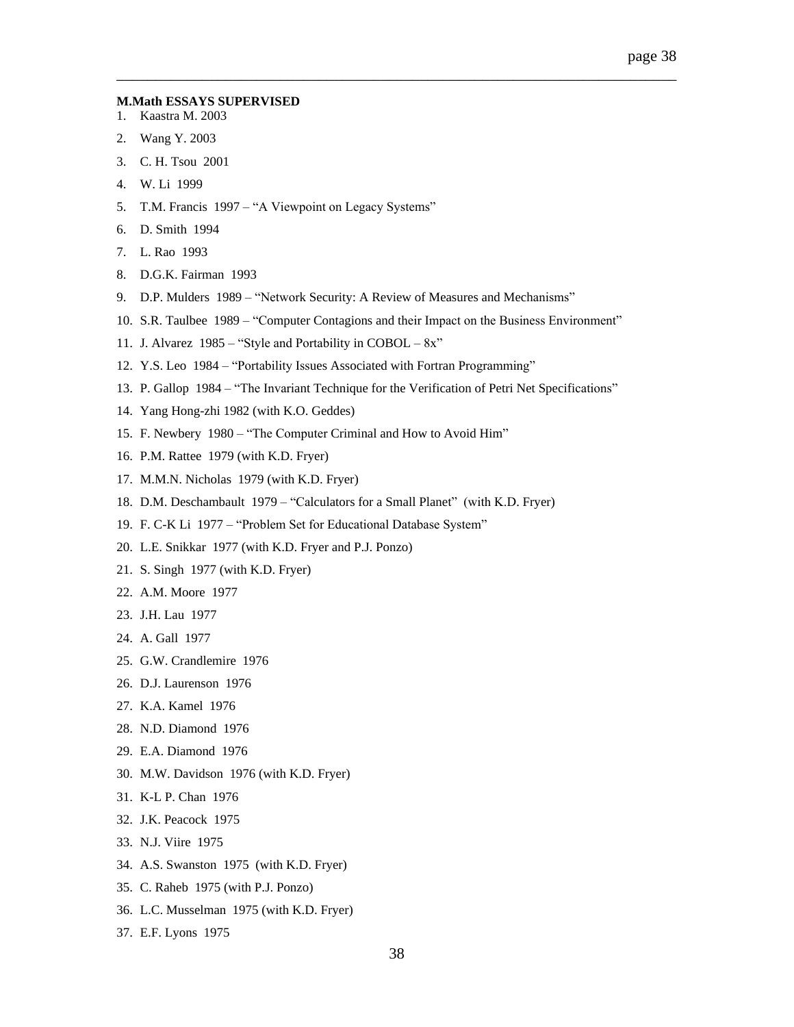**M.Math ESSAYS SUPERVISED**

1. Kaastra M. 2003
2. Wang Y. 2003
3. C. H. Tsou 2001
4. W. Li 1999
5. T.M. Francis 1997 – "A Viewpoint on Legacy Systems"
6. D. Smith 1994
7. L. Rao 1993
8. D.G.K. Fairman 1993
9. D.P. Mulders 1989 – "Network Security: A Review of Measures and Mechanisms"
10. S.R. Taulbee 1989 – "Computer Contagions and their Impact on the Business Environment"
11. J. Alvarez 1985 – "Style and Portability in COBOL – 8x"
12. Y.S. Leo 1984 – "Portability Issues Associated with Fortran Programming"
13. P. Gallop 1984 – "The Invariant Technique for the Verification of Petri Net Specifications"
14. Yang Hong-zhi 1982 (with K.O. Geddes)
15. F. Newbery 1980 – "The Computer Criminal and How to Avoid Him"
16. P.M. Rattee 1979 (with K.D. Fryer)
17. M.M.N. Nicholas 1979 (with K.D. Fryer)
18. D.M. Deschambault 1979 – "Calculators for a Small Planet" (with K.D. Fryer)
19. F. C-K Li 1977 – "Problem Set for Educational Database System"
20. L.E. Snikkar 1977 (with K.D. Fryer and P.J. Ponzo)
21. S. Singh 1977 (with K.D. Fryer)
22. A.M. Moore 1977
23. J.H. Lau 1977
24. A. Gall 1977
25. G.W. Crandlemire 1976
26. D.J. Laurenson 1976
27. K.A. Kamel 1976
28. N.D. Diamond 1976
29. E.A. Diamond 1976
30. M.W. Davidson 1976 (with K.D. Fryer)
31. K-L P. Chan 1976
32. J.K. Peacock 1975
33. N.J. Viire 1975
34. A.S. Swanston 1975 (with K.D. Fryer)
35. C. Raheb 1975 (with P.J. Ponzo)
36. L.C. Musselman 1975 (with K.D. Fryer)
37. E.F. Lyons 1975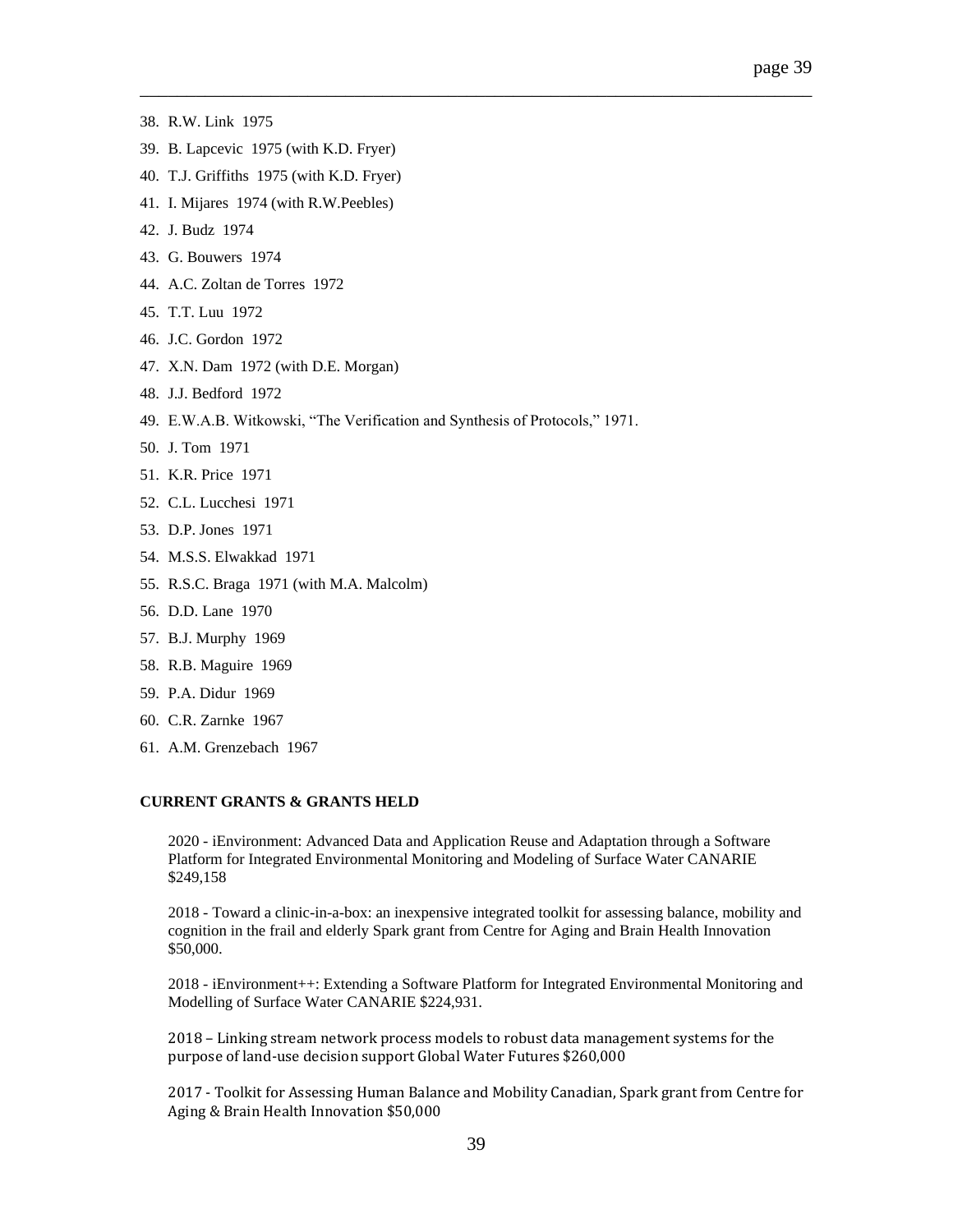38. R.W. Link 1975
39. B. Lapcevic 1975 (with K.D. Fryer)
40. T.J. Griffiths 1975 (with K.D. Fryer)
41. I. Mijares 1974 (with R.W.Peebles)
42. J. Budz 1974
43. G. Bouwers 1974
44. A.C. Zoltan de Torres 1972
45. T.T. Luu 1972
46. J.C. Gordon 1972
47. X.N. Dam 1972 (with D.E. Morgan)
48. J.J. Bedford 1972
49. E.W.A.B. Witkowski, "The Verification and Synthesis of Protocols," 1971.
50. J. Tom 1971
51. K.R. Price 1971
52. C.L. Lucchesi 1971
53. D.P. Jones 1971
54. M.S.S. Elwakkad 1971
55. R.S.C. Braga 1971 (with M.A. Malcolm)
56. D.D. Lane 1970
57. B.J. Murphy 1969
58. R.B. Maguire 1969
59. P.A. Didur 1969
60. C.R. Zarnke 1967
61. A.M. Grenzebach 1967

**CURRENT GRANTS & GRANTS HELD**

2020 - iEnvironment: Advanced Data and Application Reuse and Adaptation through a Software Platform for Integrated Environmental Monitoring and Modeling of Surface Water CANARIE $249,158

2018 - Toward a clinic-in-a-box: an inexpensive integrated toolkit for assessing balance, mobility and cognition in the frail and elderly Spark grant from Centre for Aging and Brain Health Innovation $50,000.

2018 - iEnvironment++: Extending a Software Platform for Integrated Environmental Monitoring and Modelling of Surface Water CANARIE $224,931.

2018 – Linking stream network process models to robust data management systems for the purpose of land-use decision support Global Water Futures $260,000

2017 - Toolkit for Assessing Human Balance and Mobility Canadian, Spark grant from Centre for Aging & Brain Health Innovation $50,000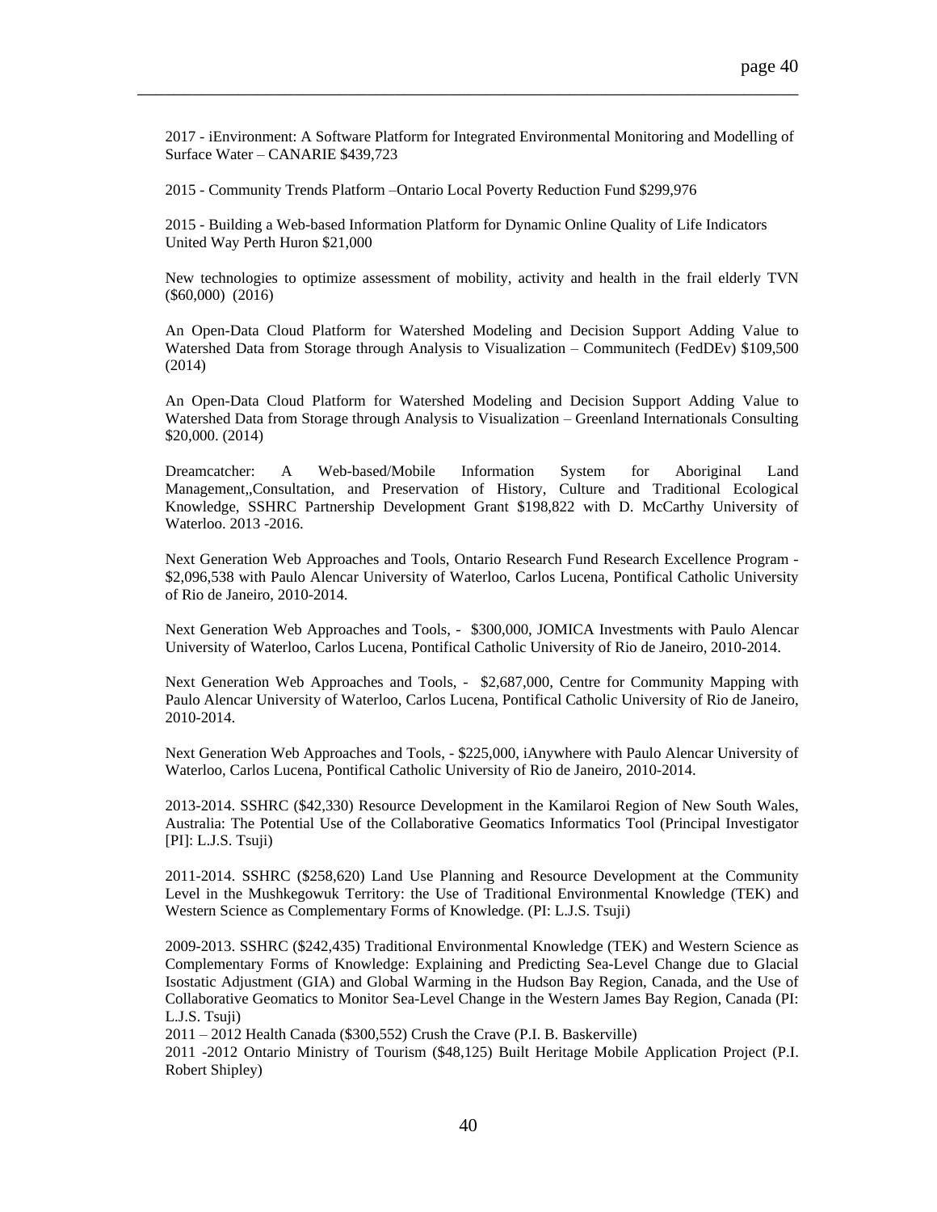2017 - iEnvironment: A Software Platform for Integrated Environmental Monitoring and Modelling of Surface Water – CANARIE $439,723

2015 - Community Trends Platform –Ontario Local Poverty Reduction Fund $299,976

2015 - Building a Web-based Information Platform for Dynamic Online Quality of Life Indicators United Way Perth Huron $21,000

New technologies to optimize assessment of mobility, activity and health in the frail elderly TVN ($60,000) (2016)

An Open-Data Cloud Platform for Watershed Modeling and Decision Support Adding Value to Watershed Data from Storage through Analysis to Visualization – Communitech (FedDEv) $109,500 (2014)

An Open-Data Cloud Platform for Watershed Modeling and Decision Support Adding Value to Watershed Data from Storage through Analysis to Visualization – Greenland Internationals Consulting $20,000. (2014)

Dreamcatcher: A Web-based/Mobile Information System for Aboriginal Land Management,,Consultation, and Preservation of History, Culture and Traditional Ecological Knowledge, SSHRC Partnership Development Grant $198,822 with D. McCarthy University of Waterloo. 2013 -2016.

Next Generation Web Approaches and Tools, Ontario Research Fund Research Excellence Program - $2,096,538 with Paulo Alencar University of Waterloo, Carlos Lucena, Pontifical Catholic University of Rio de Janeiro, 2010-2014.

Next Generation Web Approaches and Tools, - $300,000, JOMICA Investments with Paulo Alencar University of Waterloo, Carlos Lucena, Pontifical Catholic University of Rio de Janeiro, 2010-2014.

Next Generation Web Approaches and Tools, - $2,687,000, Centre for Community Mapping with Paulo Alencar University of Waterloo, Carlos Lucena, Pontifical Catholic University of Rio de Janeiro, 2010-2014.

Next Generation Web Approaches and Tools, - $225,000, iAnywhere with Paulo Alencar University of Waterloo, Carlos Lucena, Pontifical Catholic University of Rio de Janeiro, 2010-2014.

2013-2014. SSHRC ($42,330) Resource Development in the Kamilaroi Region of New South Wales, Australia: The Potential Use of the Collaborative Geomatics Informatics Tool (Principal Investigator [PI]: L.J.S. Tsuji)

2011-2014. SSHRC ($258,620) Land Use Planning and Resource Development at the Community Level in the Mushkegowuk Territory: the Use of Traditional Environmental Knowledge (TEK) and Western Science as Complementary Forms of Knowledge. (PI: L.J.S. Tsuji)

2009-2013. SSHRC ($242,435) Traditional Environmental Knowledge (TEK) and Western Science as Complementary Forms of Knowledge: Explaining and Predicting Sea-Level Change due to Glacial Isostatic Adjustment (GIA) and Global Warming in the Hudson Bay Region, Canada, and the Use of Collaborative Geomatics to Monitor Sea-Level Change in the Western James Bay Region, Canada (PI: L.J.S. Tsuji)

2011 – 2012 Health Canada ($300,552) Crush the Crave (P.I. B. Baskerville)

2011 -2012 Ontario Ministry of Tourism ($48,125) Built Heritage Mobile Application Project (P.I. Robert Shipley)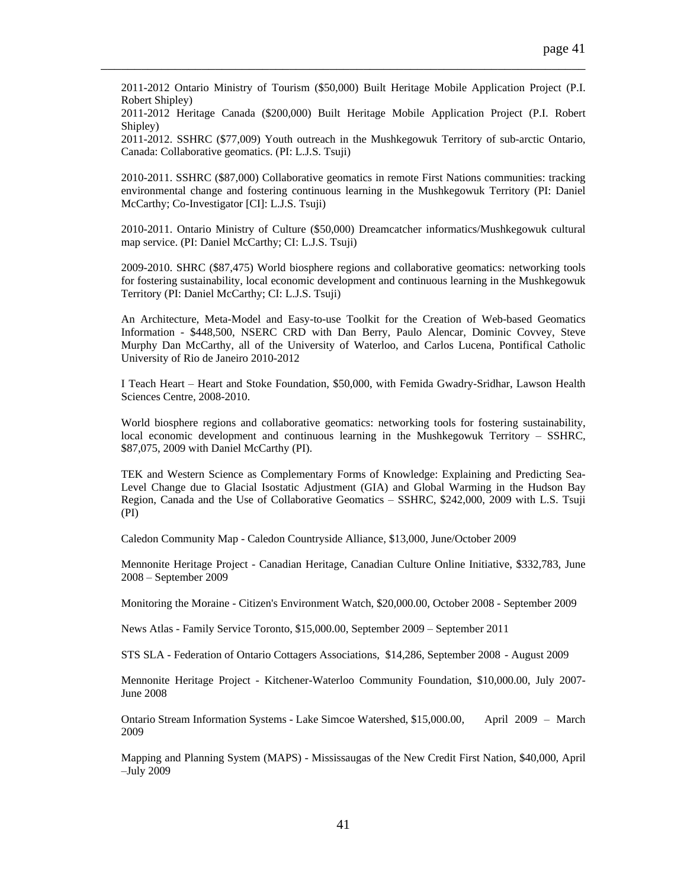2011-2012 Ontario Ministry of Tourism ($50,000) Built Heritage Mobile Application Project (P.I. Robert Shipley)
2011-2012 Heritage Canada ($200,000) Built Heritage Mobile Application Project (P.I. Robert Shipley)
2011-2012. SSHRC ($77,009) Youth outreach in the Mushkegowuk Territory of sub-arctic Ontario, Canada: Collaborative geomatics. (PI: L.J.S. Tsuji)

2010-2011. SSHRC ($87,000) Collaborative geomatics in remote First Nations communities: tracking environmental change and fostering continuous learning in the Mushkegowuk Territory (PI: Daniel McCarthy; Co-Investigator [CI]: L.J.S. Tsuji)

2010-2011. Ontario Ministry of Culture ($50,000) Dreamcatcher informatics/Mushkegowuk cultural map service. (PI: Daniel McCarthy; CI: L.J.S. Tsuji)

2009-2010. SHRC ($87,475) World biosphere regions and collaborative geomatics: networking tools for fostering sustainability, local economic development and continuous learning in the Mushkegowuk Territory (PI: Daniel McCarthy; CI: L.J.S. Tsuji)

An Architecture, Meta-Model and Easy-to-use Toolkit for the Creation of Web-based Geomatics Information - $448,500, NSERC CRD with Dan Berry, Paulo Alencar, Dominic Covvey, Steve Murphy Dan McCarthy, all of the University of Waterloo, and Carlos Lucena, Pontifical Catholic University of Rio de Janeiro 2010-2012

I Teach Heart – Heart and Stoke Foundation, $50,000, with Femida Gwadry-Sridhar, Lawson Health Sciences Centre, 2008-2010.

World biosphere regions and collaborative geomatics: networking tools for fostering sustainability, local economic development and continuous learning in the Mushkegowuk Territory – SSHRC, $87,075, 2009 with Daniel McCarthy (PI).

TEK and Western Science as Complementary Forms of Knowledge: Explaining and Predicting Sea-Level Change due to Glacial Isostatic Adjustment (GIA) and Global Warming in the Hudson Bay Region, Canada and the Use of Collaborative Geomatics – SSHRC, $242,000, 2009 with L.S. Tsuji (PI)

Caledon Community Map - Caledon Countryside Alliance, $13,000, June/October 2009

Mennonite Heritage Project - Canadian Heritage, Canadian Culture Online Initiative, $332,783, June 2008 – September 2009

Monitoring the Moraine - Citizen's Environment Watch, $20,000.00, October 2008 - September 2009

News Atlas - Family Service Toronto, $15,000.00, September 2009 – September 2011

STS SLA - Federation of Ontario Cottagers Associations, $14,286, September 2008 - August 2009

Mennonite Heritage Project - Kitchener-Waterloo Community Foundation, $10,000.00, July 2007-June 2008

Ontario Stream Information Systems - Lake Simcoe Watershed, $15,000.00, April 2009 – March 2009

Mapping and Planning System (MAPS) - Mississaugas of the New Credit First Nation, $40,000, April –July 2009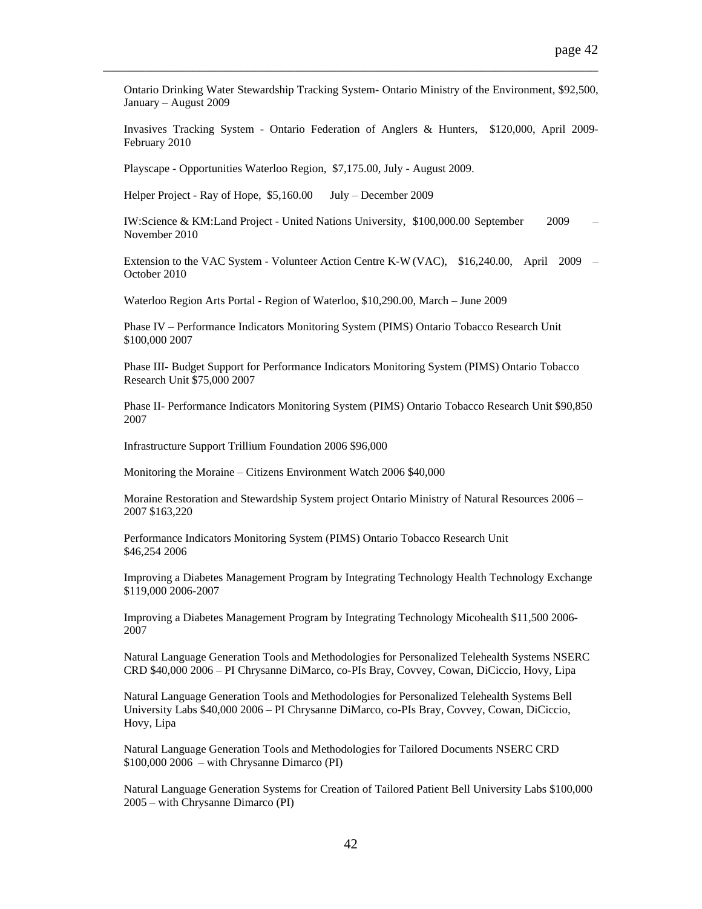Ontario Drinking Water Stewardship Tracking System- Ontario Ministry of the Environment, $92,500, January – August 2009

Invasives Tracking System - Ontario Federation of Anglers & Hunters, $120,000, April 2009- February 2010

Playscape - Opportunities Waterloo Region, $7,175.00, July - August 2009.

Helper Project - Ray of Hope, $5,160.00 July – December 2009

IW:Science & KM:Land Project - United Nations University, $100,000.00 September 2009 – November 2010

Extension to the VAC System - Volunteer Action Centre K-W (VAC), $16,240.00, April 2009 – October 2010

Waterloo Region Arts Portal - Region of Waterloo, $10,290.00, March – June 2009

Phase IV – Performance Indicators Monitoring System (PIMS) Ontario Tobacco Research Unit $100,000 2007

Phase III- Budget Support for Performance Indicators Monitoring System (PIMS) Ontario Tobacco Research Unit $75,000 2007

Phase II- Performance Indicators Monitoring System (PIMS) Ontario Tobacco Research Unit $90,850 2007

Infrastructure Support Trillium Foundation 2006 $96,000

Monitoring the Moraine – Citizens Environment Watch 2006 $40,000

Moraine Restoration and Stewardship System project Ontario Ministry of Natural Resources 2006 – 2007 $163,220

Performance Indicators Monitoring System (PIMS) Ontario Tobacco Research Unit $46,254 2006

Improving a Diabetes Management Program by Integrating Technology Health Technology Exchange $119,000 2006-2007

Improving a Diabetes Management Program by Integrating Technology Micohealth $11,500 2006-2007

Natural Language Generation Tools and Methodologies for Personalized Telehealth Systems NSERC CRD $40,000 2006 – PI Chrysanne DiMarco, co-PIs Bray, Covvey, Cowan, DiCiccio, Hovy, Lipa

Natural Language Generation Tools and Methodologies for Personalized Telehealth Systems Bell University Labs $40,000 2006 – PI Chrysanne DiMarco, co-PIs Bray, Covvey, Cowan, DiCiccio, Hovy, Lipa

Natural Language Generation Tools and Methodologies for Tailored Documents NSERC CRD $100,000 2006 – with Chrysanne Dimarco (PI)

Natural Language Generation Systems for Creation of Tailored Patient Bell University Labs $100,000 2005 – with Chrysanne Dimarco (PI)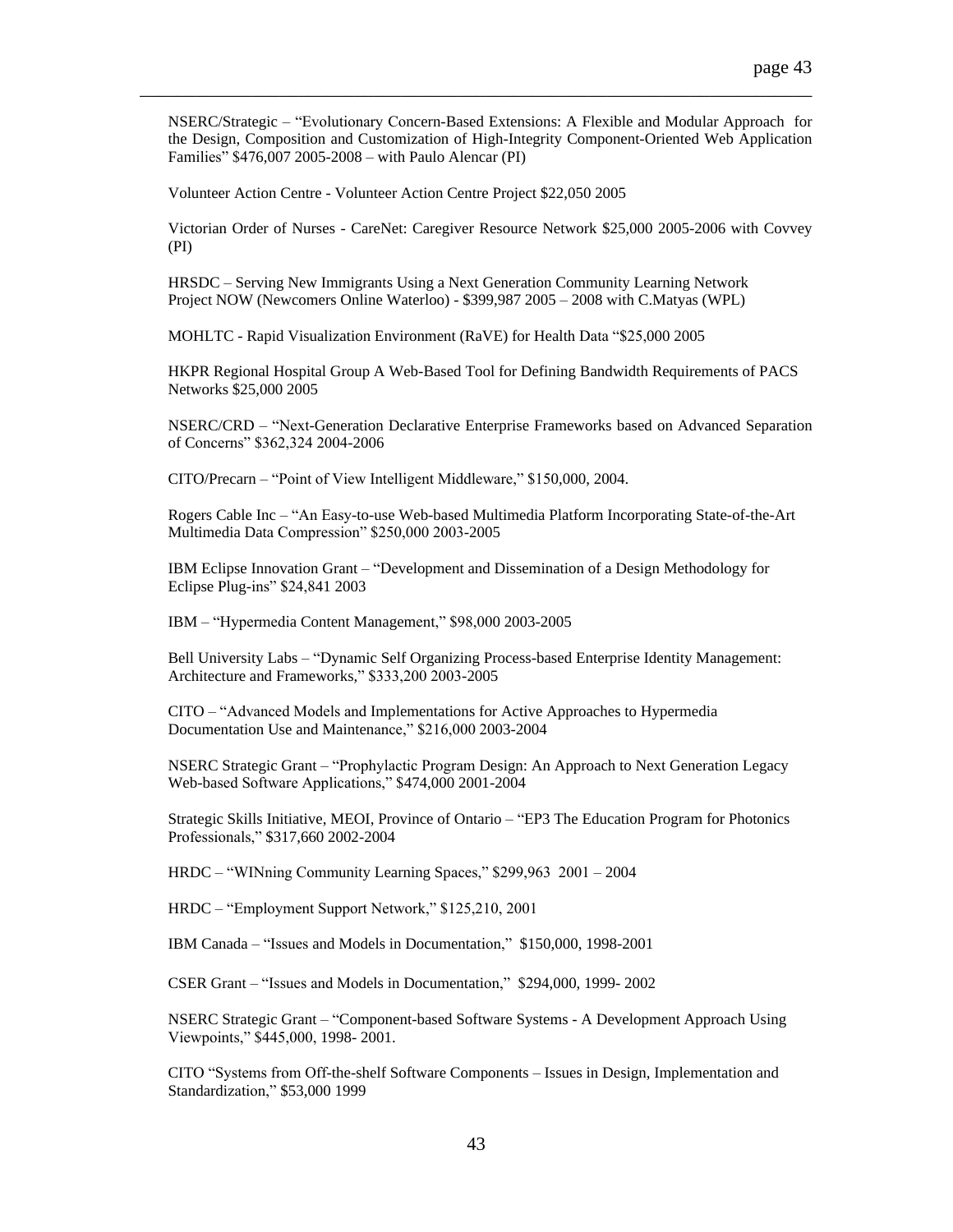NSERC/Strategic – “Evolutionary Concern-Based Extensions: A Flexible and Modular Approach for the Design, Composition and Customization of High-Integrity Component-Oriented Web Application Families” $476,007 2005-2008 – with Paulo Alencar (PI)

Volunteer Action Centre - Volunteer Action Centre Project $22,050 2005

Victorian Order of Nurses - CareNet: Caregiver Resource Network $25,000 2005-2006 with Covvey (PI)

HRSDC – Serving New Immigrants Using a Next Generation Community Learning Network Project NOW (Newcomers Online Waterloo) - $399,987 2005 – 2008 with C.Matyas (WPL)

MOHLTC - Rapid Visualization Environment (RaVE) for Health Data “$25,000 2005

HKPR Regional Hospital Group A Web-Based Tool for Defining Bandwidth Requirements of PACS Networks $25,000 2005

NSERC/CRD – “Next-Generation Declarative Enterprise Frameworks based on Advanced Separation of Concerns” $362,324 2004-2006

CITO/Precarn – “Point of View Intelligent Middleware,” $150,000, 2004.

Rogers Cable Inc – “An Easy-to-use Web-based Multimedia Platform Incorporating State-of-the-Art Multimedia Data Compression” $250,000 2003-2005

IBM Eclipse Innovation Grant – “Development and Dissemination of a Design Methodology for Eclipse Plug-ins” $24,841 2003

IBM – “Hypermedia Content Management,” $98,000 2003-2005

Bell University Labs – “Dynamic Self Organizing Process-based Enterprise Identity Management: Architecture and Frameworks,” $333,200 2003-2005

CITO – “Advanced Models and Implementations for Active Approaches to Hypermedia Documentation Use and Maintenance,” $216,000 2003-2004

NSERC Strategic Grant – “Prophylactic Program Design: An Approach to Next Generation Legacy Web-based Software Applications,” $474,000 2001-2004

Strategic Skills Initiative, MEOI, Province of Ontario – “EP3 The Education Program for Photonics Professionals,” $317,660 2002-2004

HRDC – “WINning Community Learning Spaces,” $299,963 2001 – 2004

HRDC – “Employment Support Network,” $125,210, 2001

IBM Canada – “Issues and Models in Documentation,” $150,000, 1998-2001

CSER Grant – “Issues and Models in Documentation,” $294,000, 1999- 2002

NSERC Strategic Grant – “Component-based Software Systems - A Development Approach Using Viewpoints,” $445,000, 1998- 2001.

CITO “Systems from Off-the-shelf Software Components – Issues in Design, Implementation and Standardization,” $53,000 1999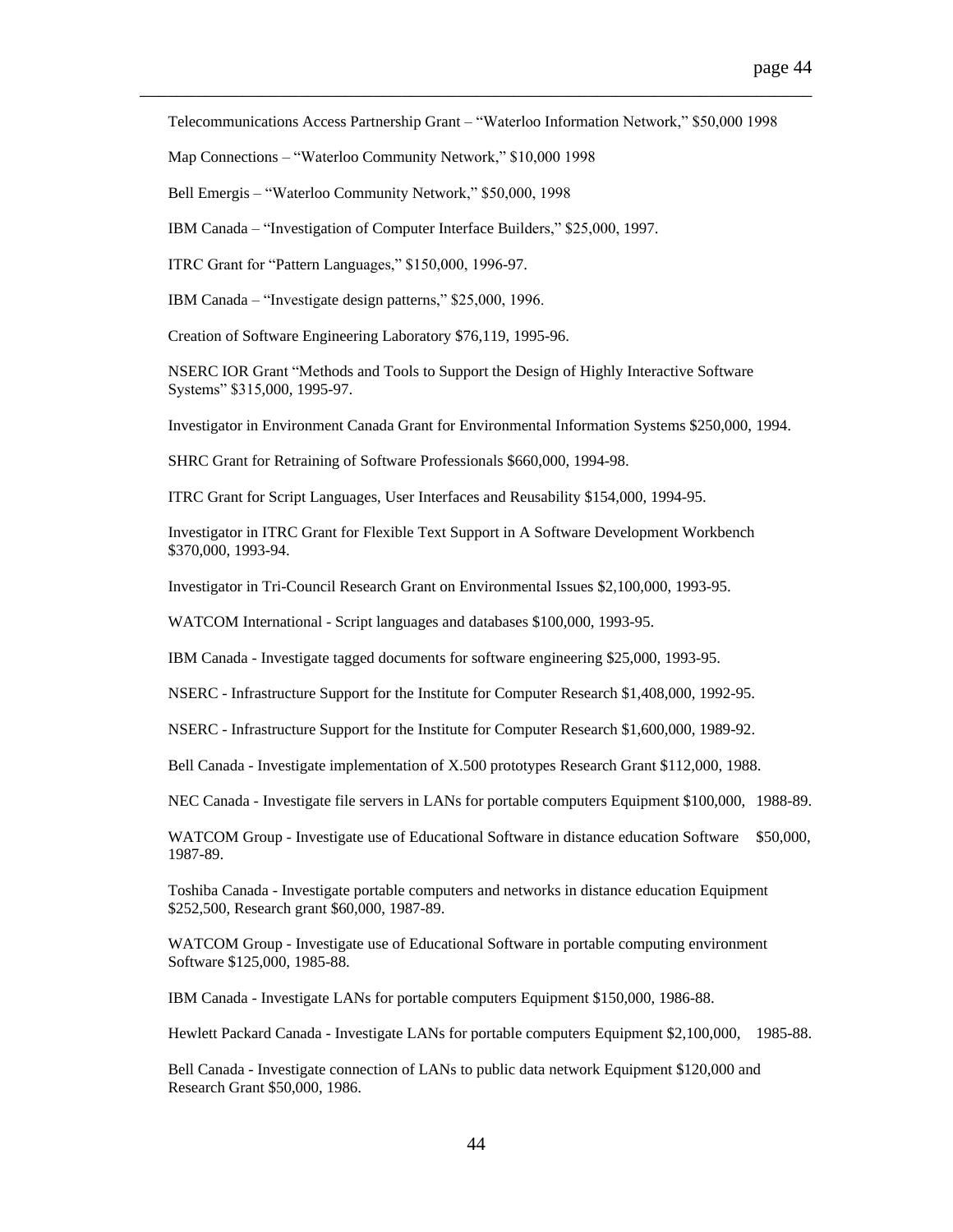Telecommunications Access Partnership Grant – "Waterloo Information Network," $50,000 1998

Map Connections – "Waterloo Community Network," $10,000 1998

Bell Emergis – "Waterloo Community Network," $50,000, 1998

IBM Canada – "Investigation of Computer Interface Builders," $25,000, 1997.

ITRC Grant for "Pattern Languages," $150,000, 1996-97.

IBM Canada – "Investigate design patterns," $25,000, 1996.

Creation of Software Engineering Laboratory $76,119, 1995-96.

NSERC IOR Grant "Methods and Tools to Support the Design of Highly Interactive Software Systems" $315,000, 1995-97.

Investigator in Environment Canada Grant for Environmental Information Systems $250,000, 1994.

SHRC Grant for Retraining of Software Professionals $660,000, 1994-98.

ITRC Grant for Script Languages, User Interfaces and Reusability $154,000, 1994-95.

Investigator in ITRC Grant for Flexible Text Support in A Software Development Workbench $370,000, 1993-94.

Investigator in Tri-Council Research Grant on Environmental Issues $2,100,000, 1993-95.

WATCOM International - Script languages and databases $100,000, 1993-95.

IBM Canada - Investigate tagged documents for software engineering $25,000, 1993-95.

NSERC - Infrastructure Support for the Institute for Computer Research $1,408,000, 1992-95.

NSERC - Infrastructure Support for the Institute for Computer Research $1,600,000, 1989-92.

Bell Canada - Investigate implementation of X.500 prototypes Research Grant $112,000, 1988.

NEC Canada - Investigate file servers in LANs for portable computers Equipment $100,000, 1988-89.

WATCOM Group - Investigate use of Educational Software in distance education Software $50,000, 1987-89.

Toshiba Canada - Investigate portable computers and networks in distance education Equipment $252,500, Research grant $60,000, 1987-89.

WATCOM Group - Investigate use of Educational Software in portable computing environment Software $125,000, 1985-88.

IBM Canada - Investigate LANs for portable computers Equipment $150,000, 1986-88.

Hewlett Packard Canada - Investigate LANs for portable computers Equipment $2,100,000, 1985-88.

Bell Canada - Investigate connection of LANs to public data network Equipment $120,000 and Research Grant $50,000, 1986.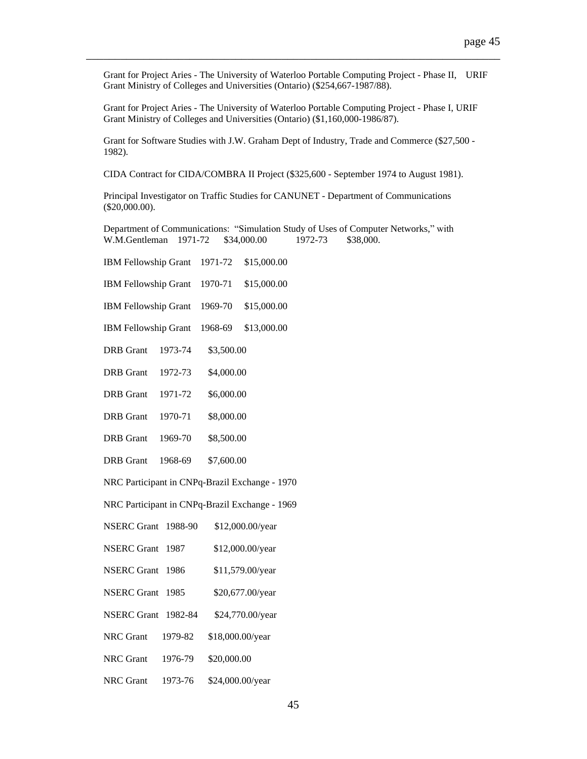Grant for Project Aries - The University of Waterloo Portable Computing Project - Phase II, URIF Grant Ministry of Colleges and Universities (Ontario) ($254,667-1987/88).

Grant for Project Aries - The University of Waterloo Portable Computing Project - Phase I, URIF Grant Ministry of Colleges and Universities (Ontario) ($1,160,000-1986/87).

Grant for Software Studies with J.W. Graham Dept of Industry, Trade and Commerce ($27,500 - 1982).

CIDA Contract for CIDA/COMBRA II Project ($325,600 - September 1974 to August 1981).

Principal Investigator on Traffic Studies for CANUNET - Department of Communications ($20,000.00).

Department of Communications: "Simulation Study of Uses of Computer Networks," with W.M.Gentleman 1971-72 $34,000.00 1972-73 $38,000.

IBM Fellowship Grant 1971-72 $15,000.00

IBM Fellowship Grant 1970-71 $15,000.00

IBM Fellowship Grant 1969-70 $15,000.00

IBM Fellowship Grant 1968-69 $13,000.00

DRB Grant 1973-74 $3,500.00

DRB Grant 1972-73 $4,000.00

DRB Grant 1971-72 $6,000.00

DRB Grant 1970-71 $8,000.00

DRB Grant 1969-70 $8,500.00

DRB Grant 1968-69 $7,600.00

NRC Participant in CNPq-Brazil Exchange - 1970

NRC Participant in CNPq-Brazil Exchange - 1969

NSERC Grant 1988-90 $12,000.00/year

NSERC Grant 1987 $12,000.00/year

NSERC Grant 1986 $11,579.00/year

NSERC Grant 1985 $20,677.00/year

NSERC Grant 1982-84 $24,770.00/year

NRC Grant 1979-82 $18,000.00/year

NRC Grant 1976-79 $20,000.00

NRC Grant 1973-76 $24,000.00/year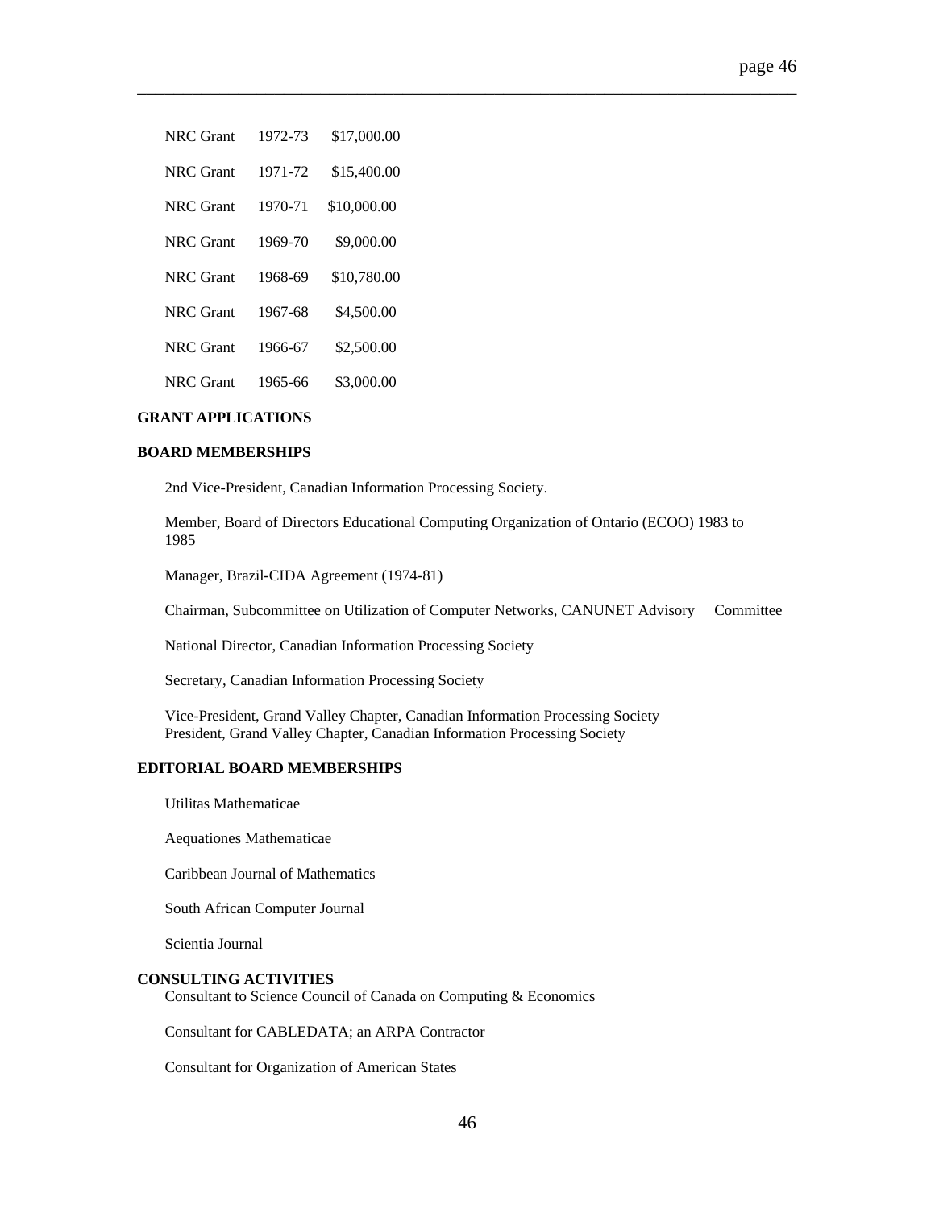| | | |
|---|---|---|
| NRC Grant | 1972-73 | $17,000.00 |
| NRC Grant | 1971-72 | $15,400.00 |
| NRC Grant | 1970-71 | $10,000.00 |
| NRC Grant | 1969-70 | $9,000.00 |
| NRC Grant | 1968-69 | $10,780.00 |
| NRC Grant | 1967-68 | $4,500.00 |
| NRC Grant | 1966-67 | $2,500.00 |
| NRC Grant | 1965-66 | $3,000.00 |

**GRANT APPLICATIONS**

**BOARD MEMBERSHIPS**

2nd Vice-President, Canadian Information Processing Society.

Member, Board of Directors Educational Computing Organization of Ontario (ECOO) 1983 to 1985

Manager, Brazil-CIDA Agreement (1974-81)

Chairman, Subcommittee on Utilization of Computer Networks, CANUNET Advisory Committee

National Director, Canadian Information Processing Society

Secretary, Canadian Information Processing Society

Vice-President, Grand Valley Chapter, Canadian Information Processing Society
President, Grand Valley Chapter, Canadian Information Processing Society

**EDITORIAL BOARD MEMBERSHIPS**

Utilitas Mathematicae

Aequationes Mathematicae

Caribbean Journal of Mathematics

South African Computer Journal

Scientia Journal

**CONSULTING ACTIVITIES**

Consultant to Science Council of Canada on Computing & Economics

Consultant for CABLEDATA; an ARPA Contractor

Consultant for Organization of American States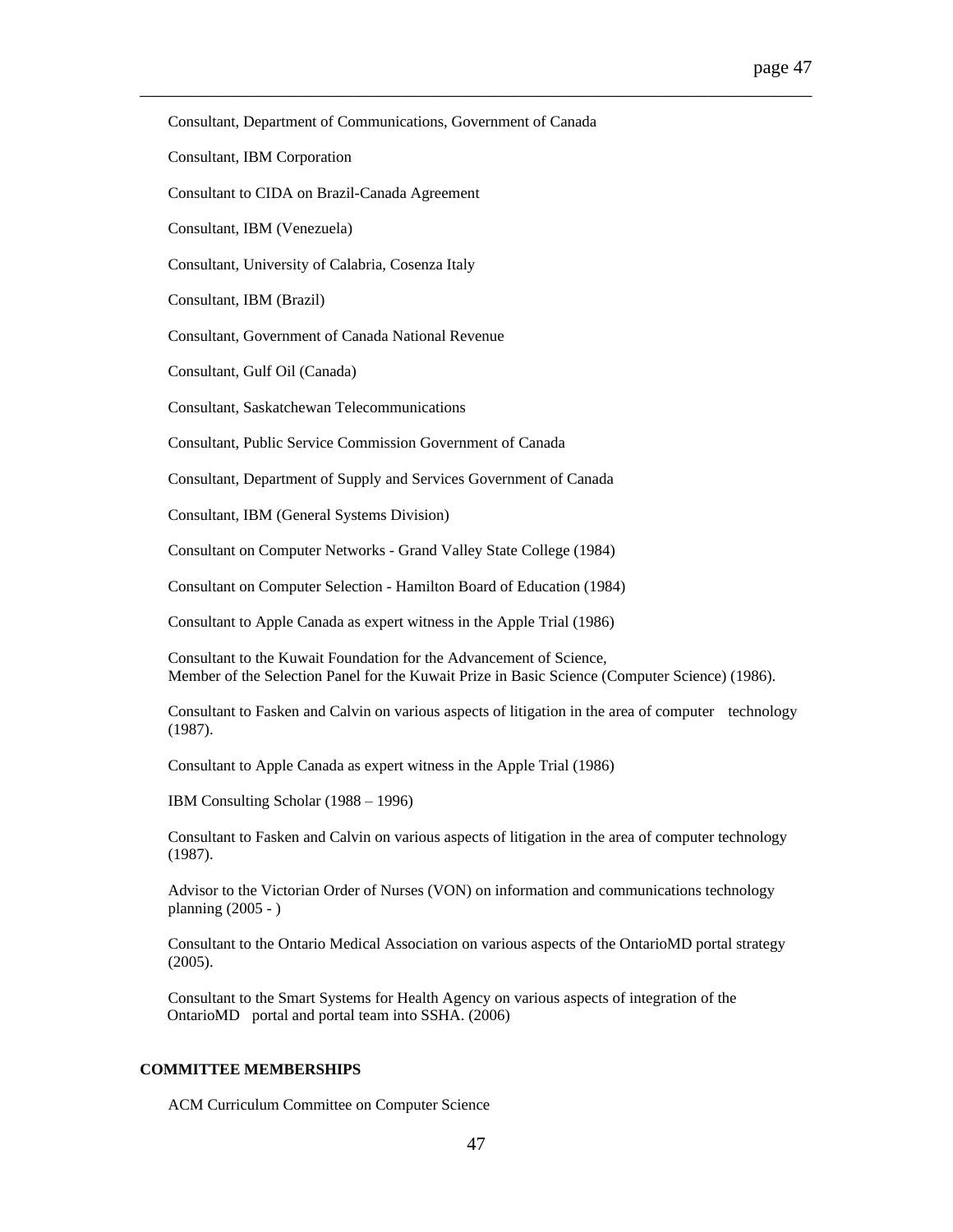Consultant, Department of Communications, Government of Canada

Consultant, IBM Corporation

Consultant to CIDA on Brazil-Canada Agreement

Consultant, IBM (Venezuela)

Consultant, University of Calabria, Cosenza Italy

Consultant, IBM (Brazil)

Consultant, Government of Canada National Revenue

Consultant, Gulf Oil (Canada)

Consultant, Saskatchewan Telecommunications

Consultant, Public Service Commission Government of Canada

Consultant, Department of Supply and Services Government of Canada

Consultant, IBM (General Systems Division)

Consultant on Computer Networks - Grand Valley State College (1984)

Consultant on Computer Selection - Hamilton Board of Education (1984)

Consultant to Apple Canada as expert witness in the Apple Trial (1986)

Consultant to the Kuwait Foundation for the Advancement of Science,
Member of the Selection Panel for the Kuwait Prize in Basic Science (Computer Science) (1986).

Consultant to Fasken and Calvin on various aspects of litigation in the area of computer technology (1987).

Consultant to Apple Canada as expert witness in the Apple Trial (1986)

IBM Consulting Scholar (1988 – 1996)

Consultant to Fasken and Calvin on various aspects of litigation in the area of computer technology (1987).

Advisor to the Victorian Order of Nurses (VON) on information and communications technology planning (2005 - )

Consultant to the Ontario Medical Association on various aspects of the OntarioMD portal strategy (2005).

Consultant to the Smart Systems for Health Agency on various aspects of integration of the OntarioMD portal and portal team into SSHA. (2006)

## COMMITTEE MEMBERSHIPS

ACM Curriculum Committee on Computer Science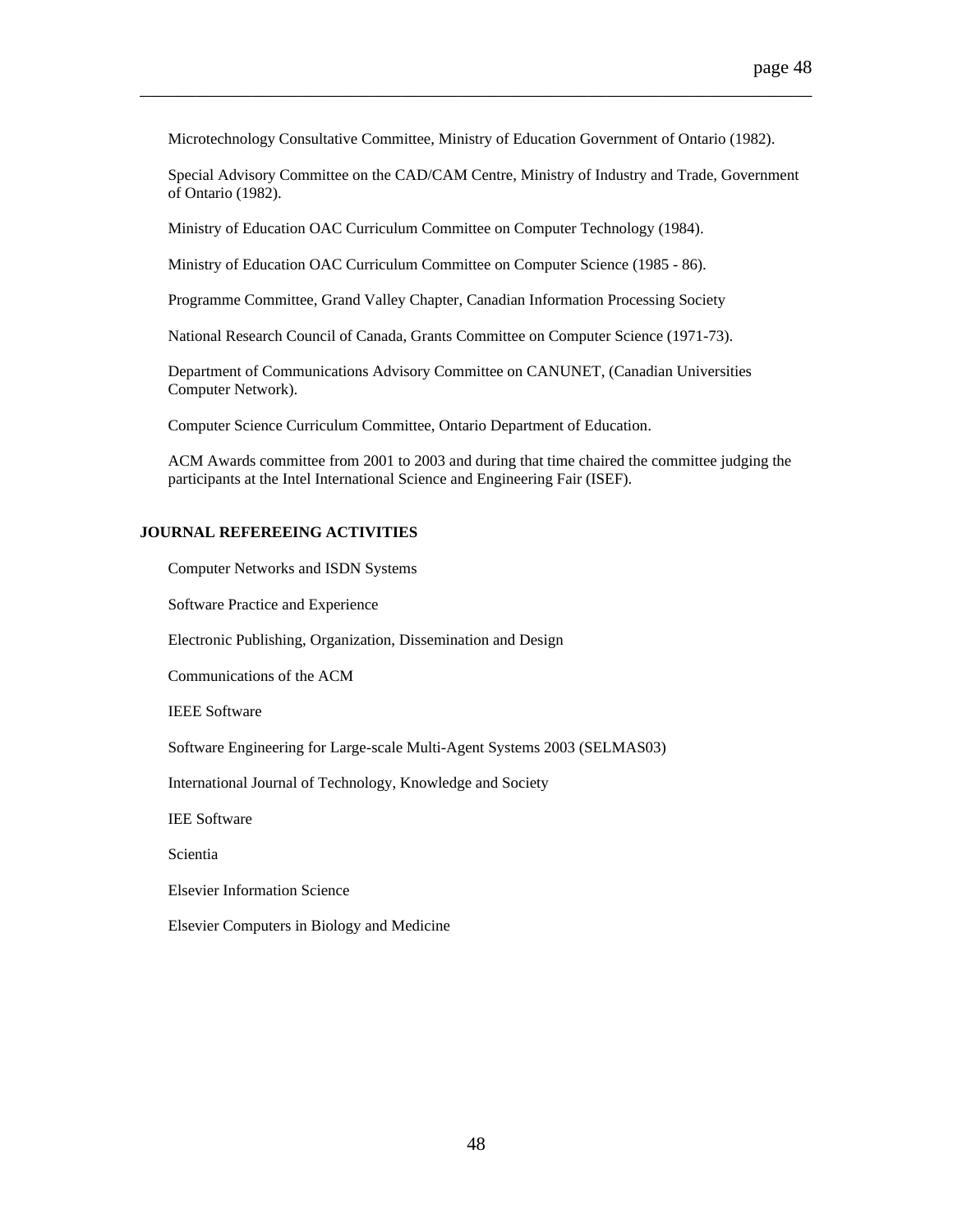Microtechnology Consultative Committee, Ministry of Education Government of Ontario (1982).

Special Advisory Committee on the CAD/CAM Centre, Ministry of Industry and Trade, Government of Ontario (1982).

Ministry of Education OAC Curriculum Committee on Computer Technology (1984).

Ministry of Education OAC Curriculum Committee on Computer Science (1985 - 86).

Programme Committee, Grand Valley Chapter, Canadian Information Processing Society

National Research Council of Canada, Grants Committee on Computer Science (1971-73).

Department of Communications Advisory Committee on CANUNET, (Canadian Universities Computer Network).

Computer Science Curriculum Committee, Ontario Department of Education.

ACM Awards committee from 2001 to 2003 and during that time chaired the committee judging the participants at the Intel International Science and Engineering Fair (ISEF).

**JOURNAL REFEREEING ACTIVITIES**

Computer Networks and ISDN Systems

Software Practice and Experience

Electronic Publishing, Organization, Dissemination and Design

Communications of the ACM

IEEE Software

Software Engineering for Large-scale Multi-Agent Systems 2003 (SELMAS03)

International Journal of Technology, Knowledge and Society

IEE Software

Scientia

Elsevier Information Science

Elsevier Computers in Biology and Medicine